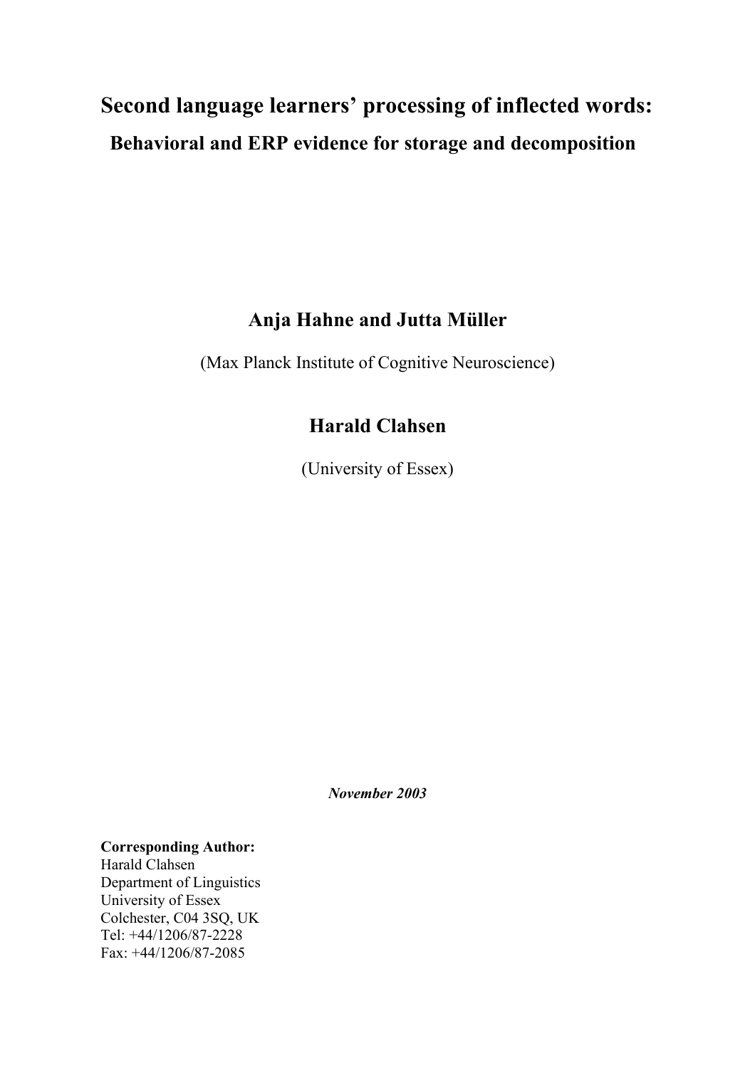# Second language learners' processing of inflected words:

## Behavioral and ERP evidence for storage and decomposition

**Anja Hahne and Jutta Müller**

(Max Planck Institute of Cognitive Neuroscience)

**Harald Clahsen**

(University of Essex)

***November 2003***

**Corresponding Author:**
Harald Clahsen
Department of Linguistics
University of Essex
Colchester, C04 3SQ, UK
Tel: +44/1206/87-2228
Fax: +44/1206/87-2085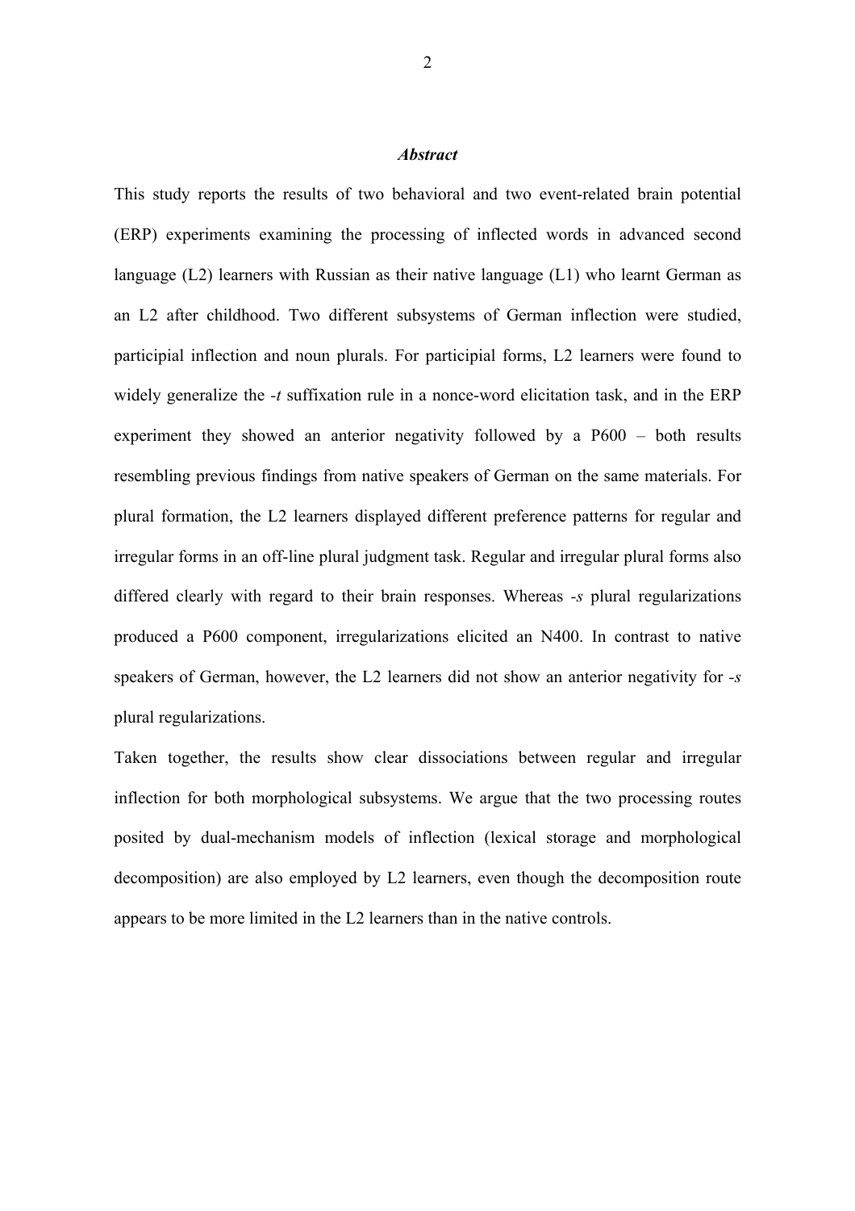## *Abstract*

This study reports the results of two behavioral and two event-related brain potential (ERP) experiments examining the processing of inflected words in advanced second language (L2) learners with Russian as their native language (L1) who learnt German as an L2 after childhood. Two different subsystems of German inflection were studied, participial inflection and noun plurals. For participial forms, L2 learners were found to widely generalize the *-t* suffixation rule in a nonce-word elicitation task, and in the ERP experiment they showed an anterior negativity followed by a P600 – both results resembling previous findings from native speakers of German on the same materials. For plural formation, the L2 learners displayed different preference patterns for regular and irregular forms in an off-line plural judgment task. Regular and irregular plural forms also differed clearly with regard to their brain responses. Whereas *-s* plural regularizations produced a P600 component, irregularizations elicited an N400. In contrast to native speakers of German, however, the L2 learners did not show an anterior negativity for *-s* plural regularizations.

Taken together, the results show clear dissociations between regular and irregular inflection for both morphological subsystems. We argue that the two processing routes posited by dual-mechanism models of inflection (lexical storage and morphological decomposition) are also employed by L2 learners, even though the decomposition route appears to be more limited in the L2 learners than in the native controls.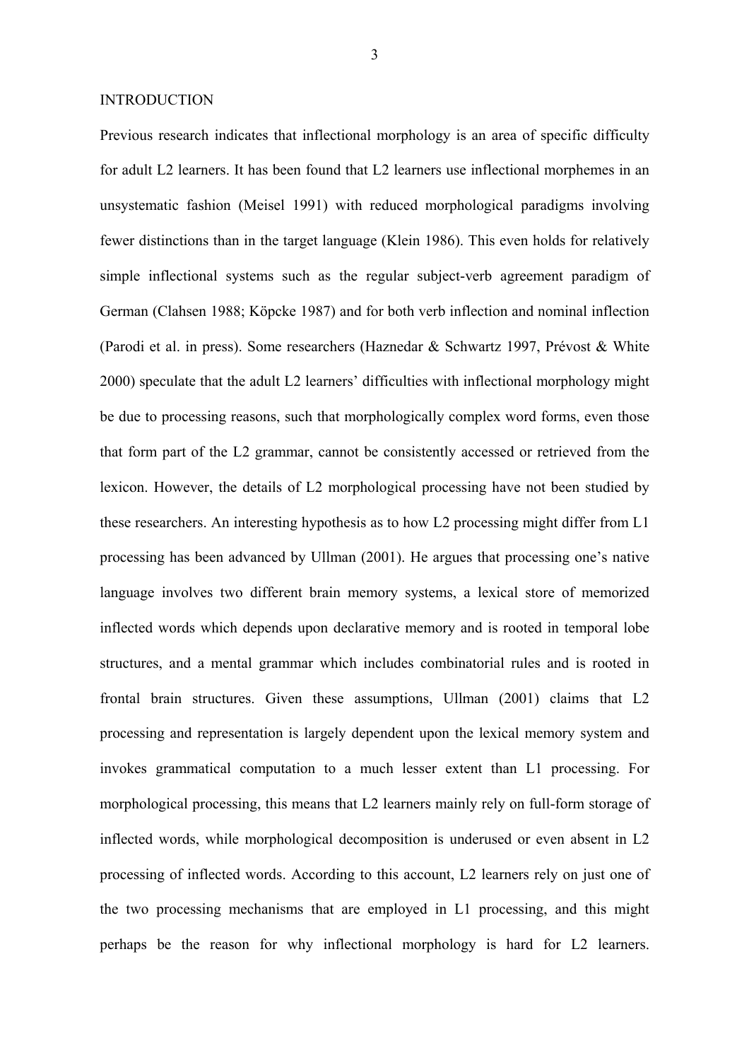## INTRODUCTION

Previous research indicates that inflectional morphology is an area of specific difficulty for adult L2 learners. It has been found that L2 learners use inflectional morphemes in an unsystematic fashion (Meisel 1991) with reduced morphological paradigms involving fewer distinctions than in the target language (Klein 1986). This even holds for relatively simple inflectional systems such as the regular subject-verb agreement paradigm of German (Clahsen 1988; Köpcke 1987) and for both verb inflection and nominal inflection (Parodi et al. in press). Some researchers (Haznedar & Schwartz 1997, Prévost & White 2000) speculate that the adult L2 learners' difficulties with inflectional morphology might be due to processing reasons, such that morphologically complex word forms, even those that form part of the L2 grammar, cannot be consistently accessed or retrieved from the lexicon. However, the details of L2 morphological processing have not been studied by these researchers. An interesting hypothesis as to how L2 processing might differ from L1 processing has been advanced by Ullman (2001). He argues that processing one's native language involves two different brain memory systems, a lexical store of memorized inflected words which depends upon declarative memory and is rooted in temporal lobe structures, and a mental grammar which includes combinatorial rules and is rooted in frontal brain structures. Given these assumptions, Ullman (2001) claims that L2 processing and representation is largely dependent upon the lexical memory system and invokes grammatical computation to a much lesser extent than L1 processing. For morphological processing, this means that L2 learners mainly rely on full-form storage of inflected words, while morphological decomposition is underused or even absent in L2 processing of inflected words. According to this account, L2 learners rely on just one of the two processing mechanisms that are employed in L1 processing, and this might perhaps be the reason for why inflectional morphology is hard for L2 learners.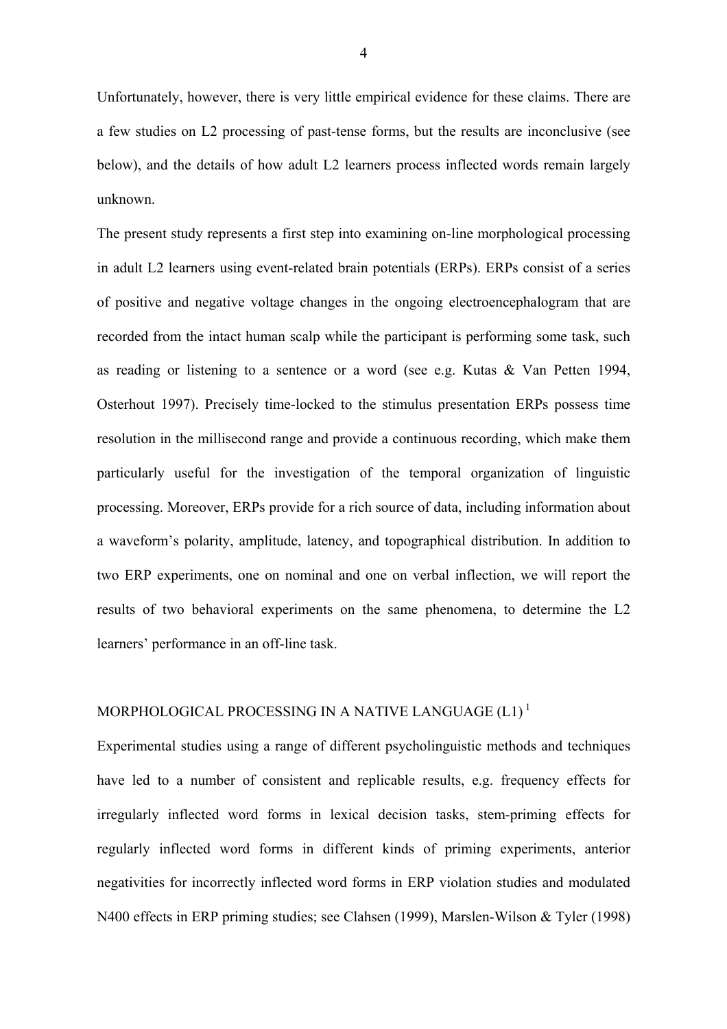Unfortunately, however, there is very little empirical evidence for these claims. There are a few studies on L2 processing of past-tense forms, but the results are inconclusive (see below), and the details of how adult L2 learners process inflected words remain largely unknown.

The present study represents a first step into examining on-line morphological processing in adult L2 learners using event-related brain potentials (ERPs). ERPs consist of a series of positive and negative voltage changes in the ongoing electroencephalogram that are recorded from the intact human scalp while the participant is performing some task, such as reading or listening to a sentence or a word (see e.g. Kutas & Van Petten 1994, Osterhout 1997). Precisely time-locked to the stimulus presentation ERPs possess time resolution in the millisecond range and provide a continuous recording, which make them particularly useful for the investigation of the temporal organization of linguistic processing. Moreover, ERPs provide for a rich source of data, including information about a waveform's polarity, amplitude, latency, and topographical distribution. In addition to two ERP experiments, one on nominal and one on verbal inflection, we will report the results of two behavioral experiments on the same phenomena, to determine the L2 learners' performance in an off-line task.

## MORPHOLOGICAL PROCESSING IN A NATIVE LANGUAGE (L1) [1]

Experimental studies using a range of different psycholinguistic methods and techniques have led to a number of consistent and replicable results, e.g. frequency effects for irregularly inflected word forms in lexical decision tasks, stem-priming effects for regularly inflected word forms in different kinds of priming experiments, anterior negativities for incorrectly inflected word forms in ERP violation studies and modulated N400 effects in ERP priming studies; see Clahsen (1999), Marslen-Wilson & Tyler (1998)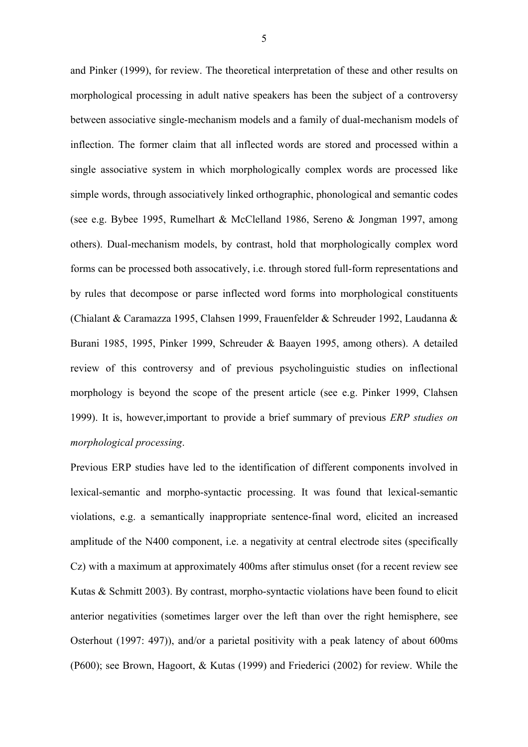and Pinker (1999), for review. The theoretical interpretation of these and other results on morphological processing in adult native speakers has been the subject of a controversy between associative single-mechanism models and a family of dual-mechanism models of inflection. The former claim that all inflected words are stored and processed within a single associative system in which morphologically complex words are processed like simple words, through associatively linked orthographic, phonological and semantic codes (see e.g. Bybee 1995, Rumelhart & McClelland 1986, Sereno & Jongman 1997, among others). Dual-mechanism models, by contrast, hold that morphologically complex word forms can be processed both assocatively, i.e. through stored full-form representations and by rules that decompose or parse inflected word forms into morphological constituents (Chialant & Caramazza 1995, Clahsen 1999, Frauenfelder & Schreuder 1992, Laudanna & Burani 1985, 1995, Pinker 1999, Schreuder & Baayen 1995, among others). A detailed review of this controversy and of previous psycholinguistic studies on inflectional morphology is beyond the scope of the present article (see e.g. Pinker 1999, Clahsen 1999). It is, however,important to provide a brief summary of previous *ERP studies on morphological processing*.

Previous ERP studies have led to the identification of different components involved in lexical-semantic and morpho-syntactic processing. It was found that lexical-semantic violations, e.g. a semantically inappropriate sentence-final word, elicited an increased amplitude of the N400 component, i.e. a negativity at central electrode sites (specifically Cz) with a maximum at approximately 400ms after stimulus onset (for a recent review see Kutas & Schmitt 2003). By contrast, morpho-syntactic violations have been found to elicit anterior negativities (sometimes larger over the left than over the right hemisphere, see Osterhout (1997: 497)), and/or a parietal positivity with a peak latency of about 600ms (P600); see Brown, Hagoort, & Kutas (1999) and Friederici (2002) for review. While the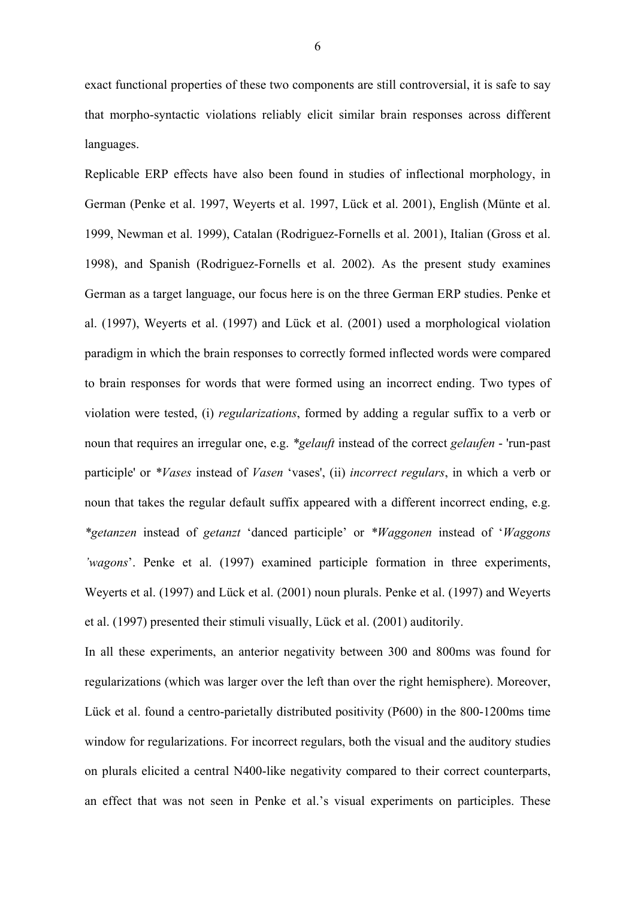exact functional properties of these two components are still controversial, it is safe to say that morpho-syntactic violations reliably elicit similar brain responses across different languages.

Replicable ERP effects have also been found in studies of inflectional morphology, in German (Penke et al. 1997, Weyerts et al. 1997, Lück et al. 2001), English (Münte et al. 1999, Newman et al. 1999), Catalan (Rodriguez-Fornells et al. 2001), Italian (Gross et al. 1998), and Spanish (Rodriguez-Fornells et al. 2002). As the present study examines German as a target language, our focus here is on the three German ERP studies. Penke et al. (1997), Weyerts et al. (1997) and Lück et al. (2001) used a morphological violation paradigm in which the brain responses to correctly formed inflected words were compared to brain responses for words that were formed using an incorrect ending. Two types of violation were tested, (i) *regularizations*, formed by adding a regular suffix to a verb or noun that requires an irregular one, e.g. *\*gelauft* instead of the correct *gelaufen* - 'run-past participle' or *\*Vases* instead of *Vasen* 'vases', (ii) *incorrect regulars*, in which a verb or noun that takes the regular default suffix appeared with a different incorrect ending, e.g. *\*getanzen* instead of *getanzt* 'danced participle' or *\*Waggonen* instead of '*Waggons 'wagons*'. Penke et al. (1997) examined participle formation in three experiments, Weyerts et al. (1997) and Lück et al. (2001) noun plurals. Penke et al. (1997) and Weyerts et al. (1997) presented their stimuli visually, Lück et al. (2001) auditorily.

In all these experiments, an anterior negativity between 300 and 800ms was found for regularizations (which was larger over the left than over the right hemisphere). Moreover, Lück et al. found a centro-parietally distributed positivity (P600) in the 800-1200ms time window for regularizations. For incorrect regulars, both the visual and the auditory studies on plurals elicited a central N400-like negativity compared to their correct counterparts, an effect that was not seen in Penke et al.'s visual experiments on participles. These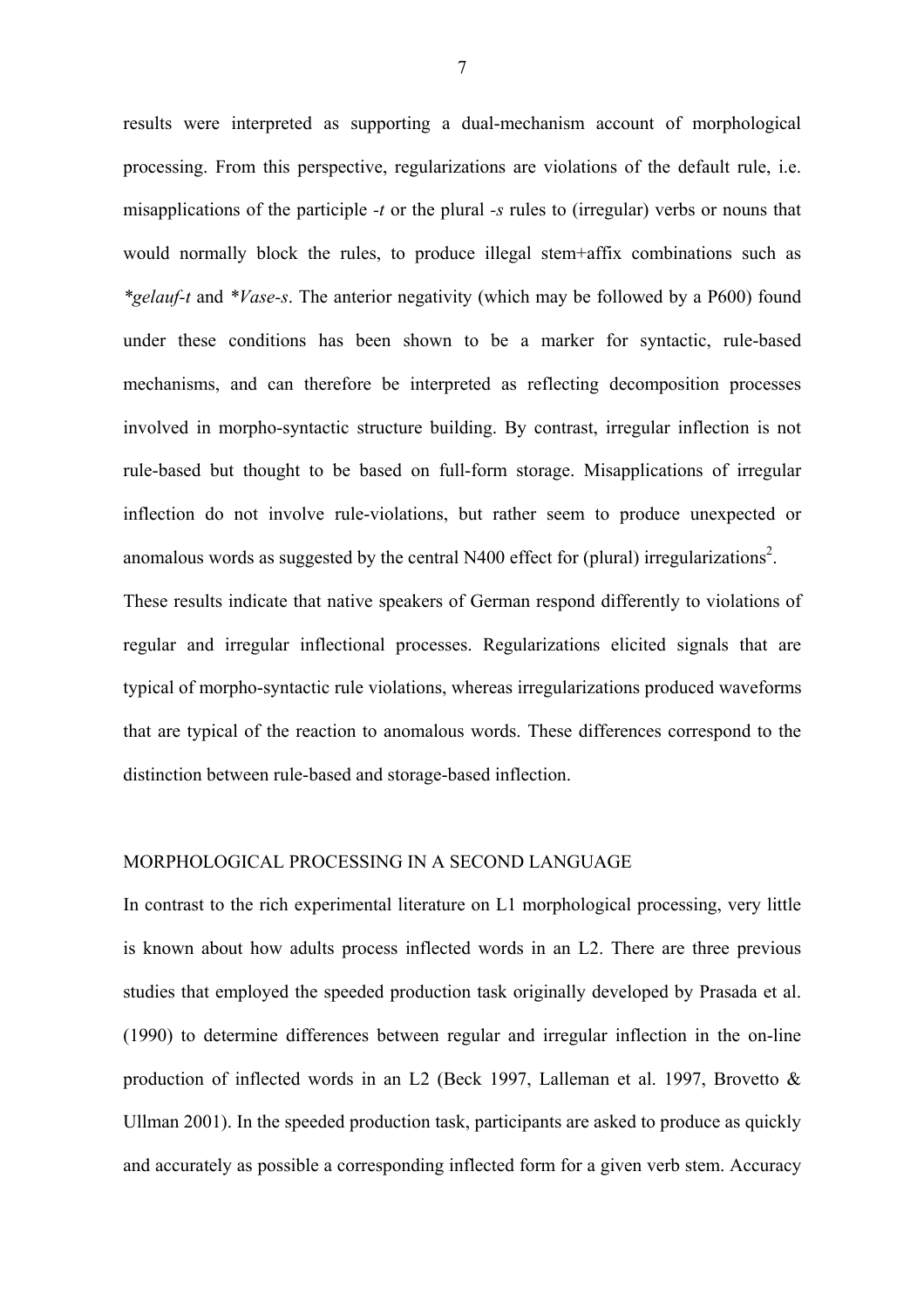results were interpreted as supporting a dual-mechanism account of morphological processing. From this perspective, regularizations are violations of the default rule, i.e. misapplications of the participle *-t* or the plural *-s* rules to (irregular) verbs or nouns that would normally block the rules, to produce illegal stem+affix combinations such as *\*gelauf-t* and *\*Vase-s*. The anterior negativity (which may be followed by a P600) found under these conditions has been shown to be a marker for syntactic, rule-based mechanisms, and can therefore be interpreted as reflecting decomposition processes involved in morpho-syntactic structure building. By contrast, irregular inflection is not rule-based but thought to be based on full-form storage. Misapplications of irregular inflection do not involve rule-violations, but rather seem to produce unexpected or anomalous words as suggested by the central N400 effect for (plural) irregularizations[2].
These results indicate that native speakers of German respond differently to violations of regular and irregular inflectional processes. Regularizations elicited signals that are typical of morpho-syntactic rule violations, whereas irregularizations produced waveforms that are typical of the reaction to anomalous words. These differences correspond to the distinction between rule-based and storage-based inflection.

## MORPHOLOGICAL PROCESSING IN A SECOND LANGUAGE

In contrast to the rich experimental literature on L1 morphological processing, very little is known about how adults process inflected words in an L2. There are three previous studies that employed the speeded production task originally developed by Prasada et al. (1990) to determine differences between regular and irregular inflection in the on-line production of inflected words in an L2 (Beck 1997, Lalleman et al. 1997, Brovetto & Ullman 2001). In the speeded production task, participants are asked to produce as quickly and accurately as possible a corresponding inflected form for a given verb stem. Accuracy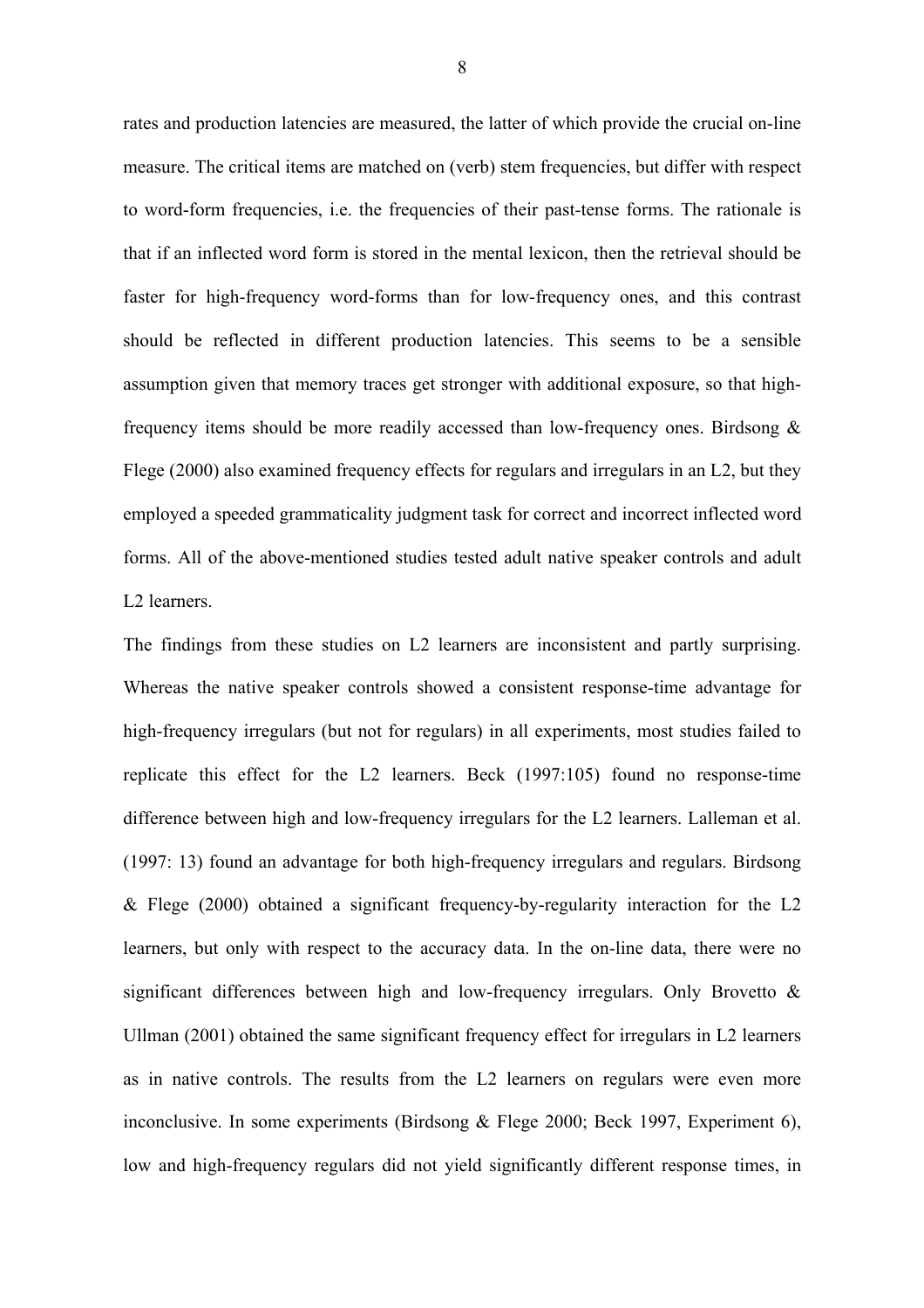rates and production latencies are measured, the latter of which provide the crucial on-line measure. The critical items are matched on (verb) stem frequencies, but differ with respect to word-form frequencies, i.e. the frequencies of their past-tense forms. The rationale is that if an inflected word form is stored in the mental lexicon, then the retrieval should be faster for high-frequency word-forms than for low-frequency ones, and this contrast should be reflected in different production latencies. This seems to be a sensible assumption given that memory traces get stronger with additional exposure, so that high-frequency items should be more readily accessed than low-frequency ones. Birdsong & Flege (2000) also examined frequency effects for regulars and irregulars in an L2, but they employed a speeded grammaticality judgment task for correct and incorrect inflected word forms. All of the above-mentioned studies tested adult native speaker controls and adult L2 learners.

The findings from these studies on L2 learners are inconsistent and partly surprising. Whereas the native speaker controls showed a consistent response-time advantage for high-frequency irregulars (but not for regulars) in all experiments, most studies failed to replicate this effect for the L2 learners. Beck (1997:105) found no response-time difference between high and low-frequency irregulars for the L2 learners. Lalleman et al. (1997: 13) found an advantage for both high-frequency irregulars and regulars. Birdsong & Flege (2000) obtained a significant frequency-by-regularity interaction for the L2 learners, but only with respect to the accuracy data. In the on-line data, there were no significant differences between high and low-frequency irregulars. Only Brovetto & Ullman (2001) obtained the same significant frequency effect for irregulars in L2 learners as in native controls. The results from the L2 learners on regulars were even more inconclusive. In some experiments (Birdsong & Flege 2000; Beck 1997, Experiment 6), low and high-frequency regulars did not yield significantly different response times, in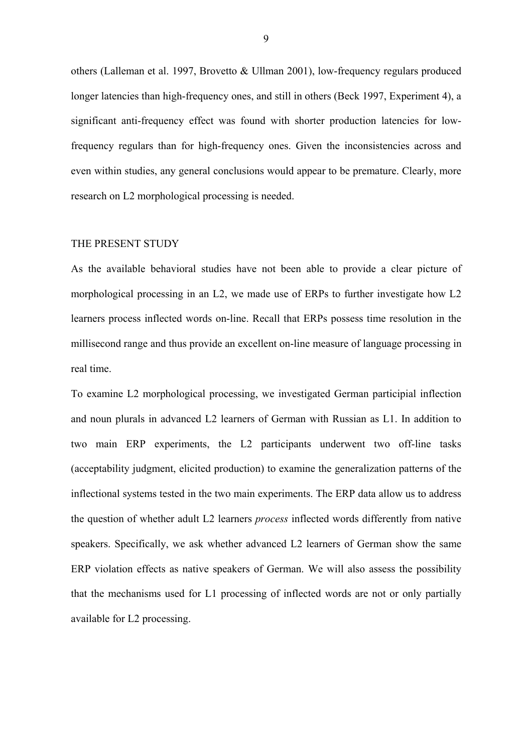others (Lalleman et al. 1997, Brovetto & Ullman 2001), low-frequency regulars produced longer latencies than high-frequency ones, and still in others (Beck 1997, Experiment 4), a significant anti-frequency effect was found with shorter production latencies for low-frequency regulars than for high-frequency ones. Given the inconsistencies across and even within studies, any general conclusions would appear to be premature. Clearly, more research on L2 morphological processing is needed.

## THE PRESENT STUDY

As the available behavioral studies have not been able to provide a clear picture of morphological processing in an L2, we made use of ERPs to further investigate how L2 learners process inflected words on-line. Recall that ERPs possess time resolution in the millisecond range and thus provide an excellent on-line measure of language processing in real time.

To examine L2 morphological processing, we investigated German participial inflection and noun plurals in advanced L2 learners of German with Russian as L1. In addition to two main ERP experiments, the L2 participants underwent two off-line tasks (acceptability judgment, elicited production) to examine the generalization patterns of the inflectional systems tested in the two main experiments. The ERP data allow us to address the question of whether adult L2 learners *process* inflected words differently from native speakers. Specifically, we ask whether advanced L2 learners of German show the same ERP violation effects as native speakers of German. We will also assess the possibility that the mechanisms used for L1 processing of inflected words are not or only partially available for L2 processing.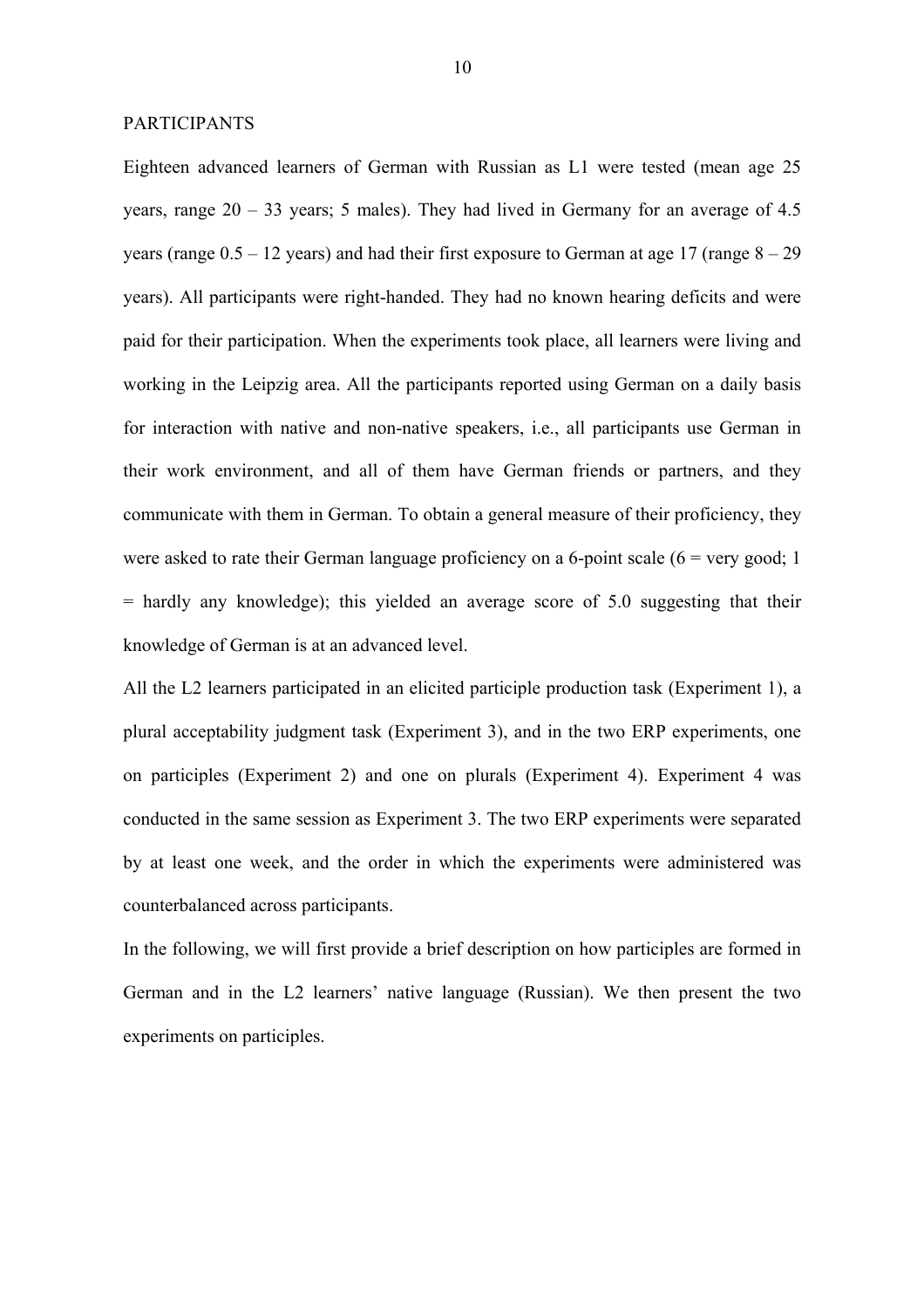## PARTICIPANTS

Eighteen advanced learners of German with Russian as L1 were tested (mean age 25 years, range 20 – 33 years; 5 males). They had lived in Germany for an average of 4.5 years (range 0.5 – 12 years) and had their first exposure to German at age 17 (range 8 – 29 years). All participants were right-handed. They had no known hearing deficits and were paid for their participation. When the experiments took place, all learners were living and working in the Leipzig area. All the participants reported using German on a daily basis for interaction with native and non-native speakers, i.e., all participants use German in their work environment, and all of them have German friends or partners, and they communicate with them in German. To obtain a general measure of their proficiency, they were asked to rate their German language proficiency on a 6-point scale (6 = very good; 1 = hardly any knowledge); this yielded an average score of 5.0 suggesting that their knowledge of German is at an advanced level.

All the L2 learners participated in an elicited participle production task (Experiment 1), a plural acceptability judgment task (Experiment 3), and in the two ERP experiments, one on participles (Experiment 2) and one on plurals (Experiment 4). Experiment 4 was conducted in the same session as Experiment 3. The two ERP experiments were separated by at least one week, and the order in which the experiments were administered was counterbalanced across participants.

In the following, we will first provide a brief description on how participles are formed in German and in the L2 learners' native language (Russian). We then present the two experiments on participles.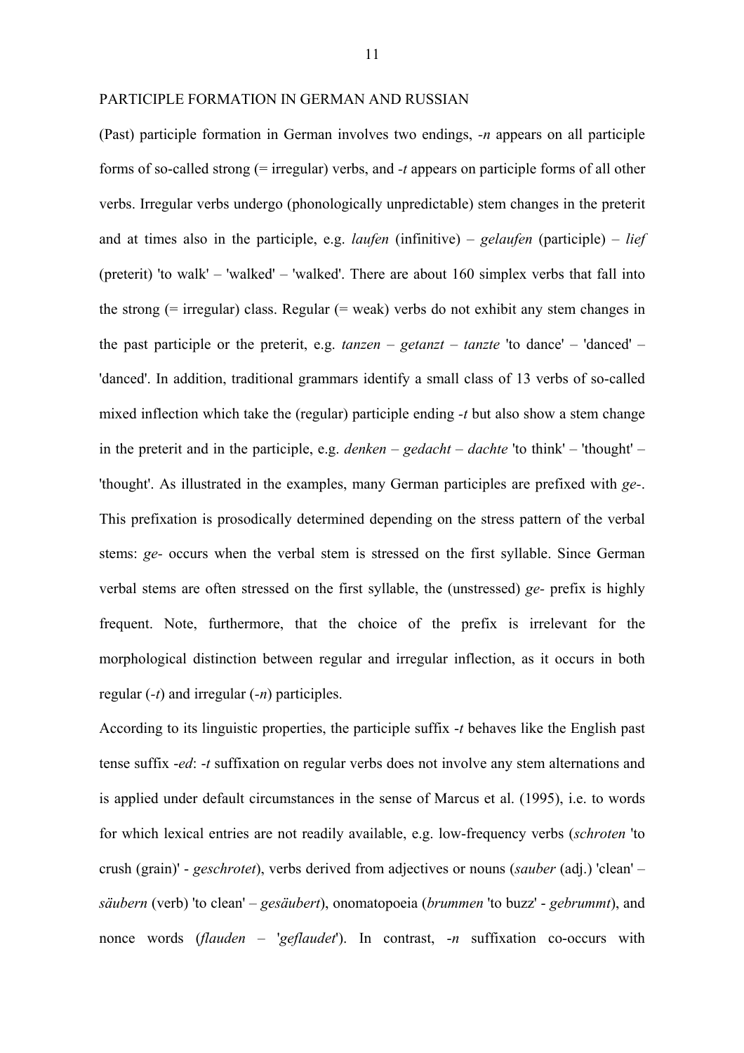## PARTICIPLE FORMATION IN GERMAN AND RUSSIAN

(Past) participle formation in German involves two endings, *-n* appears on all participle forms of so-called strong (= irregular) verbs, and *-t* appears on participle forms of all other verbs. Irregular verbs undergo (phonologically unpredictable) stem changes in the preterit and at times also in the participle, e.g. *laufen* (infinitive) – *gelaufen* (participle) – *lief* (preterit) 'to walk' – 'walked' – 'walked'. There are about 160 simplex verbs that fall into the strong (= irregular) class. Regular (= weak) verbs do not exhibit any stem changes in the past participle or the preterit, e.g. *tanzen* – *getanzt* – *tanzte* 'to dance' – 'danced' – 'danced'. In addition, traditional grammars identify a small class of 13 verbs of so-called mixed inflection which take the (regular) participle ending *-t* but also show a stem change in the preterit and in the participle, e.g. *denken* – *gedacht* – *dachte* 'to think' – 'thought' – 'thought'. As illustrated in the examples, many German participles are prefixed with *ge-*. This prefixation is prosodically determined depending on the stress pattern of the verbal stems: *ge-* occurs when the verbal stem is stressed on the first syllable. Since German verbal stems are often stressed on the first syllable, the (unstressed) *ge-* prefix is highly frequent. Note, furthermore, that the choice of the prefix is irrelevant for the morphological distinction between regular and irregular inflection, as it occurs in both regular (*-t*) and irregular (*-n*) participles.

According to its linguistic properties, the participle suffix *-t* behaves like the English past tense suffix *-ed*: *-t* suffixation on regular verbs does not involve any stem alternations and is applied under default circumstances in the sense of Marcus et al. (1995), i.e. to words for which lexical entries are not readily available, e.g. low-frequency verbs (*schroten* 'to crush (grain)' - *geschrotet*), verbs derived from adjectives or nouns (*sauber* (adj.) 'clean' – *säubern* (verb) 'to clean' – *gesäubert*), onomatopoeia (*brummen* 'to buzz' - *gebrummt*), and nonce words (*flauden* – '*geflaudet*'). In contrast, *-n* suffixation co-occurs with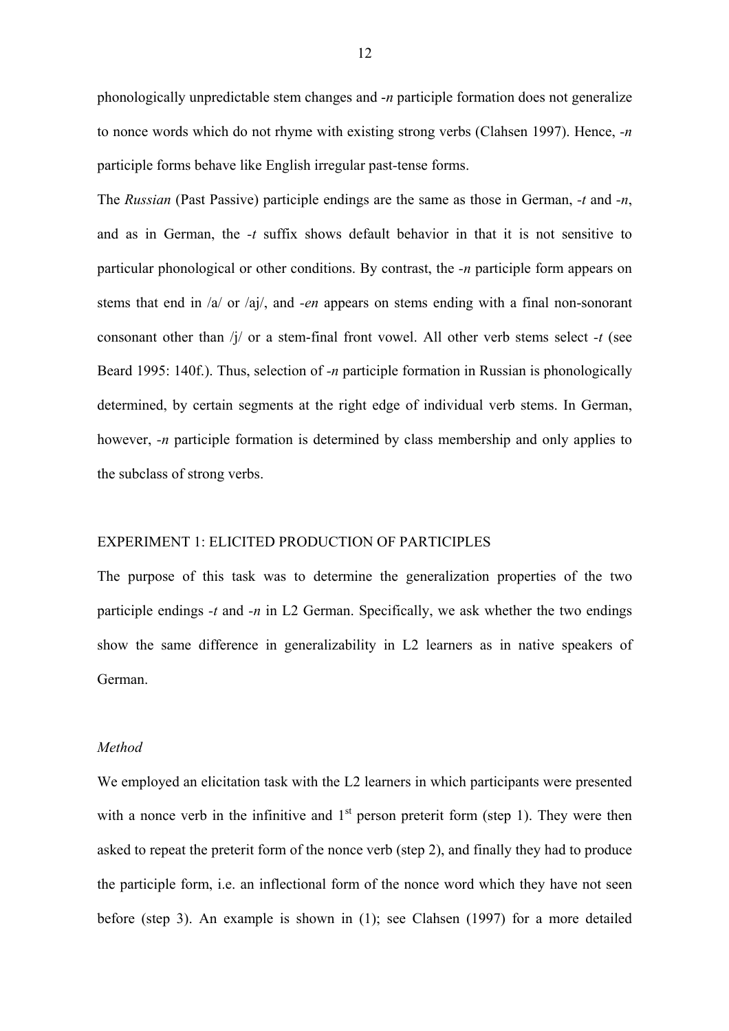phonologically unpredictable stem changes and *-n* participle formation does not generalize to nonce words which do not rhyme with existing strong verbs (Clahsen 1997). Hence, *-n* participle forms behave like English irregular past-tense forms.

The *Russian* (Past Passive) participle endings are the same as those in German, *-t* and *-n*, and as in German, the *-t* suffix shows default behavior in that it is not sensitive to particular phonological or other conditions. By contrast, the *-n* participle form appears on stems that end in /a/ or /aj/, and *-en* appears on stems ending with a final non-sonorant consonant other than /j/ or a stem-final front vowel. All other verb stems select *-t* (see Beard 1995: 140f.). Thus, selection of *-n* participle formation in Russian is phonologically determined, by certain segments at the right edge of individual verb stems. In German, however, *-n* participle formation is determined by class membership and only applies to the subclass of strong verbs.

## EXPERIMENT 1: ELICITED PRODUCTION OF PARTICIPLES

The purpose of this task was to determine the generalization properties of the two participle endings *-t* and *-n* in L2 German. Specifically, we ask whether the two endings show the same difference in generalizability in L2 learners as in native speakers of German.

### *Method*

We employed an elicitation task with the L2 learners in which participants were presented with a nonce verb in the infinitive and 1st person preterit form (step 1). They were then asked to repeat the preterit form of the nonce verb (step 2), and finally they had to produce the participle form, i.e. an inflectional form of the nonce word which they have not seen before (step 3). An example is shown in (1); see Clahsen (1997) for a more detailed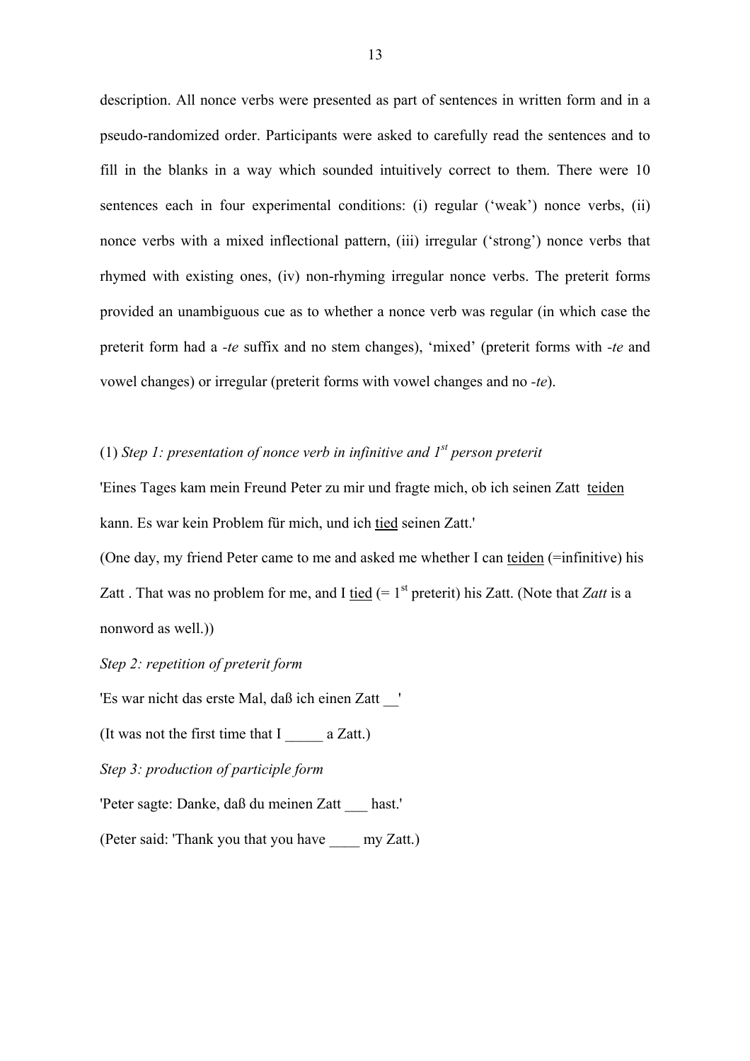description. All nonce verbs were presented as part of sentences in written form and in a pseudo-randomized order. Participants were asked to carefully read the sentences and to fill in the blanks in a way which sounded intuitively correct to them. There were 10 sentences each in four experimental conditions: (i) regular ('weak') nonce verbs, (ii) nonce verbs with a mixed inflectional pattern, (iii) irregular ('strong') nonce verbs that rhymed with existing ones, (iv) non-rhyming irregular nonce verbs. The preterit forms provided an unambiguous cue as to whether a nonce verb was regular (in which case the preterit form had a *-te* suffix and no stem changes), 'mixed' (preterit forms with *-te* and vowel changes) or irregular (preterit forms with vowel changes and no *-te*).

(1) *Step 1: presentation of nonce verb in infinitive and 1st person preterit*

'Eines Tages kam mein Freund Peter zu mir und fragte mich, ob ich seinen Zatt <u>teiden</u> kann. Es war kein Problem für mich, und ich <u>tied</u> seinen Zatt.'

(One day, my friend Peter came to me and asked me whether I can <u>teiden</u> (=infinitive) his Zatt . That was no problem for me, and I <u>tied</u> (= 1st preterit) his Zatt. (Note that *Zatt* is a nonword as well.))

*Step 2: repetition of preterit form*

'Es war nicht das erste Mal, daß ich einen Zatt __'

(It was not the first time that I _____ a Zatt.)

*Step 3: production of participle form*

'Peter sagte: Danke, daß du meinen Zatt ___ hast.'

(Peter said: 'Thank you that you have ____ my Zatt.)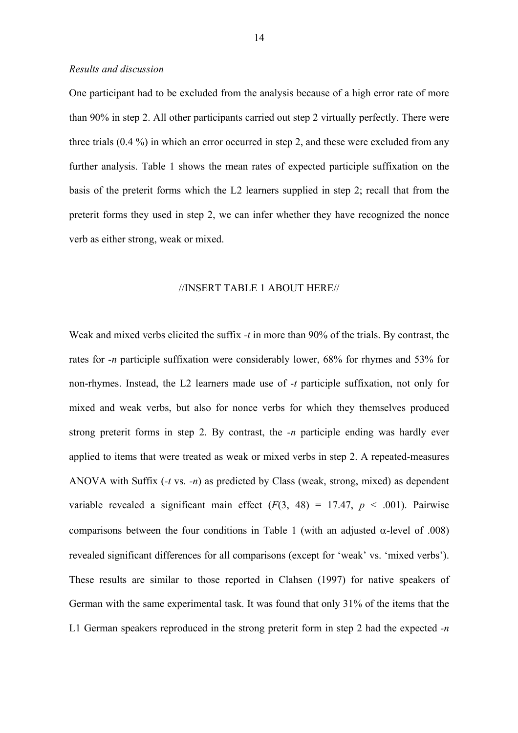*Results and discussion*

One participant had to be excluded from the analysis because of a high error rate of more than 90% in step 2. All other participants carried out step 2 virtually perfectly. There were three trials (0.4 %) in which an error occurred in step 2, and these were excluded from any further analysis. Table 1 shows the mean rates of expected participle suffixation on the basis of the preterit forms which the L2 learners supplied in step 2; recall that from the preterit forms they used in step 2, we can infer whether they have recognized the nonce verb as either strong, weak or mixed.

//INSERT TABLE 1 ABOUT HERE//

Weak and mixed verbs elicited the suffix *-t* in more than 90% of the trials. By contrast, the rates for *-n* participle suffixation were considerably lower, 68% for rhymes and 53% for non-rhymes. Instead, the L2 learners made use of *-t* participle suffixation, not only for mixed and weak verbs, but also for nonce verbs for which they themselves produced strong preterit forms in step 2. By contrast, the *-n* participle ending was hardly ever applied to items that were treated as weak or mixed verbs in step 2. A repeated-measures ANOVA with Suffix (*-t* vs. *-n*) as predicted by Class (weak, strong, mixed) as dependent variable revealed a significant main effect ($F(3, 48) = 17.47$, $p < .001$). Pairwise comparisons between the four conditions in Table 1 (with an adjusted $\alpha$-level of .008) revealed significant differences for all comparisons (except for 'weak' vs. 'mixed verbs'). These results are similar to those reported in Clahsen (1997) for native speakers of German with the same experimental task. It was found that only 31% of the items that the L1 German speakers reproduced in the strong preterit form in step 2 had the expected *-n*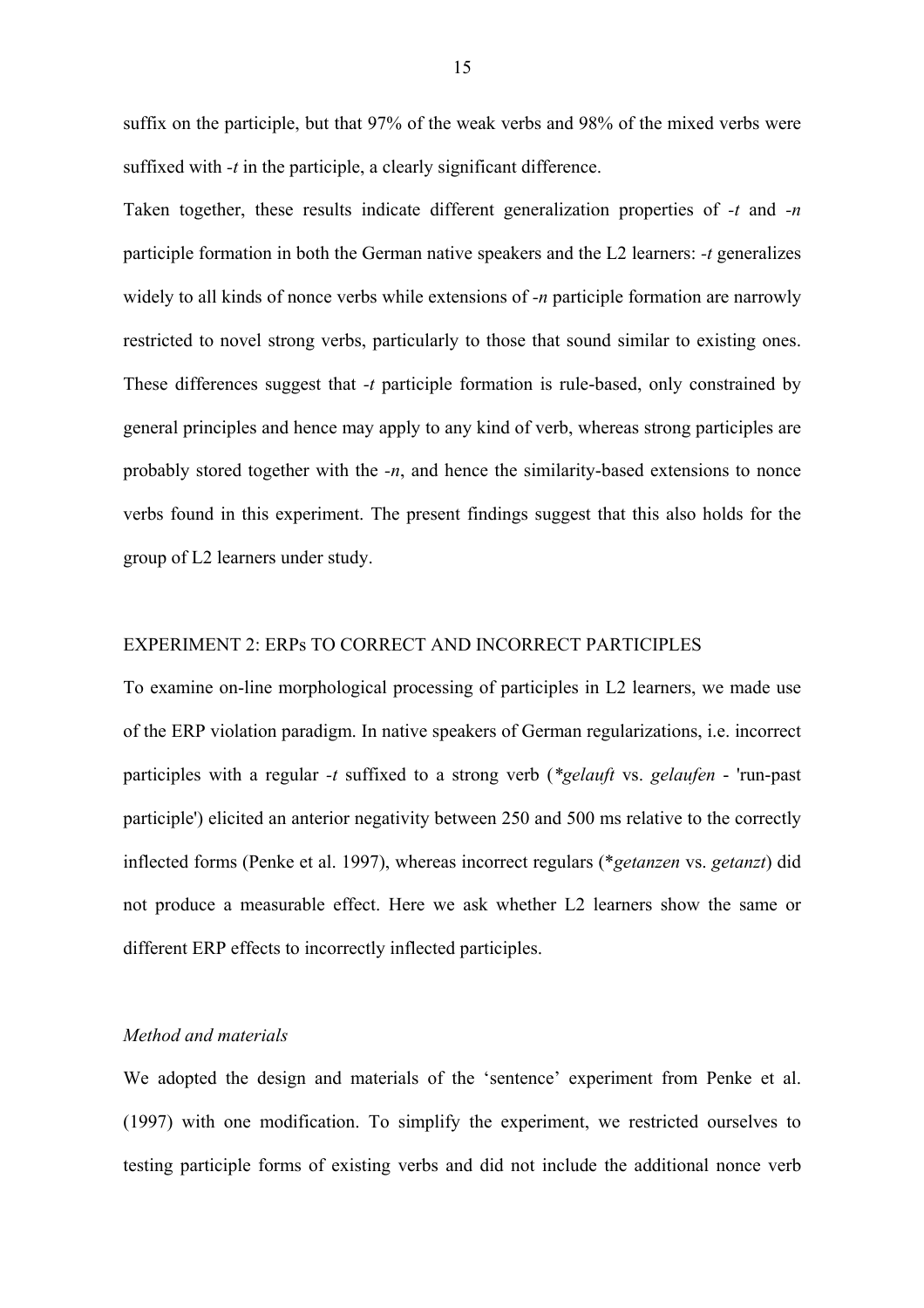suffix on the participle, but that 97% of the weak verbs and 98% of the mixed verbs were suffixed with *-t* in the participle, a clearly significant difference.

Taken together, these results indicate different generalization properties of *-t* and *-n* participle formation in both the German native speakers and the L2 learners: *-t* generalizes widely to all kinds of nonce verbs while extensions of *-n* participle formation are narrowly restricted to novel strong verbs, particularly to those that sound similar to existing ones. These differences suggest that *-t* participle formation is rule-based, only constrained by general principles and hence may apply to any kind of verb, whereas strong participles are probably stored together with the *-n*, and hence the similarity-based extensions to nonce verbs found in this experiment. The present findings suggest that this also holds for the group of L2 learners under study.

## EXPERIMENT 2: ERPs TO CORRECT AND INCORRECT PARTICIPLES

To examine on-line morphological processing of participles in L2 learners, we made use of the ERP violation paradigm. In native speakers of German regularizations, i.e. incorrect participles with a regular *-t* suffixed to a strong verb (*\*gelauft* vs. *gelaufen* - 'run-past participle') elicited an anterior negativity between 250 and 500 ms relative to the correctly inflected forms (Penke et al. 1997), whereas incorrect regulars (*\*getanzen* vs. *getanzt*) did not produce a measurable effect. Here we ask whether L2 learners show the same or different ERP effects to incorrectly inflected participles.

### *Method and materials*

We adopted the design and materials of the 'sentence' experiment from Penke et al. (1997) with one modification. To simplify the experiment, we restricted ourselves to testing participle forms of existing verbs and did not include the additional nonce verb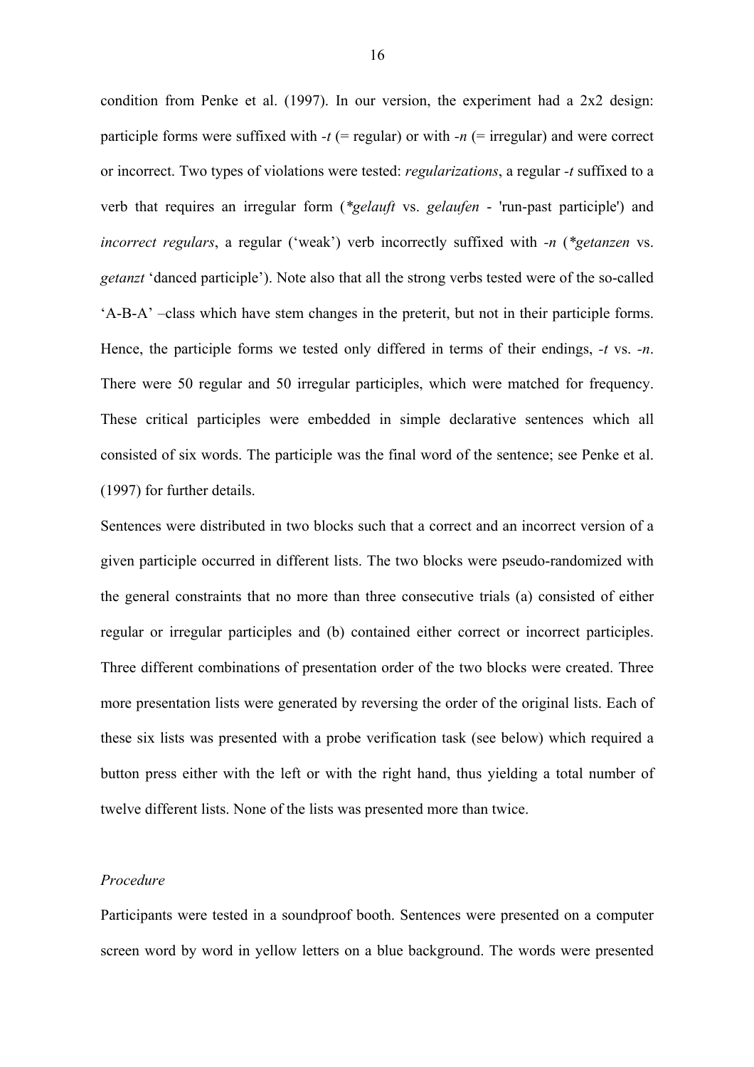condition from Penke et al. (1997). In our version, the experiment had a 2x2 design: participle forms were suffixed with *-t* (= regular) or with *-n* (= irregular) and were correct or incorrect. Two types of violations were tested: *regularizations*, a regular *-t* suffixed to a verb that requires an irregular form (*\*gelauft* vs. *gelaufen* - 'run-past participle') and *incorrect regulars*, a regular ('weak') verb incorrectly suffixed with *-n* (*\*getanzen* vs. *getanzt* 'danced participle'). Note also that all the strong verbs tested were of the so-called 'A-B-A' –class which have stem changes in the preterit, but not in their participle forms. Hence, the participle forms we tested only differed in terms of their endings, *-t* vs. *-n*. There were 50 regular and 50 irregular participles, which were matched for frequency. These critical participles were embedded in simple declarative sentences which all consisted of six words. The participle was the final word of the sentence; see Penke et al. (1997) for further details.

Sentences were distributed in two blocks such that a correct and an incorrect version of a given participle occurred in different lists. The two blocks were pseudo-randomized with the general constraints that no more than three consecutive trials (a) consisted of either regular or irregular participles and (b) contained either correct or incorrect participles. Three different combinations of presentation order of the two blocks were created. Three more presentation lists were generated by reversing the order of the original lists. Each of these six lists was presented with a probe verification task (see below) which required a button press either with the left or with the right hand, thus yielding a total number of twelve different lists. None of the lists was presented more than twice.

*Procedure*

Participants were tested in a soundproof booth. Sentences were presented on a computer screen word by word in yellow letters on a blue background. The words were presented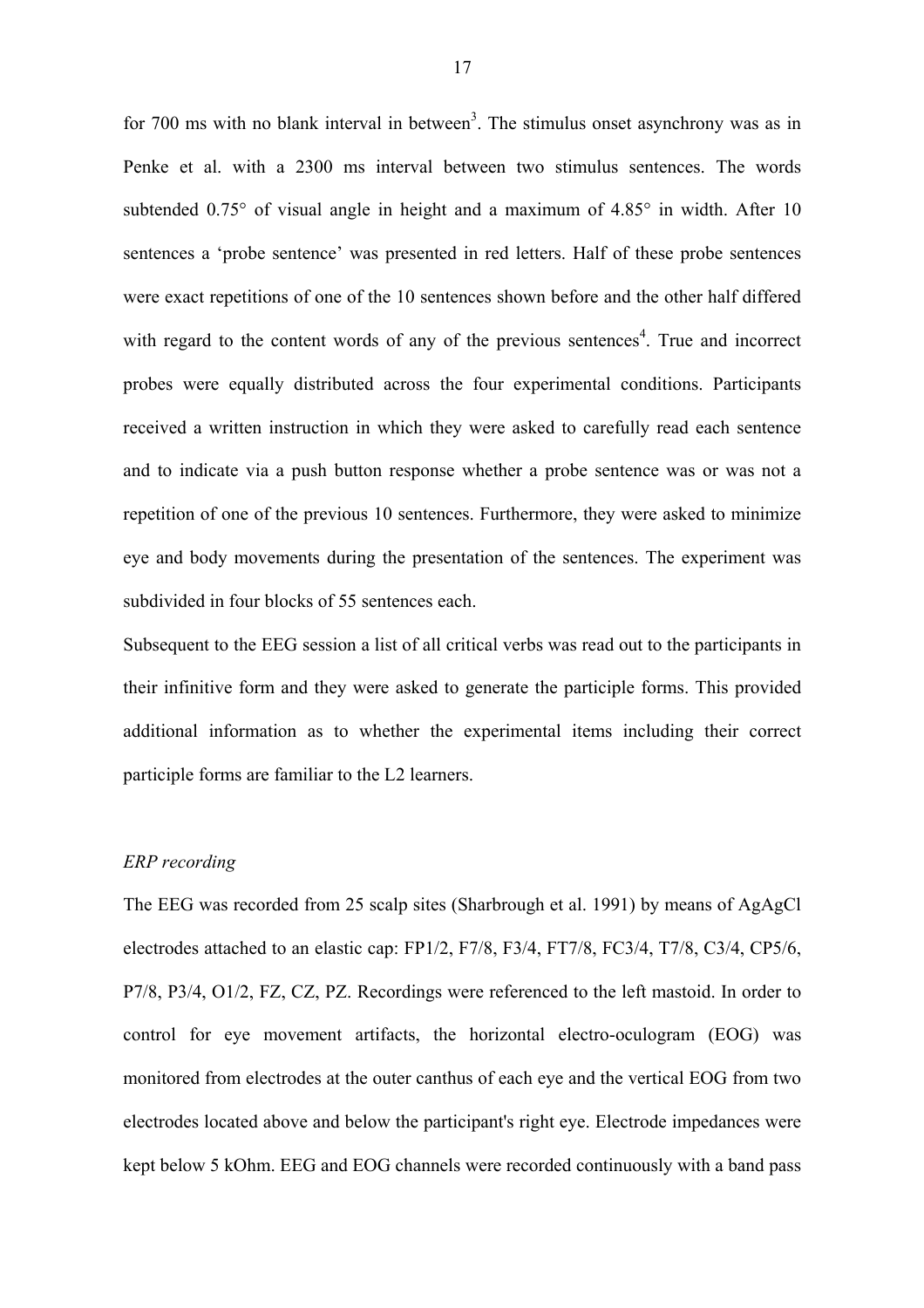for 700 ms with no blank interval in between[3]. The stimulus onset asynchrony was as in Penke et al. with a 2300 ms interval between two stimulus sentences. The words subtended 0.75° of visual angle in height and a maximum of 4.85° in width. After 10 sentences a 'probe sentence' was presented in red letters. Half of these probe sentences were exact repetitions of one of the 10 sentences shown before and the other half differed with regard to the content words of any of the previous sentences[4]. True and incorrect probes were equally distributed across the four experimental conditions. Participants received a written instruction in which they were asked to carefully read each sentence and to indicate via a push button response whether a probe sentence was or was not a repetition of one of the previous 10 sentences. Furthermore, they were asked to minimize eye and body movements during the presentation of the sentences. The experiment was subdivided in four blocks of 55 sentences each.

Subsequent to the EEG session a list of all critical verbs was read out to the participants in their infinitive form and they were asked to generate the participle forms. This provided additional information as to whether the experimental items including their correct participle forms are familiar to the L2 learners.

*ERP recording*

The EEG was recorded from 25 scalp sites (Sharbrough et al. 1991) by means of AgAgCl electrodes attached to an elastic cap: FP1/2, F7/8, F3/4, FT7/8, FC3/4, T7/8, C3/4, CP5/6, P7/8, P3/4, O1/2, FZ, CZ, PZ. Recordings were referenced to the left mastoid. In order to control for eye movement artifacts, the horizontal electro-oculogram (EOG) was monitored from electrodes at the outer canthus of each eye and the vertical EOG from two electrodes located above and below the participant's right eye. Electrode impedances were kept below 5 kOhm. EEG and EOG channels were recorded continuously with a band pass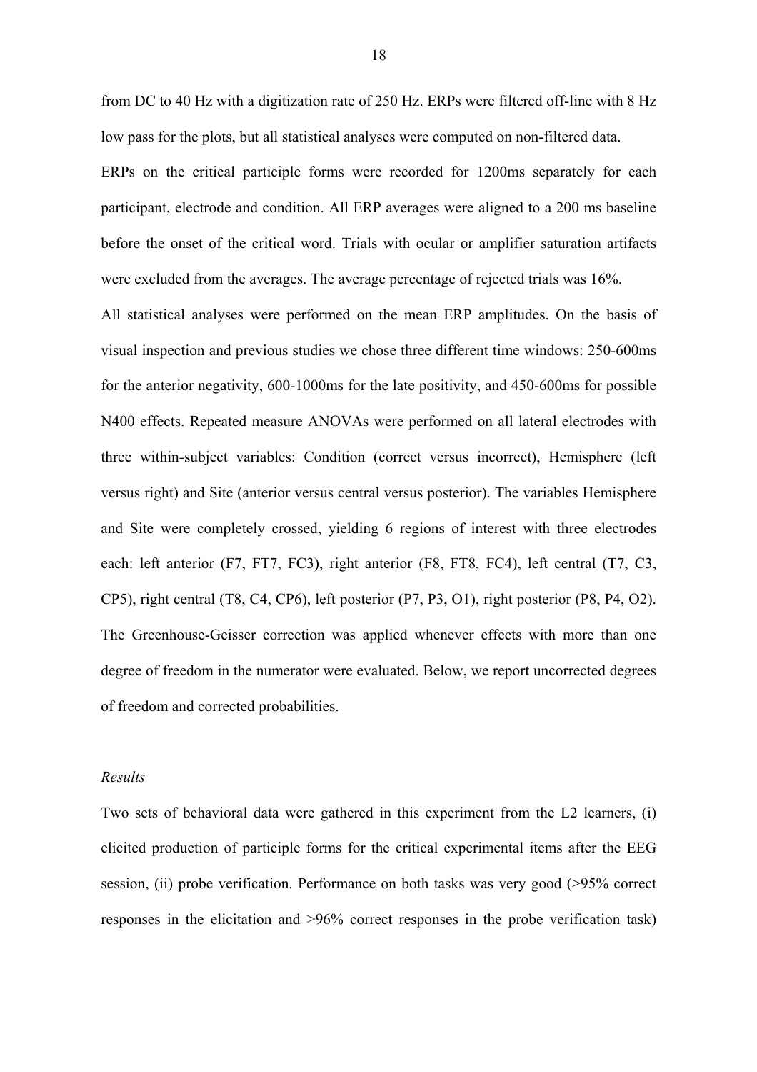from DC to 40 Hz with a digitization rate of 250 Hz. ERPs were filtered off-line with 8 Hz low pass for the plots, but all statistical analyses were computed on non-filtered data.

ERPs on the critical participle forms were recorded for 1200ms separately for each participant, electrode and condition. All ERP averages were aligned to a 200 ms baseline before the onset of the critical word. Trials with ocular or amplifier saturation artifacts were excluded from the averages. The average percentage of rejected trials was 16%.

All statistical analyses were performed on the mean ERP amplitudes. On the basis of visual inspection and previous studies we chose three different time windows: 250-600ms for the anterior negativity, 600-1000ms for the late positivity, and 450-600ms for possible N400 effects. Repeated measure ANOVAs were performed on all lateral electrodes with three within-subject variables: Condition (correct versus incorrect), Hemisphere (left versus right) and Site (anterior versus central versus posterior). The variables Hemisphere and Site were completely crossed, yielding 6 regions of interest with three electrodes each: left anterior (F7, FT7, FC3), right anterior (F8, FT8, FC4), left central (T7, C3, CP5), right central (T8, C4, CP6), left posterior (P7, P3, O1), right posterior (P8, P4, O2). The Greenhouse-Geisser correction was applied whenever effects with more than one degree of freedom in the numerator were evaluated. Below, we report uncorrected degrees of freedom and corrected probabilities.

*Results*

Two sets of behavioral data were gathered in this experiment from the L2 learners, (i) elicited production of participle forms for the critical experimental items after the EEG session, (ii) probe verification. Performance on both tasks was very good (>95% correct responses in the elicitation and >96% correct responses in the probe verification task)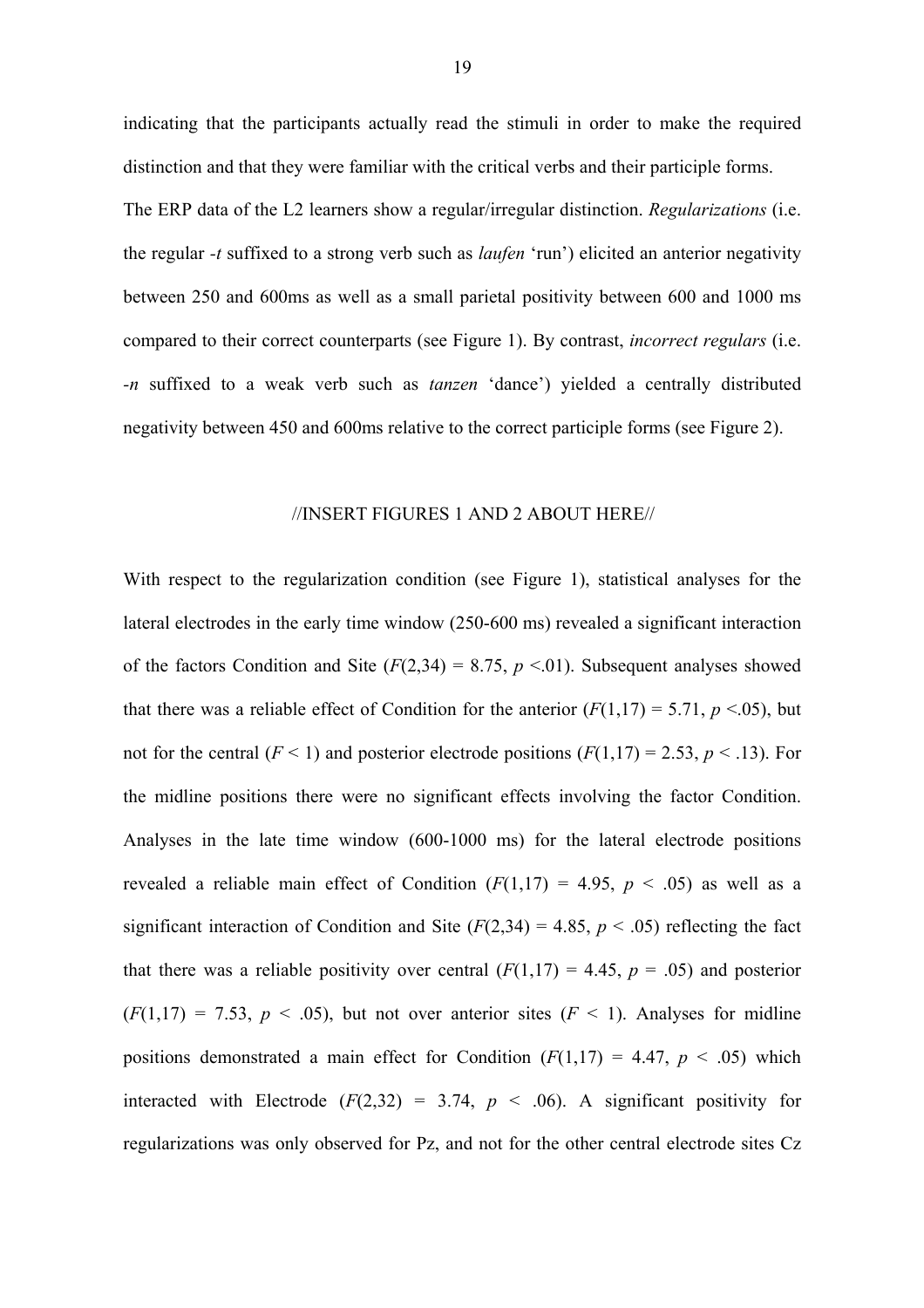indicating that the participants actually read the stimuli in order to make the required distinction and that they were familiar with the critical verbs and their participle forms.

The ERP data of the L2 learners show a regular/irregular distinction. *Regularizations* (i.e. the regular *-t* suffixed to a strong verb such as *laufen* 'run') elicited an anterior negativity between 250 and 600ms as well as a small parietal positivity between 600 and 1000 ms compared to their correct counterparts (see Figure 1). By contrast, *incorrect regulars* (i.e. *-n* suffixed to a weak verb such as *tanzen* 'dance') yielded a centrally distributed negativity between 450 and 600ms relative to the correct participle forms (see Figure 2).

//INSERT FIGURES 1 AND 2 ABOUT HERE//

With respect to the regularization condition (see Figure 1), statistical analyses for the lateral electrodes in the early time window (250-600 ms) revealed a significant interaction of the factors Condition and Site ($F(2,34) = 8.75$, $p < .01$). Subsequent analyses showed that there was a reliable effect of Condition for the anterior ($F(1,17) = 5.71$, $p < .05$), but not for the central ($F < 1$) and posterior electrode positions ($F(1,17) = 2.53$, $p < .13$). For the midline positions there were no significant effects involving the factor Condition. Analyses in the late time window (600-1000 ms) for the lateral electrode positions revealed a reliable main effect of Condition ($F(1,17) = 4.95$, $p < .05$) as well as a significant interaction of Condition and Site ($F(2,34) = 4.85$, $p < .05$) reflecting the fact that there was a reliable positivity over central ($F(1,17) = 4.45$, $p = .05$) and posterior ($F(1,17) = 7.53$, $p < .05$), but not over anterior sites ($F < 1$). Analyses for midline positions demonstrated a main effect for Condition ($F(1,17) = 4.47$, $p < .05$) which interacted with Electrode ($F(2,32) = 3.74$, $p < .06$). A significant positivity for regularizations was only observed for Pz, and not for the other central electrode sites Cz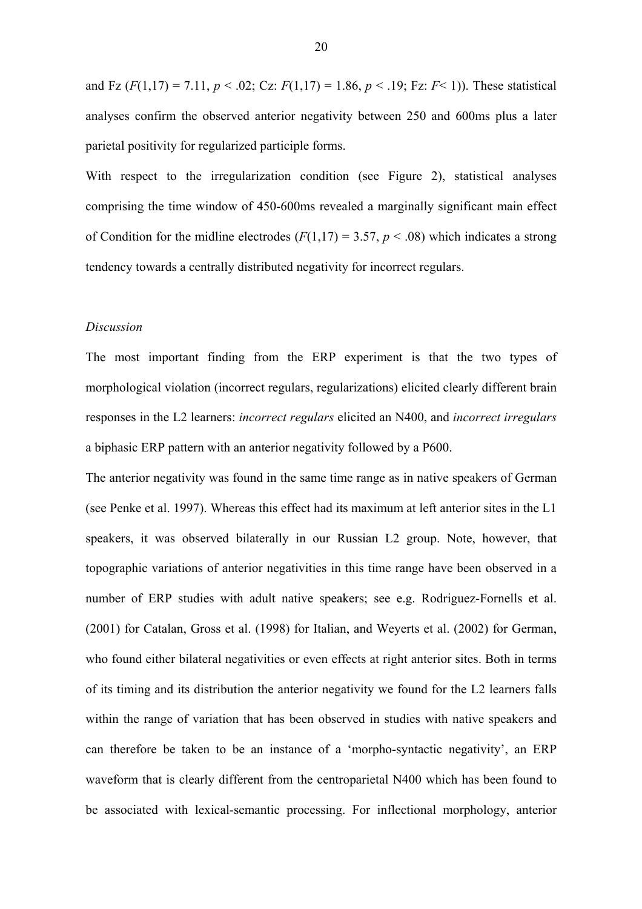and Fz ($F(1,17) = 7.11$, $p < .02$; Cz: $F(1,17) = 1.86$, $p < .19$; Fz: $F < 1$)). These statistical analyses confirm the observed anterior negativity between 250 and 600ms plus a later parietal positivity for regularized participle forms.

With respect to the irregularization condition (see Figure 2), statistical analyses comprising the time window of 450-600ms revealed a marginally significant main effect of Condition for the midline electrodes ($F(1,17) = 3.57$, $p < .08$) which indicates a strong tendency towards a centrally distributed negativity for incorrect regulars.

*Discussion*

The most important finding from the ERP experiment is that the two types of morphological violation (incorrect regulars, regularizations) elicited clearly different brain responses in the L2 learners: *incorrect regulars* elicited an N400, and *incorrect irregulars* a biphasic ERP pattern with an anterior negativity followed by a P600.

The anterior negativity was found in the same time range as in native speakers of German (see Penke et al. 1997). Whereas this effect had its maximum at left anterior sites in the L1 speakers, it was observed bilaterally in our Russian L2 group. Note, however, that topographic variations of anterior negativities in this time range have been observed in a number of ERP studies with adult native speakers; see e.g. Rodriguez-Fornells et al. (2001) for Catalan, Gross et al. (1998) for Italian, and Weyerts et al. (2002) for German, who found either bilateral negativities or even effects at right anterior sites. Both in terms of its timing and its distribution the anterior negativity we found for the L2 learners falls within the range of variation that has been observed in studies with native speakers and can therefore be taken to be an instance of a 'morpho-syntactic negativity', an ERP waveform that is clearly different from the centroparietal N400 which has been found to be associated with lexical-semantic processing. For inflectional morphology, anterior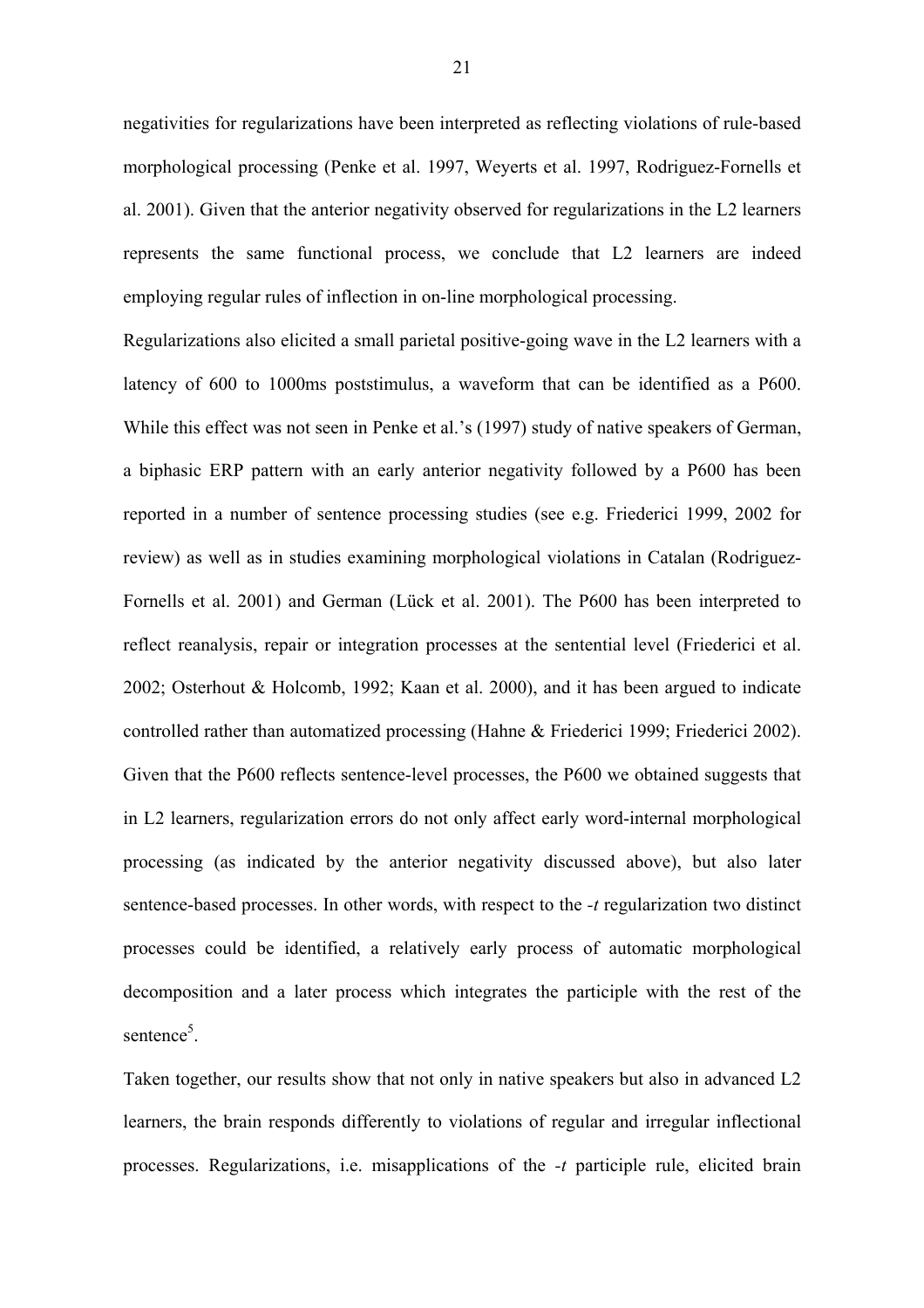negativities for regularizations have been interpreted as reflecting violations of rule-based morphological processing (Penke et al. 1997, Weyerts et al. 1997, Rodriguez-Fornells et al. 2001). Given that the anterior negativity observed for regularizations in the L2 learners represents the same functional process, we conclude that L2 learners are indeed employing regular rules of inflection in on-line morphological processing.

Regularizations also elicited a small parietal positive-going wave in the L2 learners with a latency of 600 to 1000ms poststimulus, a waveform that can be identified as a P600. While this effect was not seen in Penke et al.'s (1997) study of native speakers of German, a biphasic ERP pattern with an early anterior negativity followed by a P600 has been reported in a number of sentence processing studies (see e.g. Friederici 1999, 2002 for review) as well as in studies examining morphological violations in Catalan (Rodriguez-Fornells et al. 2001) and German (Lück et al. 2001). The P600 has been interpreted to reflect reanalysis, repair or integration processes at the sentential level (Friederici et al. 2002; Osterhout & Holcomb, 1992; Kaan et al. 2000), and it has been argued to indicate controlled rather than automatized processing (Hahne & Friederici 1999; Friederici 2002). Given that the P600 reflects sentence-level processes, the P600 we obtained suggests that in L2 learners, regularization errors do not only affect early word-internal morphological processing (as indicated by the anterior negativity discussed above), but also later sentence-based processes. In other words, with respect to the *-t* regularization two distinct processes could be identified, a relatively early process of automatic morphological decomposition and a later process which integrates the participle with the rest of the sentence[5].

Taken together, our results show that not only in native speakers but also in advanced L2 learners, the brain responds differently to violations of regular and irregular inflectional processes. Regularizations, i.e. misapplications of the *-t* participle rule, elicited brain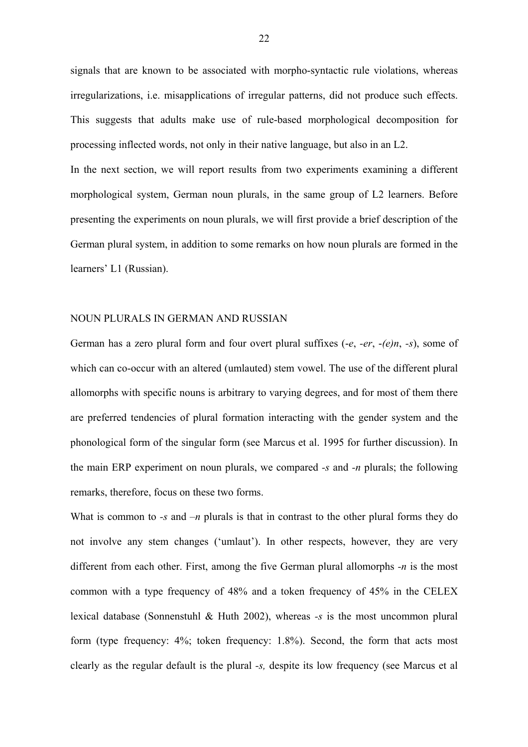signals that are known to be associated with morpho-syntactic rule violations, whereas irregularizations, i.e. misapplications of irregular patterns, did not produce such effects. This suggests that adults make use of rule-based morphological decomposition for processing inflected words, not only in their native language, but also in an L2.

In the next section, we will report results from two experiments examining a different morphological system, German noun plurals, in the same group of L2 learners. Before presenting the experiments on noun plurals, we will first provide a brief description of the German plural system, in addition to some remarks on how noun plurals are formed in the learners' L1 (Russian).

## NOUN PLURALS IN GERMAN AND RUSSIAN

German has a zero plural form and four overt plural suffixes (*-e*, *-er*, *-(e)n*, *-s*), some of which can co-occur with an altered (umlauted) stem vowel. The use of the different plural allomorphs with specific nouns is arbitrary to varying degrees, and for most of them there are preferred tendencies of plural formation interacting with the gender system and the phonological form of the singular form (see Marcus et al. 1995 for further discussion). In the main ERP experiment on noun plurals, we compared *-s* and *-n* plurals; the following remarks, therefore, focus on these two forms.

What is common to *-s* and *–n* plurals is that in contrast to the other plural forms they do not involve any stem changes ('umlaut'). In other respects, however, they are very different from each other. First, among the five German plural allomorphs *-n* is the most common with a type frequency of 48% and a token frequency of 45% in the CELEX lexical database (Sonnenstuhl & Huth 2002), whereas *-s* is the most uncommon plural form (type frequency: 4%; token frequency: 1.8%). Second, the form that acts most clearly as the regular default is the plural *-s,* despite its low frequency (see Marcus et al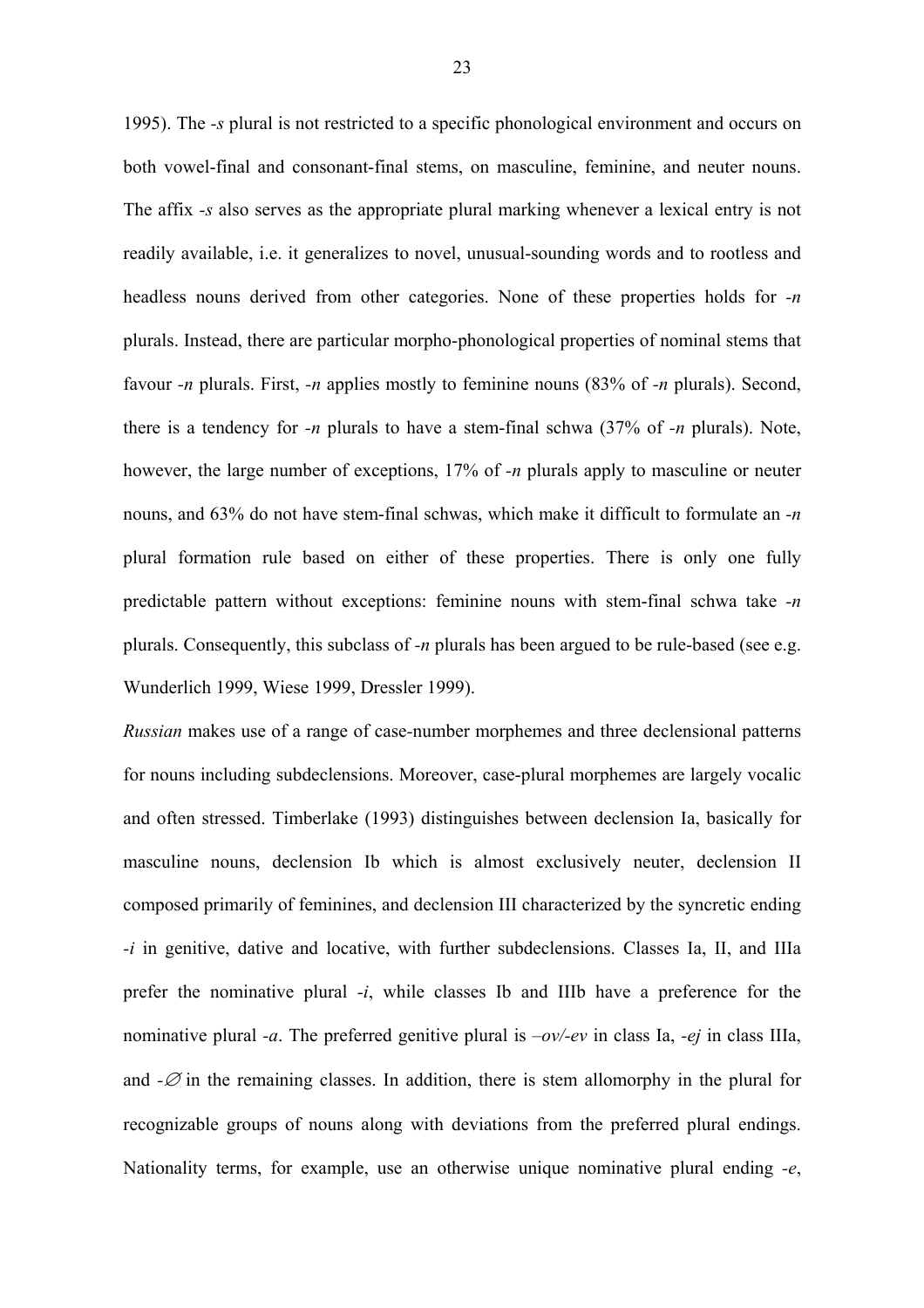1995). The *-s* plural is not restricted to a specific phonological environment and occurs on both vowel-final and consonant-final stems, on masculine, feminine, and neuter nouns. The affix *-s* also serves as the appropriate plural marking whenever a lexical entry is not readily available, i.e. it generalizes to novel, unusual-sounding words and to rootless and headless nouns derived from other categories. None of these properties holds for *-n* plurals. Instead, there are particular morpho-phonological properties of nominal stems that favour *-n* plurals. First, *-n* applies mostly to feminine nouns (83% of *-n* plurals). Second, there is a tendency for *-n* plurals to have a stem-final schwa (37% of *-n* plurals). Note, however, the large number of exceptions, 17% of *-n* plurals apply to masculine or neuter nouns, and 63% do not have stem-final schwas, which make it difficult to formulate an *-n* plural formation rule based on either of these properties. There is only one fully predictable pattern without exceptions: feminine nouns with stem-final schwa take *-n* plurals. Consequently, this subclass of *-n* plurals has been argued to be rule-based (see e.g. Wunderlich 1999, Wiese 1999, Dressler 1999).

*Russian* makes use of a range of case-number morphemes and three declensional patterns for nouns including subdeclensions. Moreover, case-plural morphemes are largely vocalic and often stressed. Timberlake (1993) distinguishes between declension Ia, basically for masculine nouns, declension Ib which is almost exclusively neuter, declension II composed primarily of feminines, and declension III characterized by the syncretic ending *-i* in genitive, dative and locative, with further subdeclensions. Classes Ia, II, and IIIa prefer the nominative plural *-i*, while classes Ib and IIIb have a preference for the nominative plural *-a*. The preferred genitive plural is *–ov/-ev* in class Ia, *-ej* in class IIIa, and *-∅* in the remaining classes. In addition, there is stem allomorphy in the plural for recognizable groups of nouns along with deviations from the preferred plural endings. Nationality terms, for example, use an otherwise unique nominative plural ending *-e*,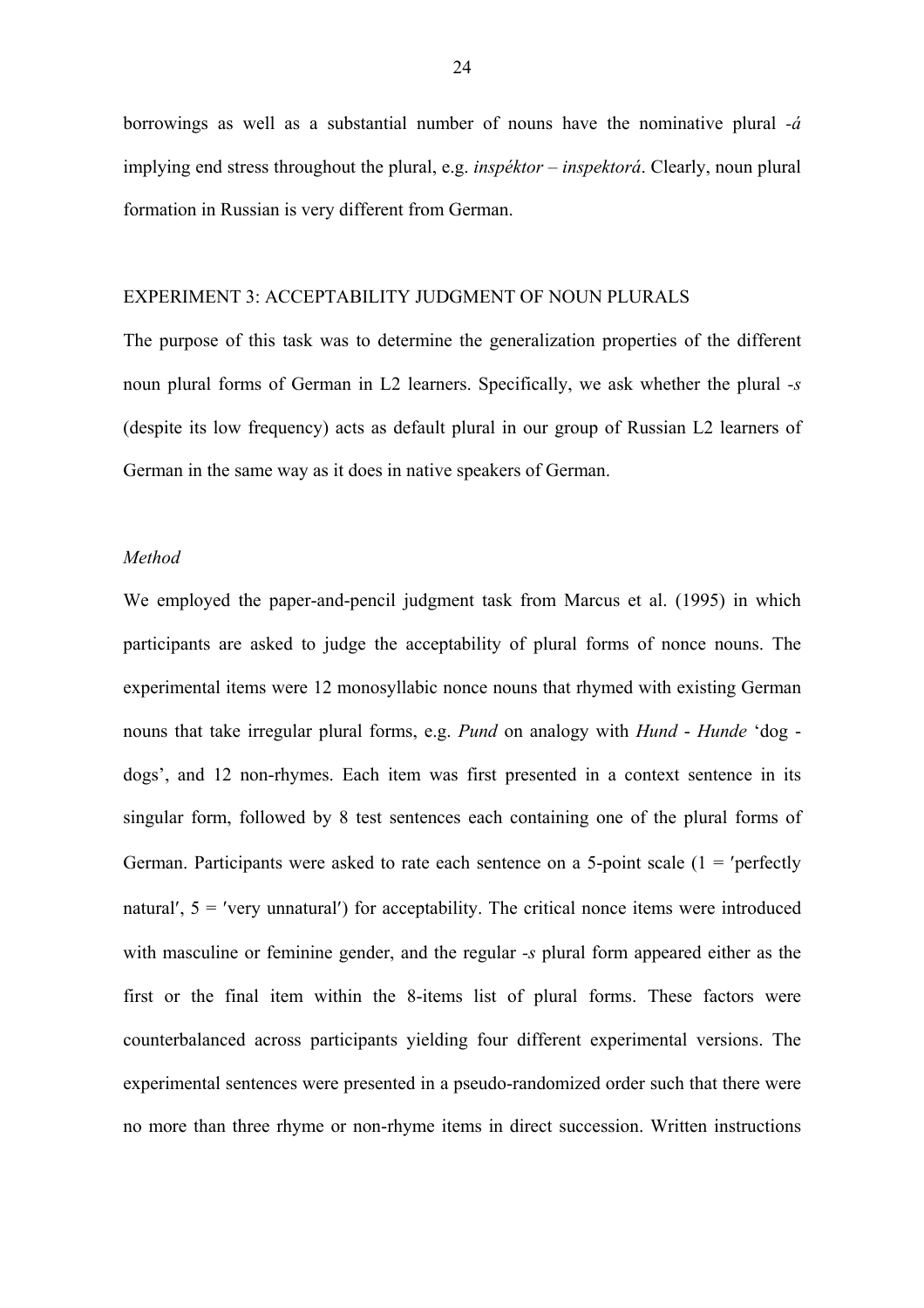borrowings as well as a substantial number of nouns have the nominative plural *-á* implying end stress throughout the plural, e.g. *inspéktor – inspektorá*. Clearly, noun plural formation in Russian is very different from German.

## EXPERIMENT 3: ACCEPTABILITY JUDGMENT OF NOUN PLURALS

The purpose of this task was to determine the generalization properties of the different noun plural forms of German in L2 learners. Specifically, we ask whether the plural *-s* (despite its low frequency) acts as default plural in our group of Russian L2 learners of German in the same way as it does in native speakers of German.

### *Method*

We employed the paper-and-pencil judgment task from Marcus et al. (1995) in which participants are asked to judge the acceptability of plural forms of nonce nouns. The experimental items were 12 monosyllabic nonce nouns that rhymed with existing German nouns that take irregular plural forms, e.g. *Pund* on analogy with *Hund* - *Hunde* 'dog - dogs', and 12 non-rhymes. Each item was first presented in a context sentence in its singular form, followed by 8 test sentences each containing one of the plural forms of German. Participants were asked to rate each sentence on a 5-point scale (1 = ′perfectly natural′, 5 = ′very unnatural′) for acceptability. The critical nonce items were introduced with masculine or feminine gender, and the regular *-s* plural form appeared either as the first or the final item within the 8-items list of plural forms. These factors were counterbalanced across participants yielding four different experimental versions. The experimental sentences were presented in a pseudo-randomized order such that there were no more than three rhyme or non-rhyme items in direct succession. Written instructions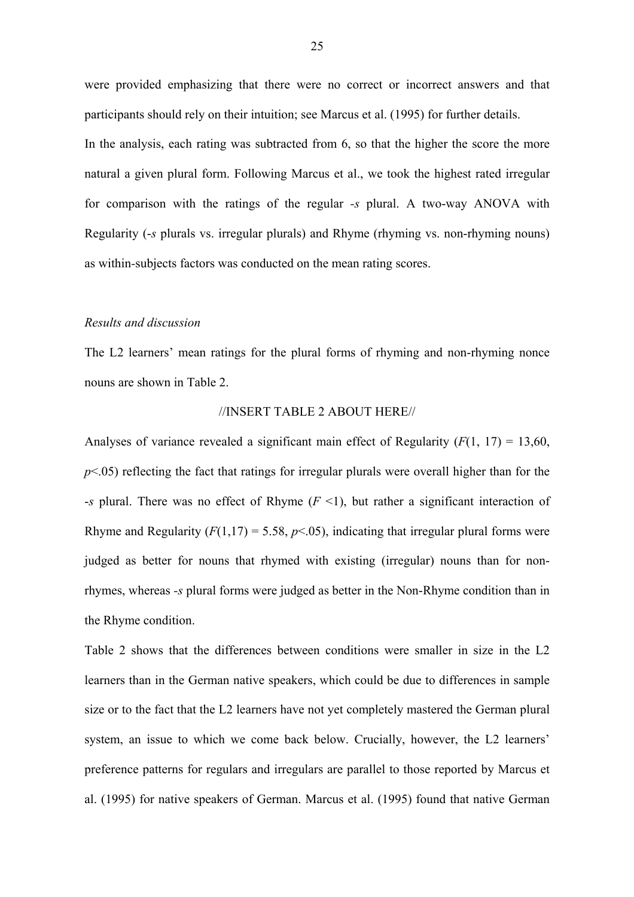were provided emphasizing that there were no correct or incorrect answers and that participants should rely on their intuition; see Marcus et al. (1995) for further details.

In the analysis, each rating was subtracted from 6, so that the higher the score the more natural a given plural form. Following Marcus et al., we took the highest rated irregular for comparison with the ratings of the regular *-s* plural. A two-way ANOVA with Regularity (*-s* plurals vs. irregular plurals) and Rhyme (rhyming vs. non-rhyming nouns) as within-subjects factors was conducted on the mean rating scores.

*Results and discussion*

The L2 learners' mean ratings for the plural forms of rhyming and non-rhyming nonce nouns are shown in Table 2.

//INSERT TABLE 2 ABOUT HERE//

Analyses of variance revealed a significant main effect of Regularity ($F(1, 17) = 13{,}60$, $p<.05$) reflecting the fact that ratings for irregular plurals were overall higher than for the *-s* plural. There was no effect of Rhyme ($F<1$), but rather a significant interaction of Rhyme and Regularity ($F(1,17) = 5.58$, $p<.05$), indicating that irregular plural forms were judged as better for nouns that rhymed with existing (irregular) nouns than for non-rhymes, whereas *-s* plural forms were judged as better in the Non-Rhyme condition than in the Rhyme condition.

Table 2 shows that the differences between conditions were smaller in size in the L2 learners than in the German native speakers, which could be due to differences in sample size or to the fact that the L2 learners have not yet completely mastered the German plural system, an issue to which we come back below. Crucially, however, the L2 learners' preference patterns for regulars and irregulars are parallel to those reported by Marcus et al. (1995) for native speakers of German. Marcus et al. (1995) found that native German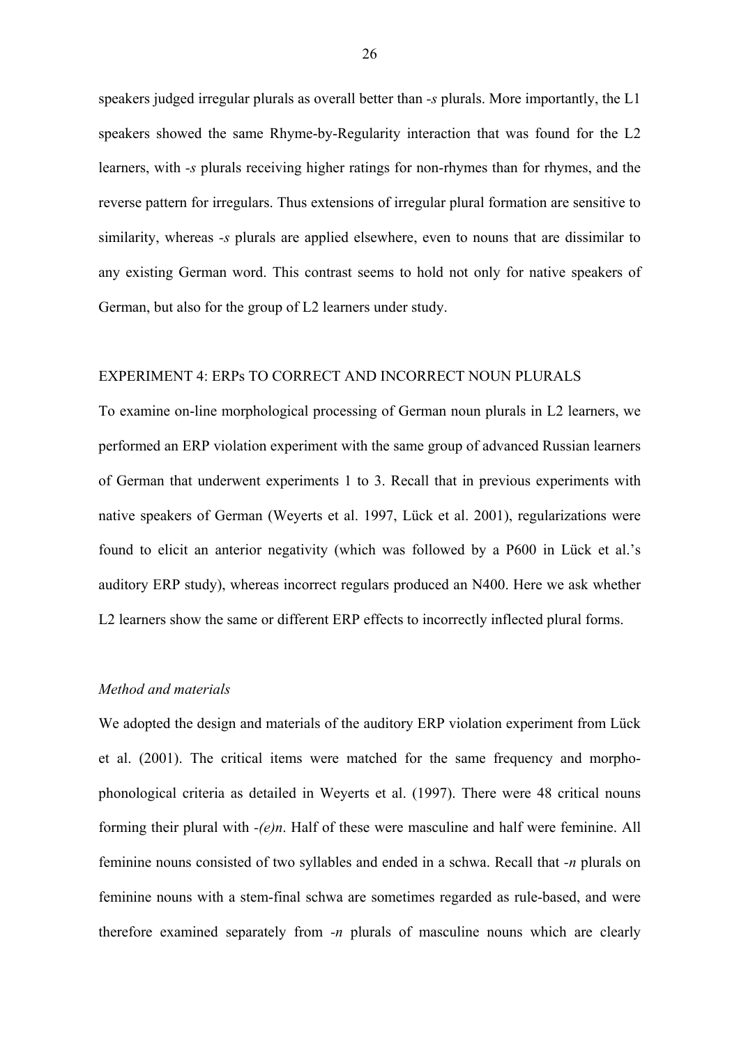speakers judged irregular plurals as overall better than *-s* plurals. More importantly, the L1 speakers showed the same Rhyme-by-Regularity interaction that was found for the L2 learners, with *-s* plurals receiving higher ratings for non-rhymes than for rhymes, and the reverse pattern for irregulars. Thus extensions of irregular plural formation are sensitive to similarity, whereas *-s* plurals are applied elsewhere, even to nouns that are dissimilar to any existing German word. This contrast seems to hold not only for native speakers of German, but also for the group of L2 learners under study.

## EXPERIMENT 4: ERPs TO CORRECT AND INCORRECT NOUN PLURALS

To examine on-line morphological processing of German noun plurals in L2 learners, we performed an ERP violation experiment with the same group of advanced Russian learners of German that underwent experiments 1 to 3. Recall that in previous experiments with native speakers of German (Weyerts et al. 1997, Lück et al. 2001), regularizations were found to elicit an anterior negativity (which was followed by a P600 in Lück et al.'s auditory ERP study), whereas incorrect regulars produced an N400. Here we ask whether L2 learners show the same or different ERP effects to incorrectly inflected plural forms.

### *Method and materials*

We adopted the design and materials of the auditory ERP violation experiment from Lück et al. (2001). The critical items were matched for the same frequency and morpho-phonological criteria as detailed in Weyerts et al. (1997). There were 48 critical nouns forming their plural with *-(e)n*. Half of these were masculine and half were feminine. All feminine nouns consisted of two syllables and ended in a schwa. Recall that *-n* plurals on feminine nouns with a stem-final schwa are sometimes regarded as rule-based, and were therefore examined separately from *-n* plurals of masculine nouns which are clearly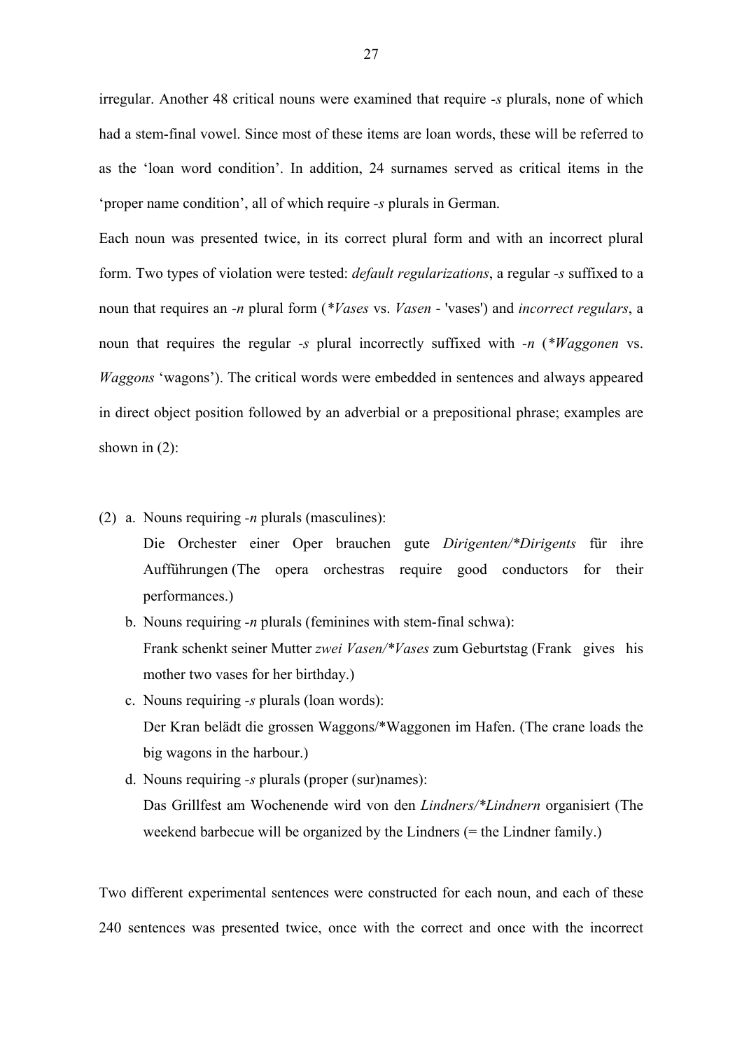irregular. Another 48 critical nouns were examined that require *-s* plurals, none of which had a stem-final vowel. Since most of these items are loan words, these will be referred to as the 'loan word condition'. In addition, 24 surnames served as critical items in the 'proper name condition', all of which require *-s* plurals in German.

Each noun was presented twice, in its correct plural form and with an incorrect plural form. Two types of violation were tested: *default regularizations*, a regular *-s* suffixed to a noun that requires an *-n* plural form (*\*Vases* vs. *Vasen* - 'vases') and *incorrect regulars*, a noun that requires the regular *-s* plural incorrectly suffixed with *-n* (*\*Waggonen* vs. *Waggons* 'wagons'). The critical words were embedded in sentences and always appeared in direct object position followed by an adverbial or a prepositional phrase; examples are shown in (2):

(2) a. Nouns requiring *-n* plurals (masculines):
   Die Orchester einer Oper brauchen gute *Dirigenten/\*Dirigents* für ihre Aufführungen (The opera orchestras require good conductors for their performances.)

   b. Nouns requiring *-n* plurals (feminines with stem-final schwa):
   Frank schenkt seiner Mutter *zwei Vasen/\*Vases* zum Geburtstag (Frank gives his mother two vases for her birthday.)

   c. Nouns requiring *-s* plurals (loan words):
   Der Kran belädt die grossen Waggons/\*Waggonen im Hafen. (The crane loads the big wagons in the harbour.)

   d. Nouns requiring *-s* plurals (proper (sur)names):
   Das Grillfest am Wochenende wird von den *Lindners/\*Lindnern* organisiert (The weekend barbecue will be organized by the Lindners (= the Lindner family.)

Two different experimental sentences were constructed for each noun, and each of these 240 sentences was presented twice, once with the correct and once with the incorrect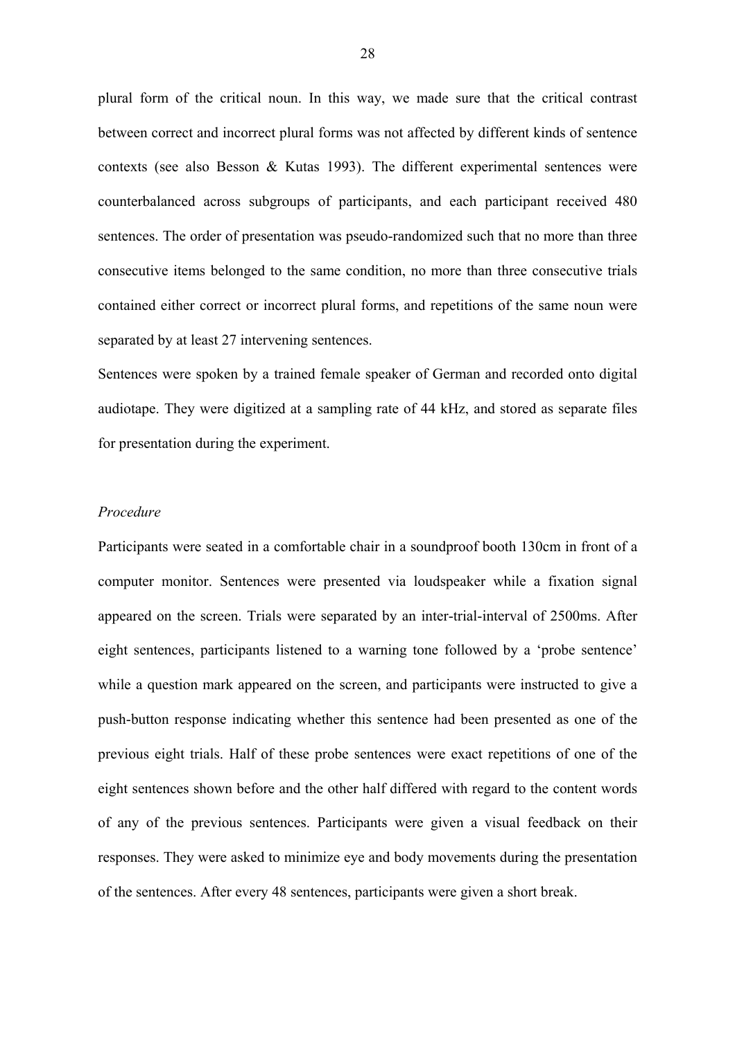plural form of the critical noun. In this way, we made sure that the critical contrast between correct and incorrect plural forms was not affected by different kinds of sentence contexts (see also Besson & Kutas 1993). The different experimental sentences were counterbalanced across subgroups of participants, and each participant received 480 sentences. The order of presentation was pseudo-randomized such that no more than three consecutive items belonged to the same condition, no more than three consecutive trials contained either correct or incorrect plural forms, and repetitions of the same noun were separated by at least 27 intervening sentences.

Sentences were spoken by a trained female speaker of German and recorded onto digital audiotape. They were digitized at a sampling rate of 44 kHz, and stored as separate files for presentation during the experiment.

*Procedure*

Participants were seated in a comfortable chair in a soundproof booth 130cm in front of a computer monitor. Sentences were presented via loudspeaker while a fixation signal appeared on the screen. Trials were separated by an inter-trial-interval of 2500ms. After eight sentences, participants listened to a warning tone followed by a 'probe sentence' while a question mark appeared on the screen, and participants were instructed to give a push-button response indicating whether this sentence had been presented as one of the previous eight trials. Half of these probe sentences were exact repetitions of one of the eight sentences shown before and the other half differed with regard to the content words of any of the previous sentences. Participants were given a visual feedback on their responses. They were asked to minimize eye and body movements during the presentation of the sentences. After every 48 sentences, participants were given a short break.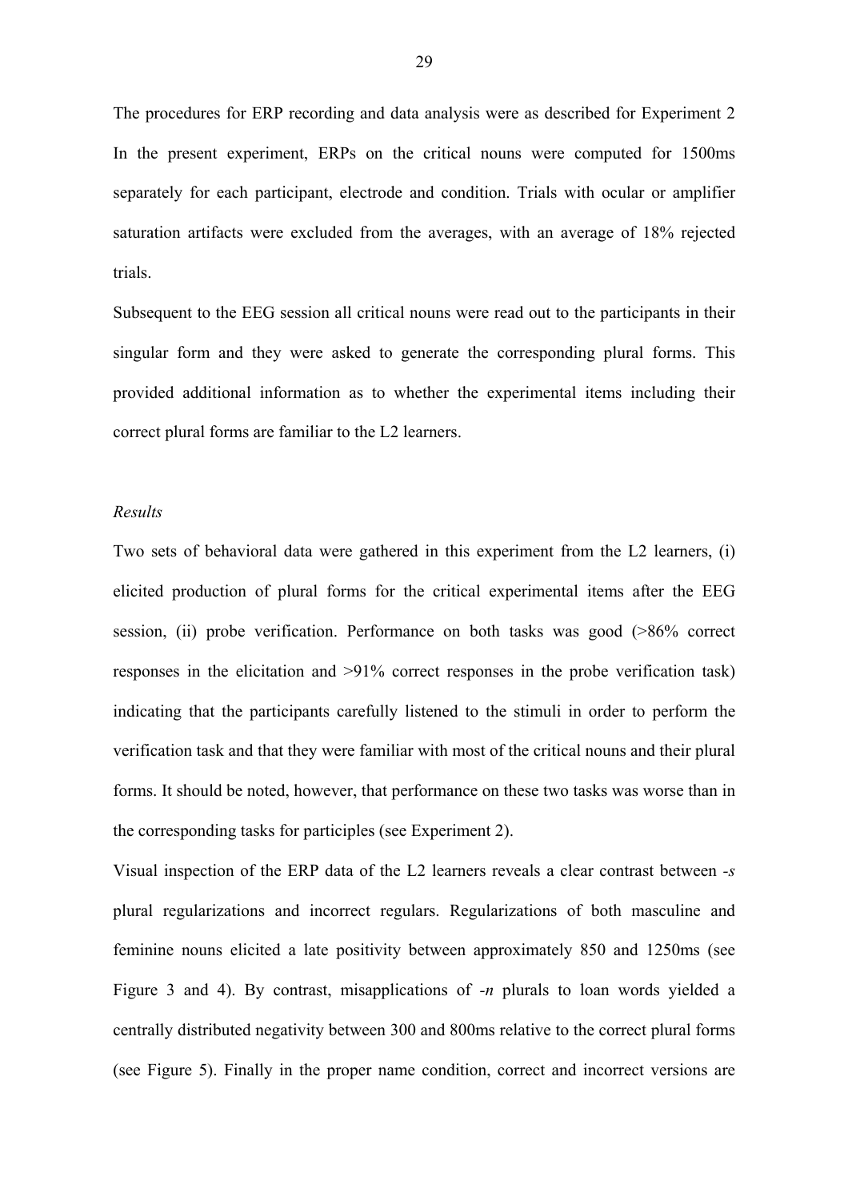The procedures for ERP recording and data analysis were as described for Experiment 2 In the present experiment, ERPs on the critical nouns were computed for 1500ms separately for each participant, electrode and condition. Trials with ocular or amplifier saturation artifacts were excluded from the averages, with an average of 18% rejected trials.

Subsequent to the EEG session all critical nouns were read out to the participants in their singular form and they were asked to generate the corresponding plural forms. This provided additional information as to whether the experimental items including their correct plural forms are familiar to the L2 learners.

*Results*

Two sets of behavioral data were gathered in this experiment from the L2 learners, (i) elicited production of plural forms for the critical experimental items after the EEG session, (ii) probe verification. Performance on both tasks was good (>86% correct responses in the elicitation and >91% correct responses in the probe verification task) indicating that the participants carefully listened to the stimuli in order to perform the verification task and that they were familiar with most of the critical nouns and their plural forms. It should be noted, however, that performance on these two tasks was worse than in the corresponding tasks for participles (see Experiment 2).

Visual inspection of the ERP data of the L2 learners reveals a clear contrast between *-s* plural regularizations and incorrect regulars. Regularizations of both masculine and feminine nouns elicited a late positivity between approximately 850 and 1250ms (see Figure 3 and 4). By contrast, misapplications of *-n* plurals to loan words yielded a centrally distributed negativity between 300 and 800ms relative to the correct plural forms (see Figure 5). Finally in the proper name condition, correct and incorrect versions are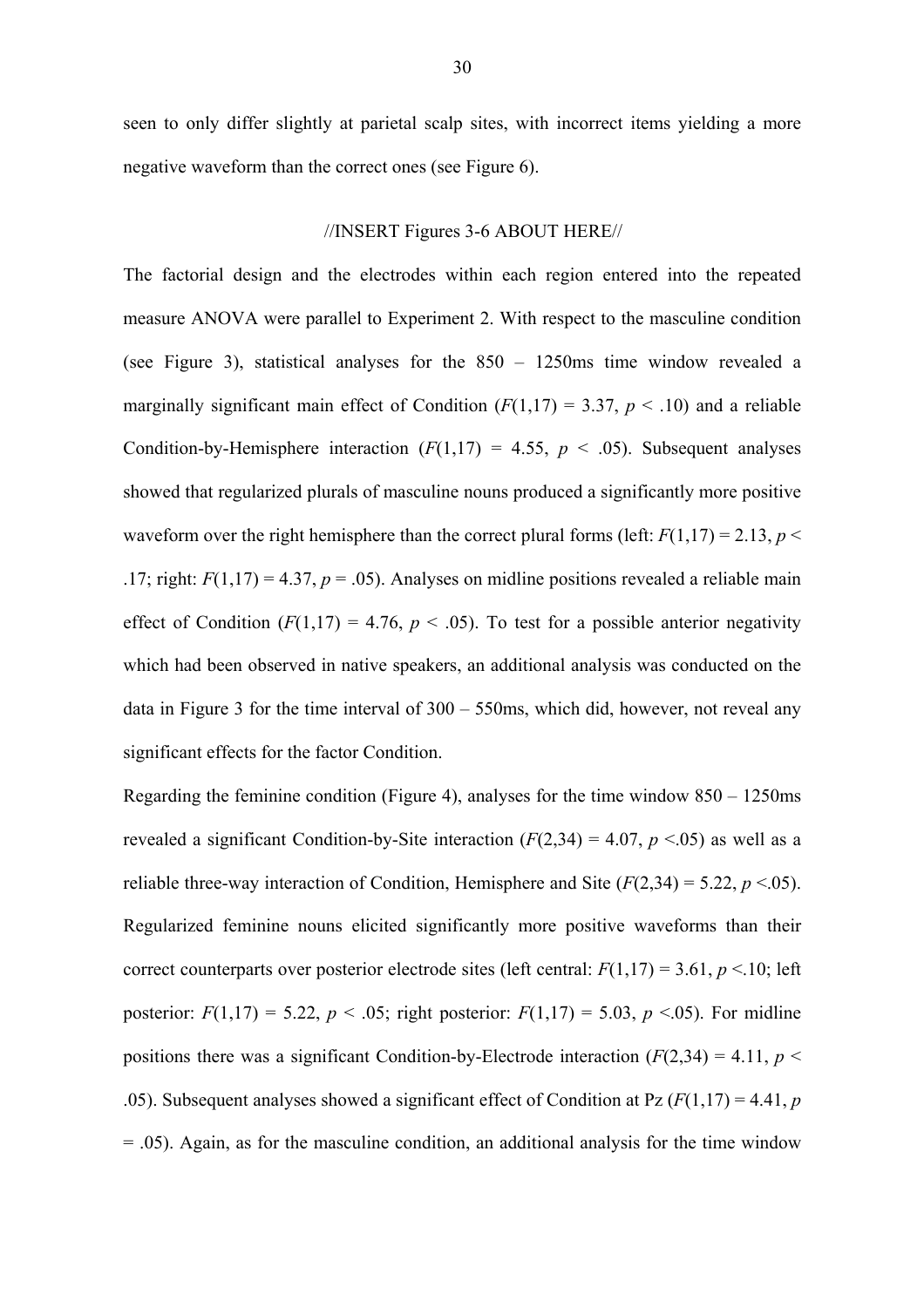seen to only differ slightly at parietal scalp sites, with incorrect items yielding a more negative waveform than the correct ones (see Figure 6).

//INSERT Figures 3-6 ABOUT HERE//

The factorial design and the electrodes within each region entered into the repeated measure ANOVA were parallel to Experiment 2. With respect to the masculine condition (see Figure 3), statistical analyses for the 850 – 1250ms time window revealed a marginally significant main effect of Condition ($F(1,17) = 3.37$, $p < .10$) and a reliable Condition-by-Hemisphere interaction ($F(1,17) = 4.55$, $p < .05$). Subsequent analyses showed that regularized plurals of masculine nouns produced a significantly more positive waveform over the right hemisphere than the correct plural forms (left: $F(1,17) = 2.13$, $p < .17$; right: $F(1,17) = 4.37$, $p = .05$). Analyses on midline positions revealed a reliable main effect of Condition ($F(1,17) = 4.76$, $p < .05$). To test for a possible anterior negativity which had been observed in native speakers, an additional analysis was conducted on the data in Figure 3 for the time interval of 300 – 550ms, which did, however, not reveal any significant effects for the factor Condition.

Regarding the feminine condition (Figure 4), analyses for the time window 850 – 1250ms revealed a significant Condition-by-Site interaction ($F(2,34) = 4.07$, $p < .05$) as well as a reliable three-way interaction of Condition, Hemisphere and Site ($F(2,34) = 5.22$, $p < .05$). Regularized feminine nouns elicited significantly more positive waveforms than their correct counterparts over posterior electrode sites (left central: $F(1,17) = 3.61$, $p < .10$; left posterior: $F(1,17) = 5.22$, $p < .05$; right posterior: $F(1,17) = 5.03$, $p < .05$). For midline positions there was a significant Condition-by-Electrode interaction ($F(2,34) = 4.11$, $p < .05$). Subsequent analyses showed a significant effect of Condition at Pz ($F(1,17) = 4.41$, $p = .05$). Again, as for the masculine condition, an additional analysis for the time window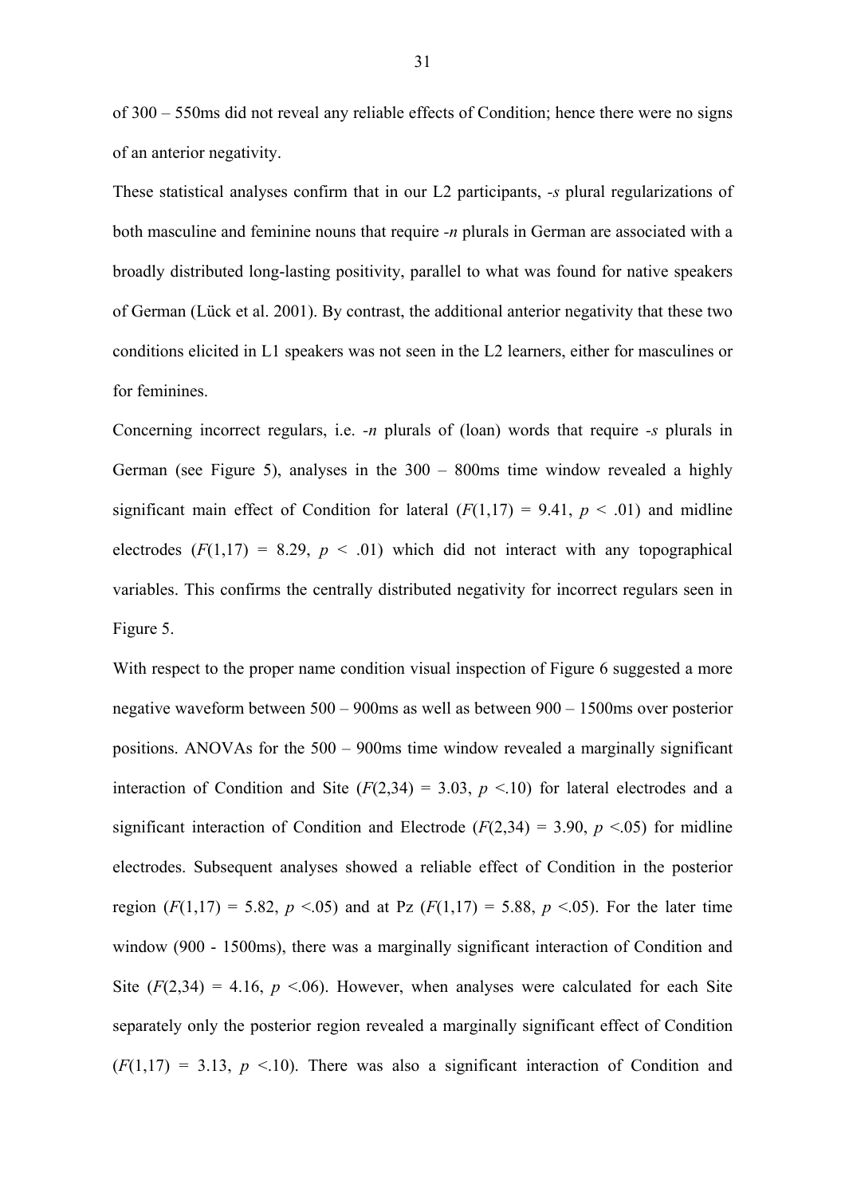of 300 – 550ms did not reveal any reliable effects of Condition; hence there were no signs of an anterior negativity.

These statistical analyses confirm that in our L2 participants, *-s* plural regularizations of both masculine and feminine nouns that require *-n* plurals in German are associated with a broadly distributed long-lasting positivity, parallel to what was found for native speakers of German (Lück et al. 2001). By contrast, the additional anterior negativity that these two conditions elicited in L1 speakers was not seen in the L2 learners, either for masculines or for feminines.

Concerning incorrect regulars, i.e. *-n* plurals of (loan) words that require *-s* plurals in German (see Figure 5), analyses in the 300 – 800ms time window revealed a highly significant main effect of Condition for lateral ($F(1,17) = 9.41$, $p < .01$) and midline electrodes ($F(1,17) = 8.29$, $p < .01$) which did not interact with any topographical variables. This confirms the centrally distributed negativity for incorrect regulars seen in Figure 5.

With respect to the proper name condition visual inspection of Figure 6 suggested a more negative waveform between 500 – 900ms as well as between 900 – 1500ms over posterior positions. ANOVAs for the 500 – 900ms time window revealed a marginally significant interaction of Condition and Site ($F(2,34) = 3.03$, $p < .10$) for lateral electrodes and a significant interaction of Condition and Electrode ($F(2,34) = 3.90$, $p < .05$) for midline electrodes. Subsequent analyses showed a reliable effect of Condition in the posterior region ($F(1,17) = 5.82$, $p < .05$) and at Pz ($F(1,17) = 5.88$, $p < .05$). For the later time window (900 - 1500ms), there was a marginally significant interaction of Condition and Site ($F(2,34) = 4.16$, $p < .06$). However, when analyses were calculated for each Site separately only the posterior region revealed a marginally significant effect of Condition ($F(1,17) = 3.13$, $p < .10$). There was also a significant interaction of Condition and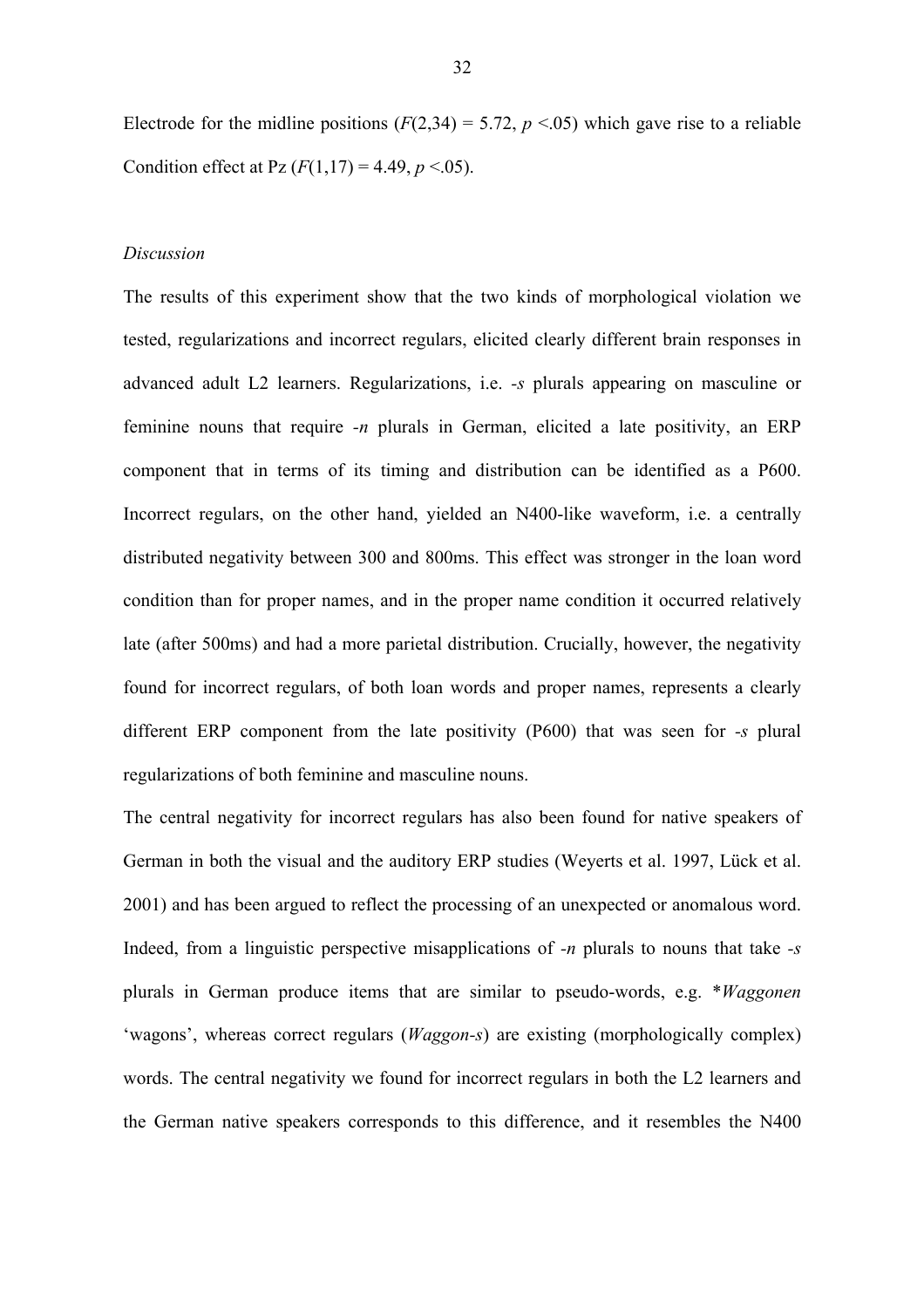Electrode for the midline positions ($F(2,34) = 5.72$, $p < .05$) which gave rise to a reliable Condition effect at Pz ($F(1,17) = 4.49$, $p < .05$).

*Discussion*

The results of this experiment show that the two kinds of morphological violation we tested, regularizations and incorrect regulars, elicited clearly different brain responses in advanced adult L2 learners. Regularizations, i.e. *-s* plurals appearing on masculine or feminine nouns that require *-n* plurals in German, elicited a late positivity, an ERP component that in terms of its timing and distribution can be identified as a P600. Incorrect regulars, on the other hand, yielded an N400-like waveform, i.e. a centrally distributed negativity between 300 and 800ms. This effect was stronger in the loan word condition than for proper names, and in the proper name condition it occurred relatively late (after 500ms) and had a more parietal distribution. Crucially, however, the negativity found for incorrect regulars, of both loan words and proper names, represents a clearly different ERP component from the late positivity (P600) that was seen for *-s* plural regularizations of both feminine and masculine nouns.

The central negativity for incorrect regulars has also been found for native speakers of German in both the visual and the auditory ERP studies (Weyerts et al. 1997, Lück et al. 2001) and has been argued to reflect the processing of an unexpected or anomalous word. Indeed, from a linguistic perspective misapplications of *-n* plurals to nouns that take *-s* plurals in German produce items that are similar to pseudo-words, e.g. \**Waggonen* 'wagons', whereas correct regulars (*Waggon-s*) are existing (morphologically complex) words. The central negativity we found for incorrect regulars in both the L2 learners and the German native speakers corresponds to this difference, and it resembles the N400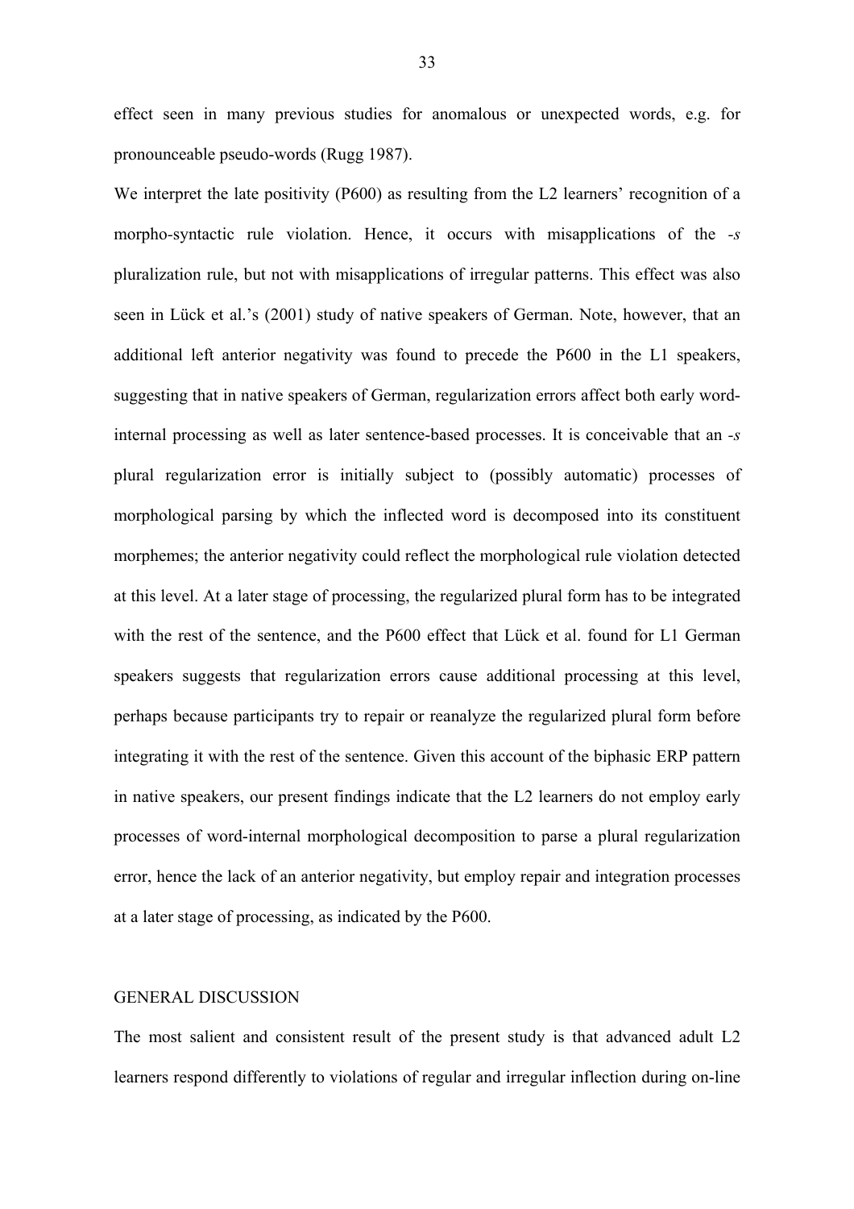effect seen in many previous studies for anomalous or unexpected words, e.g. for pronounceable pseudo-words (Rugg 1987).

We interpret the late positivity (P600) as resulting from the L2 learners' recognition of a morpho-syntactic rule violation. Hence, it occurs with misapplications of the *-s* pluralization rule, but not with misapplications of irregular patterns. This effect was also seen in Lück et al.'s (2001) study of native speakers of German. Note, however, that an additional left anterior negativity was found to precede the P600 in the L1 speakers, suggesting that in native speakers of German, regularization errors affect both early word-internal processing as well as later sentence-based processes. It is conceivable that an *-s* plural regularization error is initially subject to (possibly automatic) processes of morphological parsing by which the inflected word is decomposed into its constituent morphemes; the anterior negativity could reflect the morphological rule violation detected at this level. At a later stage of processing, the regularized plural form has to be integrated with the rest of the sentence, and the P600 effect that Lück et al. found for L1 German speakers suggests that regularization errors cause additional processing at this level, perhaps because participants try to repair or reanalyze the regularized plural form before integrating it with the rest of the sentence. Given this account of the biphasic ERP pattern in native speakers, our present findings indicate that the L2 learners do not employ early processes of word-internal morphological decomposition to parse a plural regularization error, hence the lack of an anterior negativity, but employ repair and integration processes at a later stage of processing, as indicated by the P600.

## GENERAL DISCUSSION

The most salient and consistent result of the present study is that advanced adult L2 learners respond differently to violations of regular and irregular inflection during on-line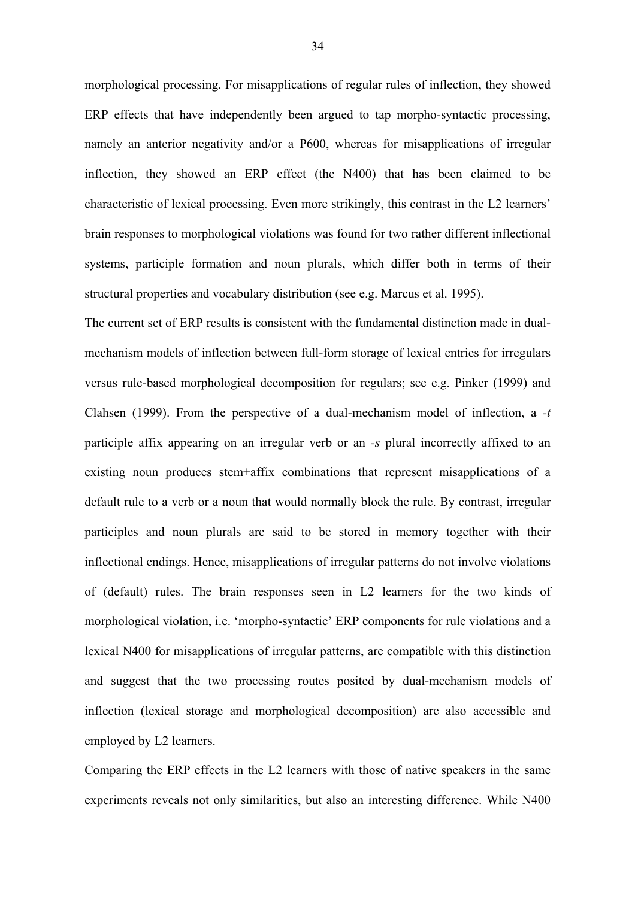morphological processing. For misapplications of regular rules of inflection, they showed ERP effects that have independently been argued to tap morpho-syntactic processing, namely an anterior negativity and/or a P600, whereas for misapplications of irregular inflection, they showed an ERP effect (the N400) that has been claimed to be characteristic of lexical processing. Even more strikingly, this contrast in the L2 learners' brain responses to morphological violations was found for two rather different inflectional systems, participle formation and noun plurals, which differ both in terms of their structural properties and vocabulary distribution (see e.g. Marcus et al. 1995).

The current set of ERP results is consistent with the fundamental distinction made in dual-mechanism models of inflection between full-form storage of lexical entries for irregulars versus rule-based morphological decomposition for regulars; see e.g. Pinker (1999) and Clahsen (1999). From the perspective of a dual-mechanism model of inflection, a *-t* participle affix appearing on an irregular verb or an *-s* plural incorrectly affixed to an existing noun produces stem+affix combinations that represent misapplications of a default rule to a verb or a noun that would normally block the rule. By contrast, irregular participles and noun plurals are said to be stored in memory together with their inflectional endings. Hence, misapplications of irregular patterns do not involve violations of (default) rules. The brain responses seen in L2 learners for the two kinds of morphological violation, i.e. 'morpho-syntactic' ERP components for rule violations and a lexical N400 for misapplications of irregular patterns, are compatible with this distinction and suggest that the two processing routes posited by dual-mechanism models of inflection (lexical storage and morphological decomposition) are also accessible and employed by L2 learners.

Comparing the ERP effects in the L2 learners with those of native speakers in the same experiments reveals not only similarities, but also an interesting difference. While N400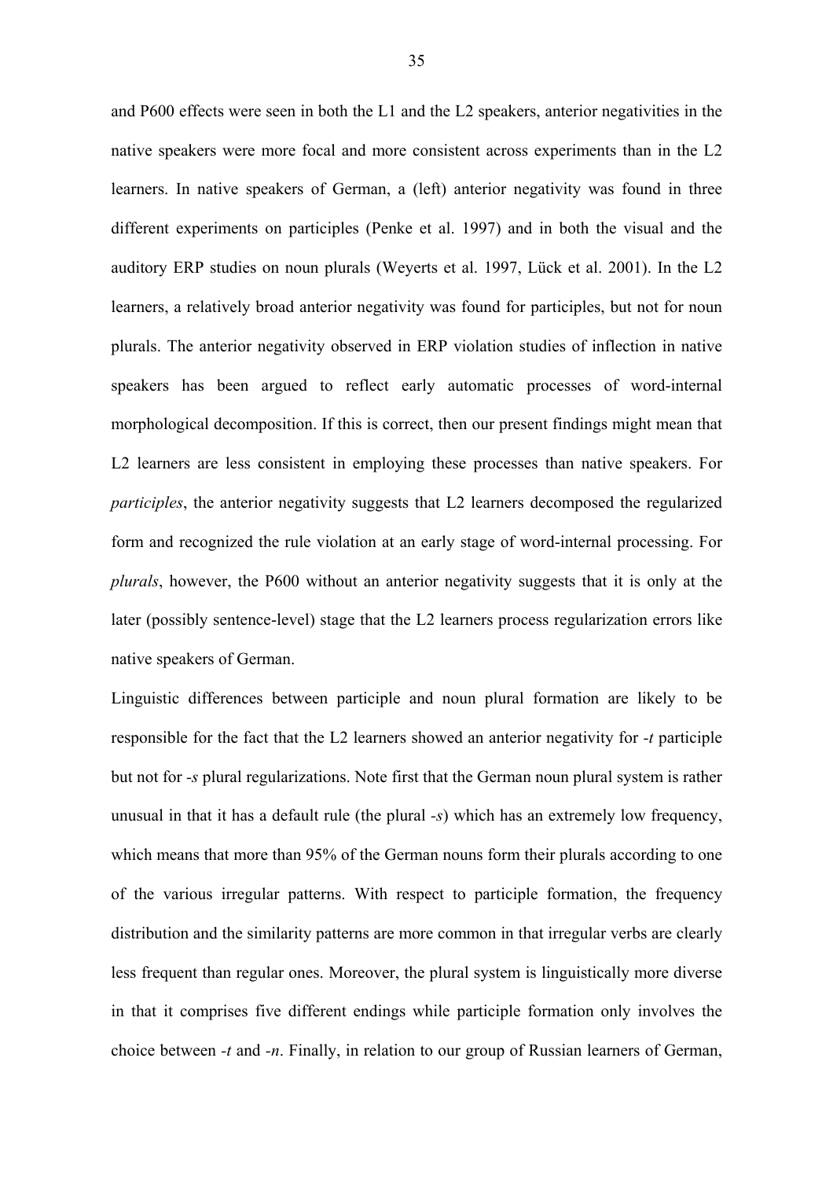and P600 effects were seen in both the L1 and the L2 speakers, anterior negativities in the native speakers were more focal and more consistent across experiments than in the L2 learners. In native speakers of German, a (left) anterior negativity was found in three different experiments on participles (Penke et al. 1997) and in both the visual and the auditory ERP studies on noun plurals (Weyerts et al. 1997, Lück et al. 2001). In the L2 learners, a relatively broad anterior negativity was found for participles, but not for noun plurals. The anterior negativity observed in ERP violation studies of inflection in native speakers has been argued to reflect early automatic processes of word-internal morphological decomposition. If this is correct, then our present findings might mean that L2 learners are less consistent in employing these processes than native speakers. For *participles*, the anterior negativity suggests that L2 learners decomposed the regularized form and recognized the rule violation at an early stage of word-internal processing. For *plurals*, however, the P600 without an anterior negativity suggests that it is only at the later (possibly sentence-level) stage that the L2 learners process regularization errors like native speakers of German.

Linguistic differences between participle and noun plural formation are likely to be responsible for the fact that the L2 learners showed an anterior negativity for *-t* participle but not for *-s* plural regularizations. Note first that the German noun plural system is rather unusual in that it has a default rule (the plural *-s*) which has an extremely low frequency, which means that more than 95% of the German nouns form their plurals according to one of the various irregular patterns. With respect to participle formation, the frequency distribution and the similarity patterns are more common in that irregular verbs are clearly less frequent than regular ones. Moreover, the plural system is linguistically more diverse in that it comprises five different endings while participle formation only involves the choice between *-t* and *-n*. Finally, in relation to our group of Russian learners of German,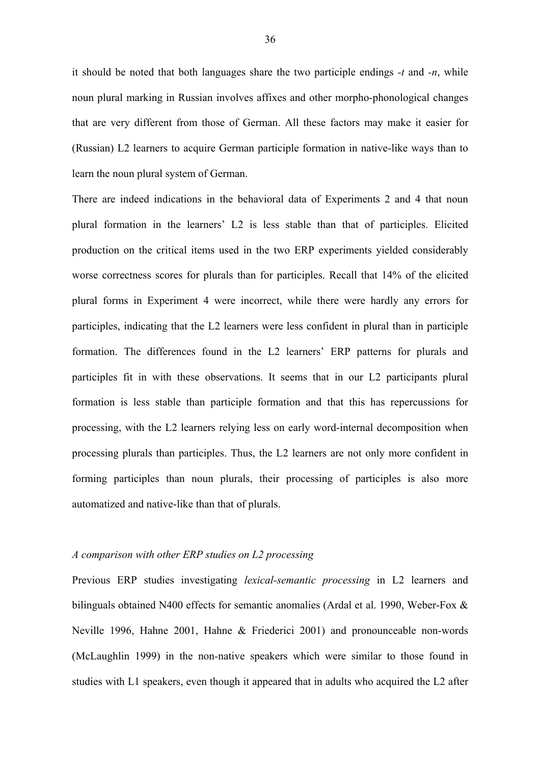it should be noted that both languages share the two participle endings *-t* and *-n*, while noun plural marking in Russian involves affixes and other morpho-phonological changes that are very different from those of German. All these factors may make it easier for (Russian) L2 learners to acquire German participle formation in native-like ways than to learn the noun plural system of German.

There are indeed indications in the behavioral data of Experiments 2 and 4 that noun plural formation in the learners' L2 is less stable than that of participles. Elicited production on the critical items used in the two ERP experiments yielded considerably worse correctness scores for plurals than for participles. Recall that 14% of the elicited plural forms in Experiment 4 were incorrect, while there were hardly any errors for participles, indicating that the L2 learners were less confident in plural than in participle formation. The differences found in the L2 learners' ERP patterns for plurals and participles fit in with these observations. It seems that in our L2 participants plural formation is less stable than participle formation and that this has repercussions for processing, with the L2 learners relying less on early word-internal decomposition when processing plurals than participles. Thus, the L2 learners are not only more confident in forming participles than noun plurals, their processing of participles is also more automatized and native-like than that of plurals.

### *A comparison with other ERP studies on L2 processing*

Previous ERP studies investigating *lexical-semantic processing* in L2 learners and bilinguals obtained N400 effects for semantic anomalies (Ardal et al. 1990, Weber-Fox & Neville 1996, Hahne 2001, Hahne & Friederici 2001) and pronounceable non-words (McLaughlin 1999) in the non-native speakers which were similar to those found in studies with L1 speakers, even though it appeared that in adults who acquired the L2 after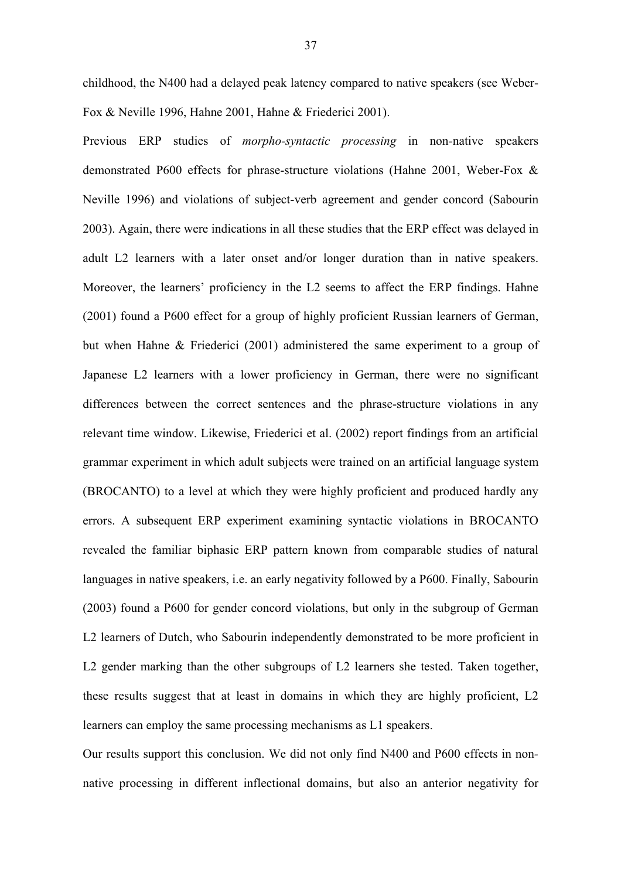childhood, the N400 had a delayed peak latency compared to native speakers (see Weber-Fox & Neville 1996, Hahne 2001, Hahne & Friederici 2001).

Previous ERP studies of *morpho-syntactic processing* in non-native speakers demonstrated P600 effects for phrase-structure violations (Hahne 2001, Weber-Fox & Neville 1996) and violations of subject-verb agreement and gender concord (Sabourin 2003). Again, there were indications in all these studies that the ERP effect was delayed in adult L2 learners with a later onset and/or longer duration than in native speakers. Moreover, the learners' proficiency in the L2 seems to affect the ERP findings. Hahne (2001) found a P600 effect for a group of highly proficient Russian learners of German, but when Hahne & Friederici (2001) administered the same experiment to a group of Japanese L2 learners with a lower proficiency in German, there were no significant differences between the correct sentences and the phrase-structure violations in any relevant time window. Likewise, Friederici et al. (2002) report findings from an artificial grammar experiment in which adult subjects were trained on an artificial language system (BROCANTO) to a level at which they were highly proficient and produced hardly any errors. A subsequent ERP experiment examining syntactic violations in BROCANTO revealed the familiar biphasic ERP pattern known from comparable studies of natural languages in native speakers, i.e. an early negativity followed by a P600. Finally, Sabourin (2003) found a P600 for gender concord violations, but only in the subgroup of German L2 learners of Dutch, who Sabourin independently demonstrated to be more proficient in L2 gender marking than the other subgroups of L2 learners she tested. Taken together, these results suggest that at least in domains in which they are highly proficient, L2 learners can employ the same processing mechanisms as L1 speakers.

Our results support this conclusion. We did not only find N400 and P600 effects in non-native processing in different inflectional domains, but also an anterior negativity for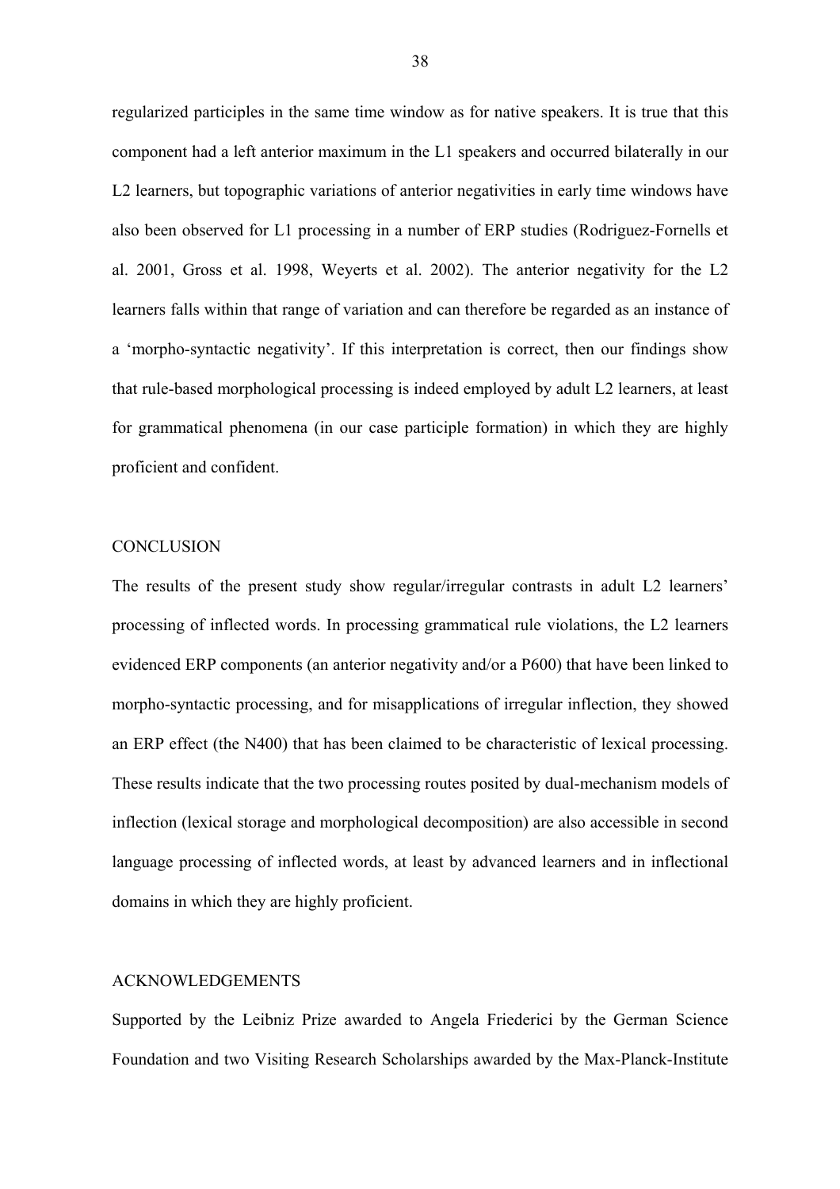regularized participles in the same time window as for native speakers. It is true that this component had a left anterior maximum in the L1 speakers and occurred bilaterally in our L2 learners, but topographic variations of anterior negativities in early time windows have also been observed for L1 processing in a number of ERP studies (Rodriguez-Fornells et al. 2001, Gross et al. 1998, Weyerts et al. 2002). The anterior negativity for the L2 learners falls within that range of variation and can therefore be regarded as an instance of a 'morpho-syntactic negativity'. If this interpretation is correct, then our findings show that rule-based morphological processing is indeed employed by adult L2 learners, at least for grammatical phenomena (in our case participle formation) in which they are highly proficient and confident.

## CONCLUSION

The results of the present study show regular/irregular contrasts in adult L2 learners' processing of inflected words. In processing grammatical rule violations, the L2 learners evidenced ERP components (an anterior negativity and/or a P600) that have been linked to morpho-syntactic processing, and for misapplications of irregular inflection, they showed an ERP effect (the N400) that has been claimed to be characteristic of lexical processing. These results indicate that the two processing routes posited by dual-mechanism models of inflection (lexical storage and morphological decomposition) are also accessible in second language processing of inflected words, at least by advanced learners and in inflectional domains in which they are highly proficient.

## ACKNOWLEDGEMENTS

Supported by the Leibniz Prize awarded to Angela Friederici by the German Science Foundation and two Visiting Research Scholarships awarded by the Max-Planck-Institute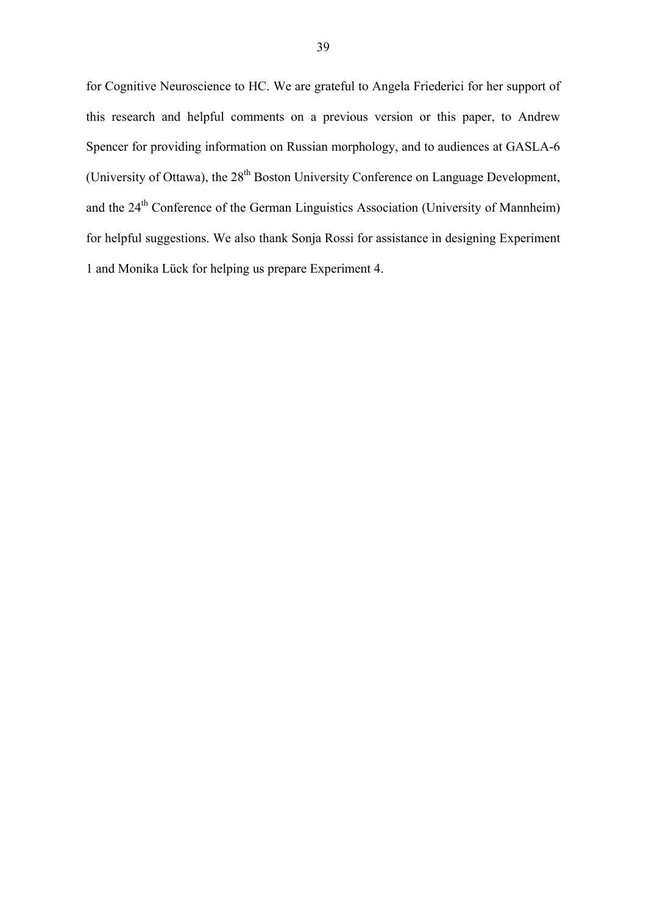for Cognitive Neuroscience to HC. We are grateful to Angela Friederici for her support of this research and helpful comments on a previous version or this paper, to Andrew Spencer for providing information on Russian morphology, and to audiences at GASLA-6 (University of Ottawa), the 28th Boston University Conference on Language Development, and the 24th Conference of the German Linguistics Association (University of Mannheim) for helpful suggestions. We also thank Sonja Rossi for assistance in designing Experiment 1 and Monika Lück for helping us prepare Experiment 4.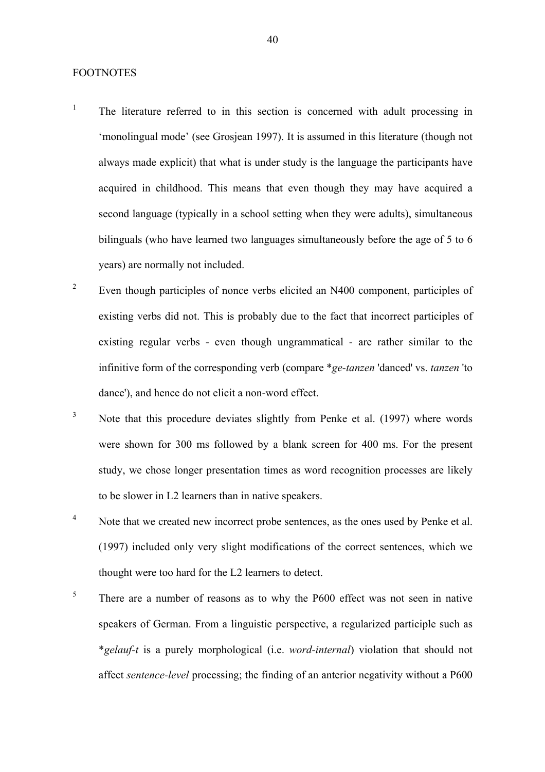FOOTNOTES

[1] The literature referred to in this section is concerned with adult processing in 'monolingual mode' (see Grosjean 1997). It is assumed in this literature (though not always made explicit) that what is under study is the language the participants have acquired in childhood. This means that even though they may have acquired a second language (typically in a school setting when they were adults), simultaneous bilinguals (who have learned two languages simultaneously before the age of 5 to 6 years) are normally not included.

[2] Even though participles of nonce verbs elicited an N400 component, participles of existing verbs did not. This is probably due to the fact that incorrect participles of existing regular verbs - even though ungrammatical - are rather similar to the infinitive form of the corresponding verb (compare **ge-tanzen* 'danced' vs. *tanzen* 'to dance'), and hence do not elicit a non-word effect.

[3] Note that this procedure deviates slightly from Penke et al. (1997) where words were shown for 300 ms followed by a blank screen for 400 ms. For the present study, we chose longer presentation times as word recognition processes are likely to be slower in L2 learners than in native speakers.

[4] Note that we created new incorrect probe sentences, as the ones used by Penke et al. (1997) included only very slight modifications of the correct sentences, which we thought were too hard for the L2 learners to detect.

[5] There are a number of reasons as to why the P600 effect was not seen in native speakers of German. From a linguistic perspective, a regularized participle such as **gelauf-t* is a purely morphological (i.e. *word-internal*) violation that should not affect *sentence-level* processing; the finding of an anterior negativity without a P600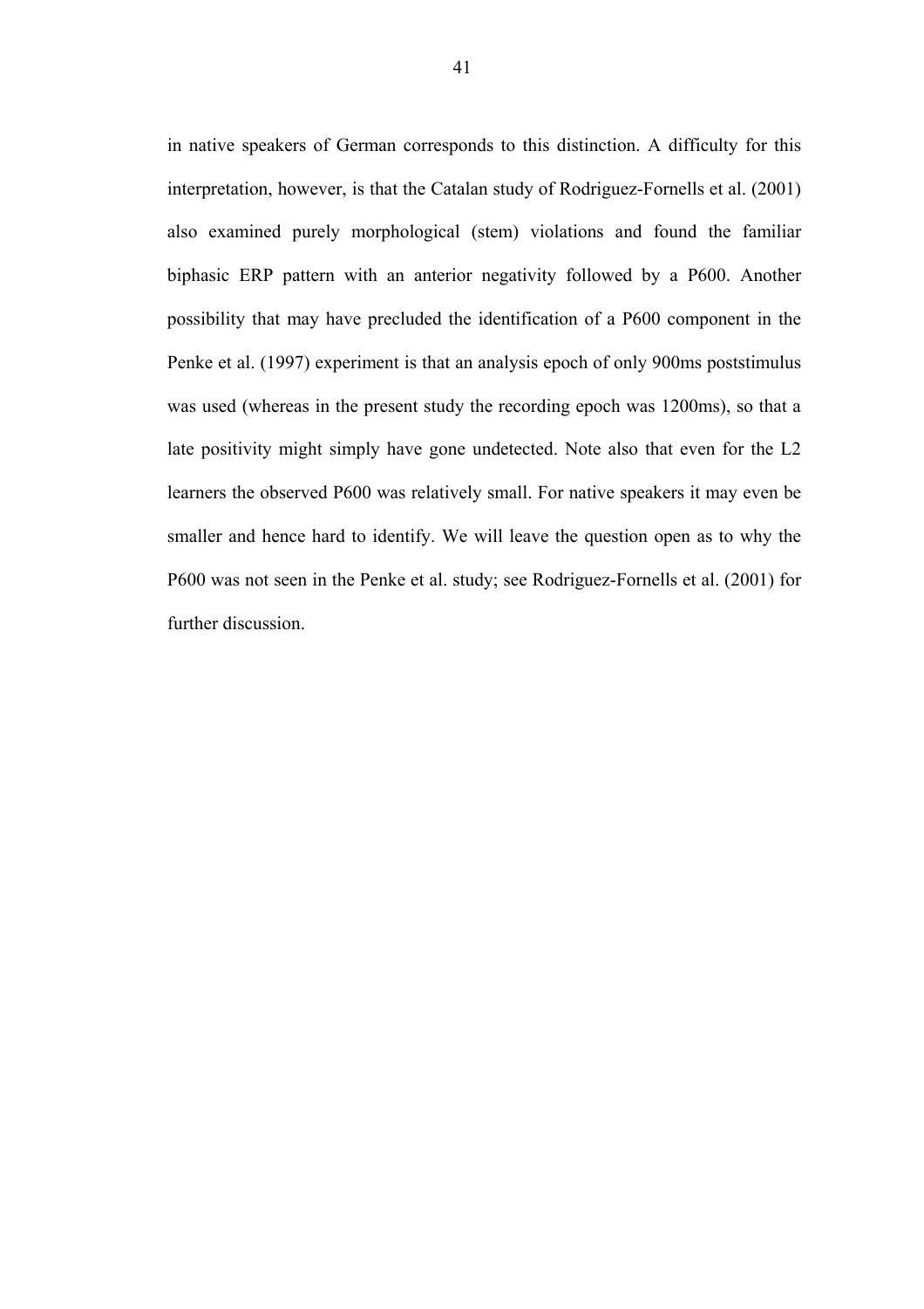in native speakers of German corresponds to this distinction. A difficulty for this interpretation, however, is that the Catalan study of Rodriguez-Fornells et al. (2001) also examined purely morphological (stem) violations and found the familiar biphasic ERP pattern with an anterior negativity followed by a P600. Another possibility that may have precluded the identification of a P600 component in the Penke et al. (1997) experiment is that an analysis epoch of only 900ms poststimulus was used (whereas in the present study the recording epoch was 1200ms), so that a late positivity might simply have gone undetected. Note also that even for the L2 learners the observed P600 was relatively small. For native speakers it may even be smaller and hence hard to identify. We will leave the question open as to why the P600 was not seen in the Penke et al. study; see Rodriguez-Fornells et al. (2001) for further discussion.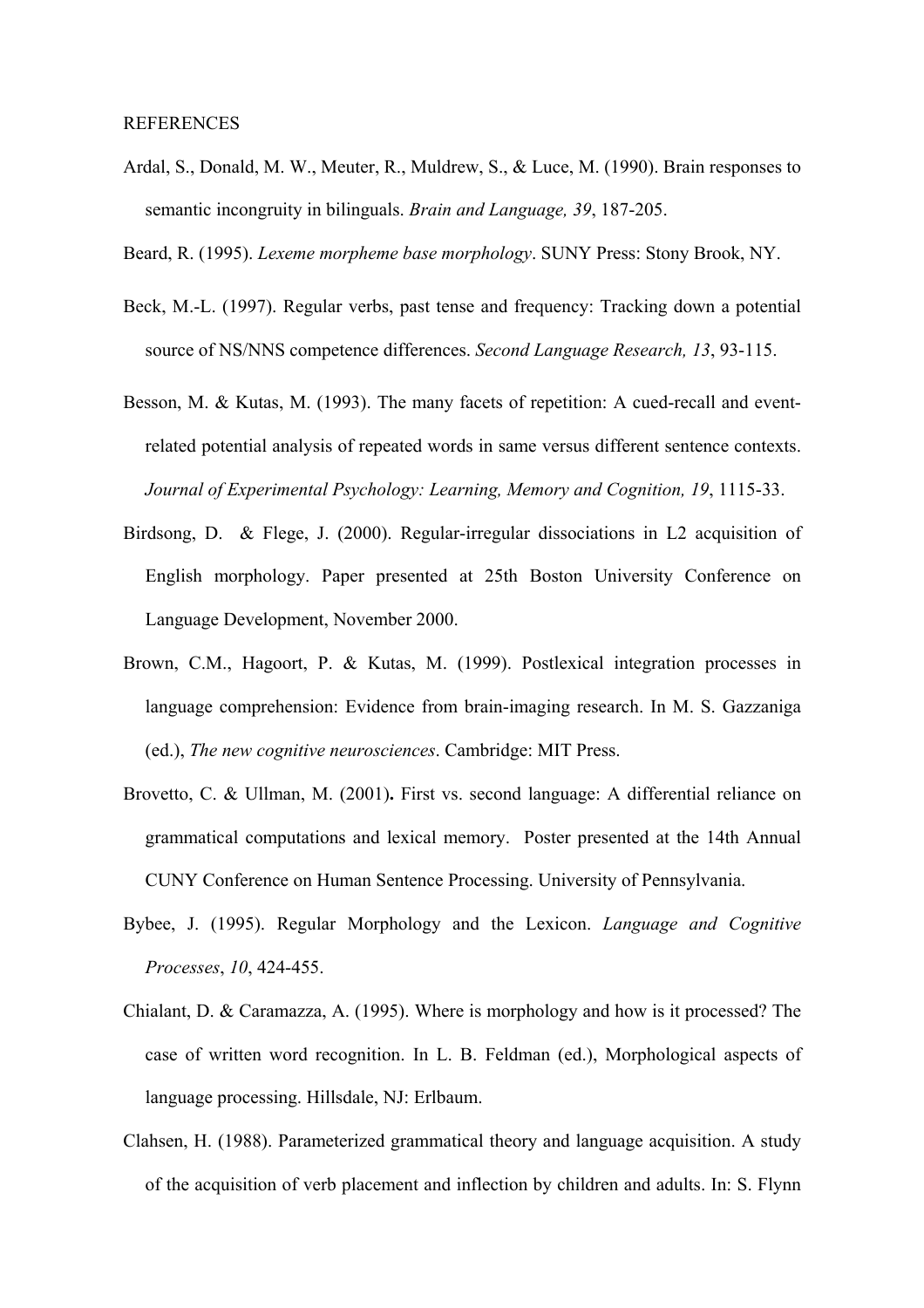REFERENCES

Ardal, S., Donald, M. W., Meuter, R., Muldrew, S., & Luce, M. (1990). Brain responses to semantic incongruity in bilinguals. *Brain and Language, 39*, 187-205.

Beard, R. (1995). *Lexeme morpheme base morphology*. SUNY Press: Stony Brook, NY.

Beck, M.-L. (1997). Regular verbs, past tense and frequency: Tracking down a potential source of NS/NNS competence differences. *Second Language Research, 13*, 93-115.

Besson, M. & Kutas, M. (1993). The many facets of repetition: A cued-recall and event-related potential analysis of repeated words in same versus different sentence contexts. *Journal of Experimental Psychology: Learning, Memory and Cognition, 19*, 1115-33.

Birdsong, D. & Flege, J. (2000). Regular-irregular dissociations in L2 acquisition of English morphology. Paper presented at 25th Boston University Conference on Language Development, November 2000.

Brown, C.M., Hagoort, P. & Kutas, M. (1999). Postlexical integration processes in language comprehension: Evidence from brain-imaging research. In M. S. Gazzaniga (ed.), *The new cognitive neurosciences*. Cambridge: MIT Press.

Brovetto, C. & Ullman, M. (2001)**.** First vs. second language: A differential reliance on grammatical computations and lexical memory. Poster presented at the 14th Annual CUNY Conference on Human Sentence Processing. University of Pennsylvania.

Bybee, J. (1995). Regular Morphology and the Lexicon. *Language and Cognitive Processes*, *10*, 424-455.

Chialant, D. & Caramazza, A. (1995). Where is morphology and how is it processed? The case of written word recognition. In L. B. Feldman (ed.), Morphological aspects of language processing. Hillsdale, NJ: Erlbaum.

Clahsen, H. (1988). Parameterized grammatical theory and language acquisition. A study of the acquisition of verb placement and inflection by children and adults. In: S. Flynn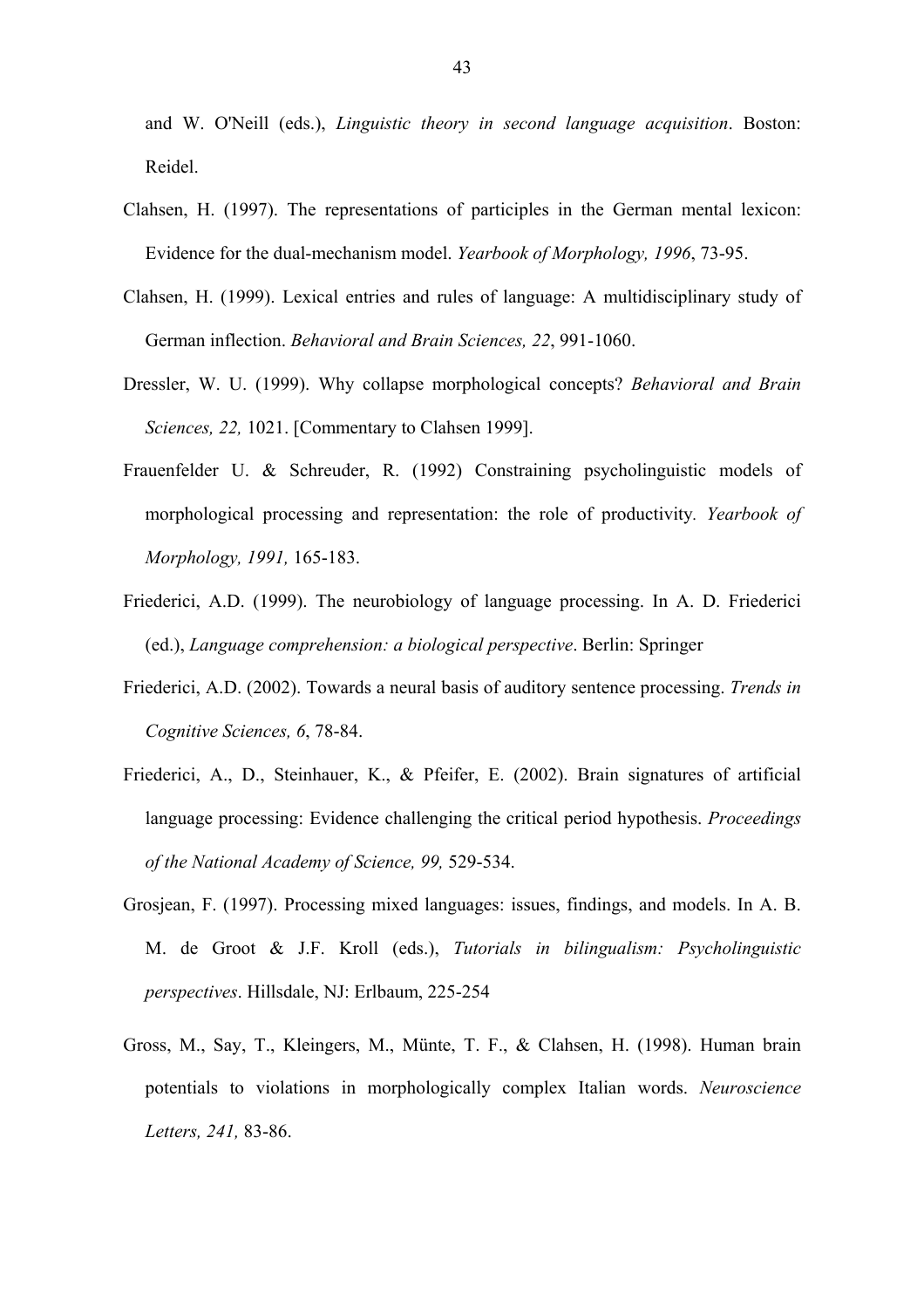and W. O'Neill (eds.), *Linguistic theory in second language acquisition*. Boston: Reidel.

Clahsen, H. (1997). The representations of participles in the German mental lexicon: Evidence for the dual-mechanism model. *Yearbook of Morphology, 1996*, 73-95.

Clahsen, H. (1999). Lexical entries and rules of language: A multidisciplinary study of German inflection. *Behavioral and Brain Sciences, 22*, 991-1060.

Dressler, W. U. (1999). Why collapse morphological concepts? *Behavioral and Brain Sciences, 22,* 1021. [Commentary to Clahsen 1999].

Frauenfelder U. & Schreuder, R. (1992) Constraining psycholinguistic models of morphological processing and representation: the role of productivity*. Yearbook of Morphology, 1991,* 165-183.

Friederici, A.D. (1999). The neurobiology of language processing. In A. D. Friederici (ed.), *Language comprehension: a biological perspective*. Berlin: Springer

Friederici, A.D. (2002). Towards a neural basis of auditory sentence processing. *Trends in Cognitive Sciences, 6*, 78-84.

Friederici, A., D., Steinhauer, K., & Pfeifer, E. (2002). Brain signatures of artificial language processing: Evidence challenging the critical period hypothesis. *Proceedings of the National Academy of Science, 99,* 529-534.

Grosjean, F. (1997). Processing mixed languages: issues, findings, and models. In A. B. M. de Groot & J.F. Kroll (eds.), *Tutorials in bilingualism: Psycholinguistic perspectives*. Hillsdale, NJ: Erlbaum, 225-254

Gross, M., Say, T., Kleingers, M., Münte, T. F., & Clahsen, H. (1998). Human brain potentials to violations in morphologically complex Italian words. *Neuroscience Letters, 241,* 83-86.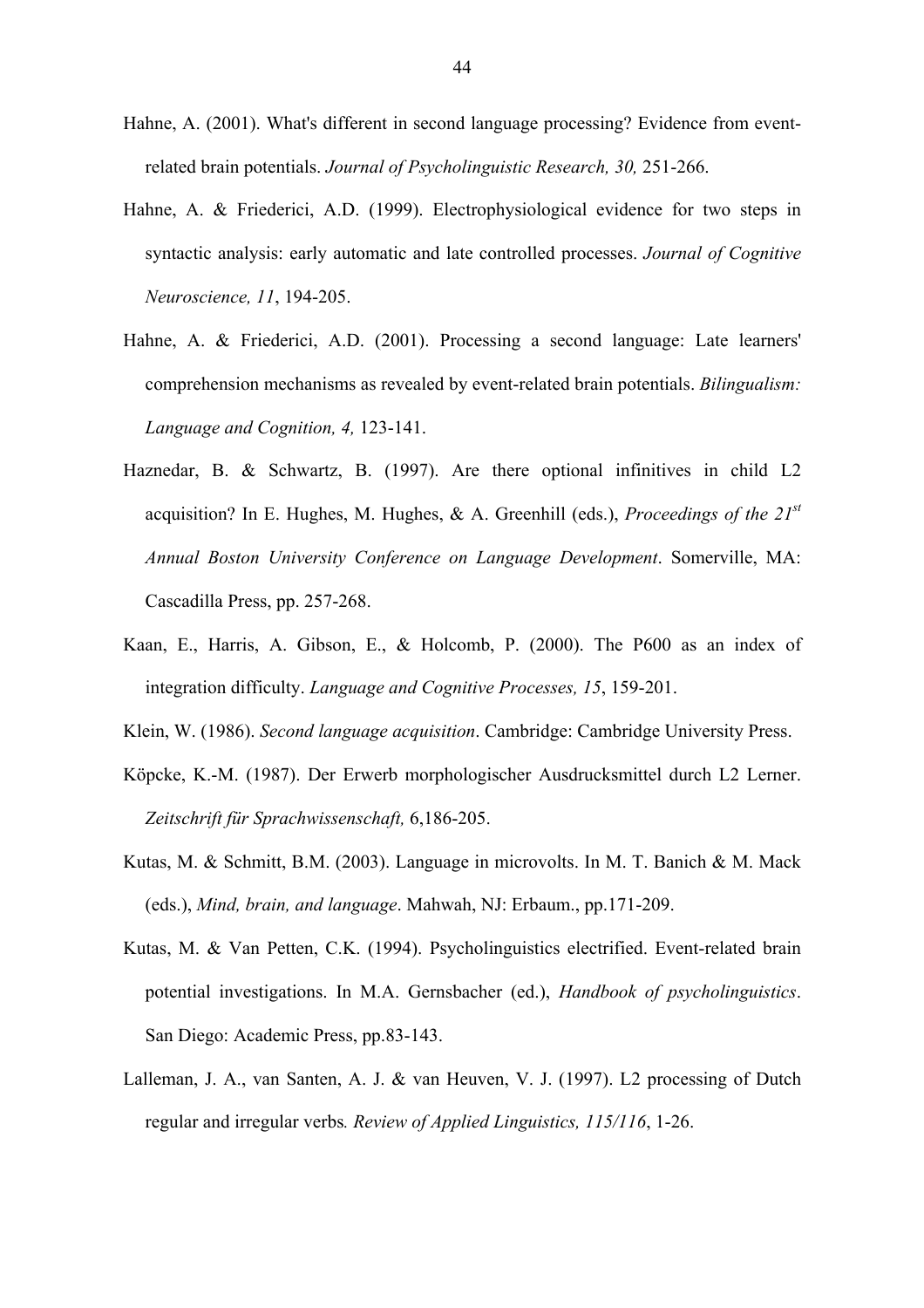Hahne, A. (2001). What's different in second language processing? Evidence from event-related brain potentials. *Journal of Psycholinguistic Research, 30,* 251-266.

Hahne, A. & Friederici, A.D. (1999). Electrophysiological evidence for two steps in syntactic analysis: early automatic and late controlled processes. *Journal of Cognitive Neuroscience, 11*, 194-205.

Hahne, A. & Friederici, A.D. (2001). Processing a second language: Late learners' comprehension mechanisms as revealed by event-related brain potentials. *Bilingualism: Language and Cognition, 4,* 123-141.

Haznedar, B. & Schwartz, B. (1997). Are there optional infinitives in child L2 acquisition? In E. Hughes, M. Hughes, & A. Greenhill (eds.), *Proceedings of the 21st Annual Boston University Conference on Language Development*. Somerville, MA: Cascadilla Press, pp. 257-268.

Kaan, E., Harris, A. Gibson, E., & Holcomb, P. (2000). The P600 as an index of integration difficulty. *Language and Cognitive Processes, 15*, 159-201.

Klein, W. (1986). *Second language acquisition*. Cambridge: Cambridge University Press.

Köpcke, K.-M. (1987). Der Erwerb morphologischer Ausdrucksmittel durch L2 Lerner. *Zeitschrift für Sprachwissenschaft,* 6,186-205.

Kutas, M. & Schmitt, B.M. (2003). Language in microvolts. In M. T. Banich & M. Mack (eds.), *Mind, brain, and language*. Mahwah, NJ: Erbaum., pp.171-209.

Kutas, M. & Van Petten, C.K. (1994). Psycholinguistics electrified. Event-related brain potential investigations. In M.A. Gernsbacher (ed.), *Handbook of psycholinguistics*. San Diego: Academic Press, pp.83-143.

Lalleman, J. A., van Santen, A. J. & van Heuven, V. J. (1997). L2 processing of Dutch regular and irregular verbs*. Review of Applied Linguistics, 115/116*, 1-26.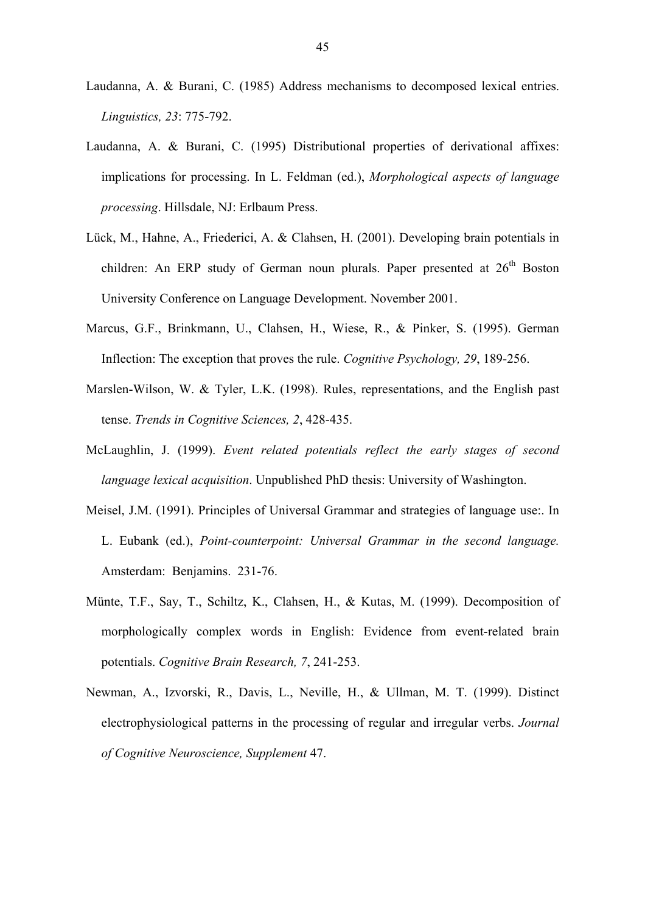Laudanna, A. & Burani, C. (1985) Address mechanisms to decomposed lexical entries. *Linguistics, 23*: 775-792.

Laudanna, A. & Burani, C. (1995) Distributional properties of derivational affixes: implications for processing. In L. Feldman (ed.), *Morphological aspects of language processing*. Hillsdale, NJ: Erlbaum Press.

Lück, M., Hahne, A., Friederici, A. & Clahsen, H. (2001). Developing brain potentials in children: An ERP study of German noun plurals. Paper presented at 26th Boston University Conference on Language Development. November 2001.

Marcus, G.F., Brinkmann, U., Clahsen, H., Wiese, R., & Pinker, S. (1995). German Inflection: The exception that proves the rule. *Cognitive Psychology, 29*, 189-256.

Marslen-Wilson, W. & Tyler, L.K. (1998). Rules, representations, and the English past tense. *Trends in Cognitive Sciences, 2*, 428-435.

McLaughlin, J. (1999). *Event related potentials reflect the early stages of second language lexical acquisition*. Unpublished PhD thesis: University of Washington.

Meisel, J.M. (1991). Principles of Universal Grammar and strategies of language use:. In L. Eubank (ed.), *Point-counterpoint: Universal Grammar in the second language.* Amsterdam: Benjamins. 231-76.

Münte, T.F., Say, T., Schiltz, K., Clahsen, H., & Kutas, M. (1999). Decomposition of morphologically complex words in English: Evidence from event-related brain potentials. *Cognitive Brain Research, 7*, 241-253.

Newman, A., Izvorski, R., Davis, L., Neville, H., & Ullman, M. T. (1999). Distinct electrophysiological patterns in the processing of regular and irregular verbs. *Journal of Cognitive Neuroscience, Supplement* 47.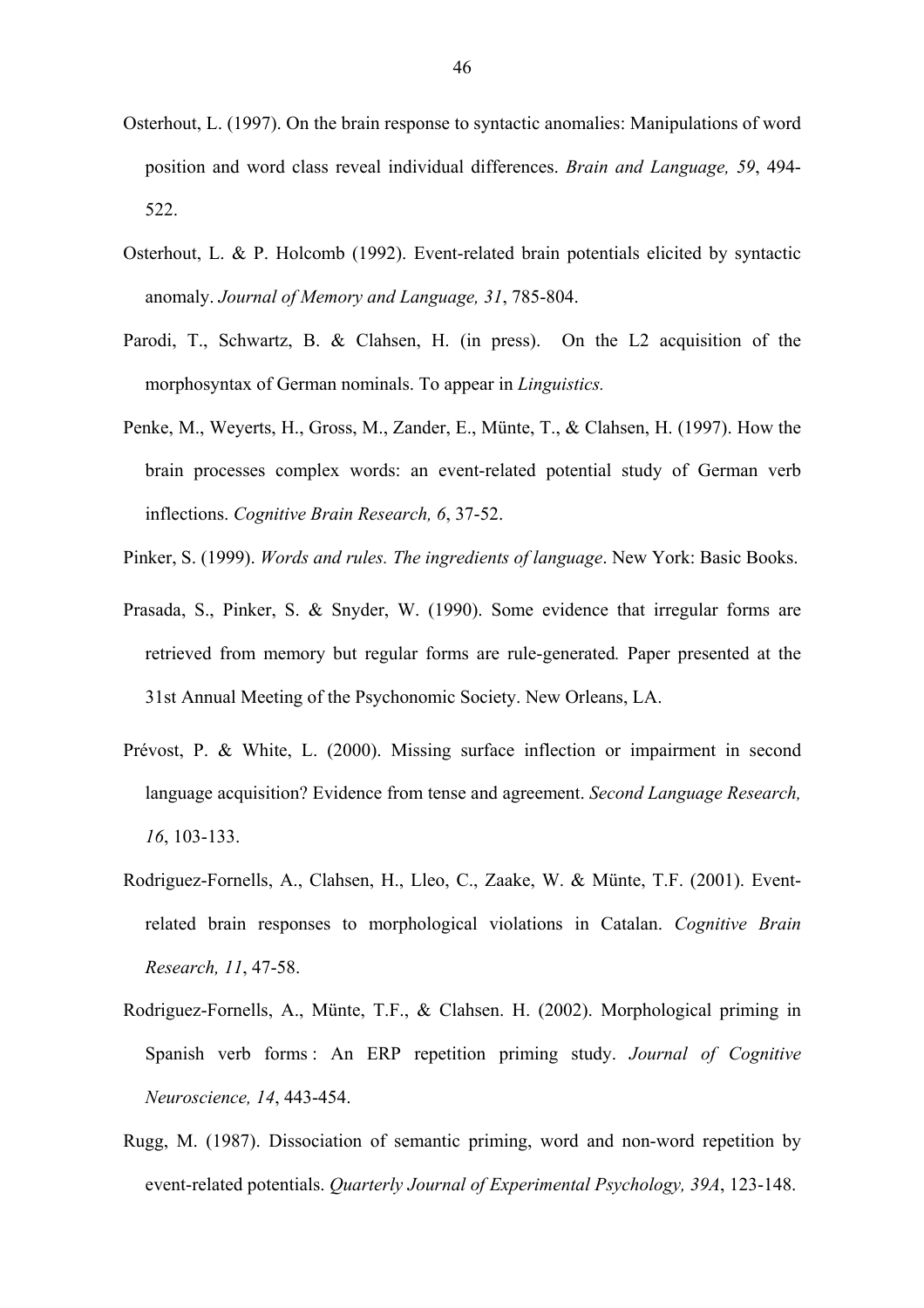Osterhout, L. (1997). On the brain response to syntactic anomalies: Manipulations of word position and word class reveal individual differences. *Brain and Language, 59*, 494-522.

Osterhout, L. & P. Holcomb (1992). Event-related brain potentials elicited by syntactic anomaly. *Journal of Memory and Language, 31*, 785-804.

Parodi, T., Schwartz, B. & Clahsen, H. (in press). On the L2 acquisition of the morphosyntax of German nominals. To appear in *Linguistics.*

Penke, M., Weyerts, H., Gross, M., Zander, E., Münte, T., & Clahsen, H. (1997). How the brain processes complex words: an event-related potential study of German verb inflections. *Cognitive Brain Research, 6*, 37-52.

Pinker, S. (1999). *Words and rules. The ingredients of language*. New York: Basic Books.

Prasada, S., Pinker, S. & Snyder, W. (1990). Some evidence that irregular forms are retrieved from memory but regular forms are rule-generated*.* Paper presented at the 31st Annual Meeting of the Psychonomic Society. New Orleans, LA.

Prévost, P. & White, L. (2000). Missing surface inflection or impairment in second language acquisition? Evidence from tense and agreement. *Second Language Research, 16*, 103-133.

Rodriguez-Fornells, A., Clahsen, H., Lleo, C., Zaake, W. & Münte, T.F. (2001). Event-related brain responses to morphological violations in Catalan. *Cognitive Brain Research, 11*, 47-58.

Rodriguez-Fornells, A., Münte, T.F., & Clahsen. H. (2002). Morphological priming in Spanish verb forms : An ERP repetition priming study. *Journal of Cognitive Neuroscience, 14*, 443-454.

Rugg, M. (1987). Dissociation of semantic priming, word and non-word repetition by event-related potentials. *Quarterly Journal of Experimental Psychology, 39A*, 123-148.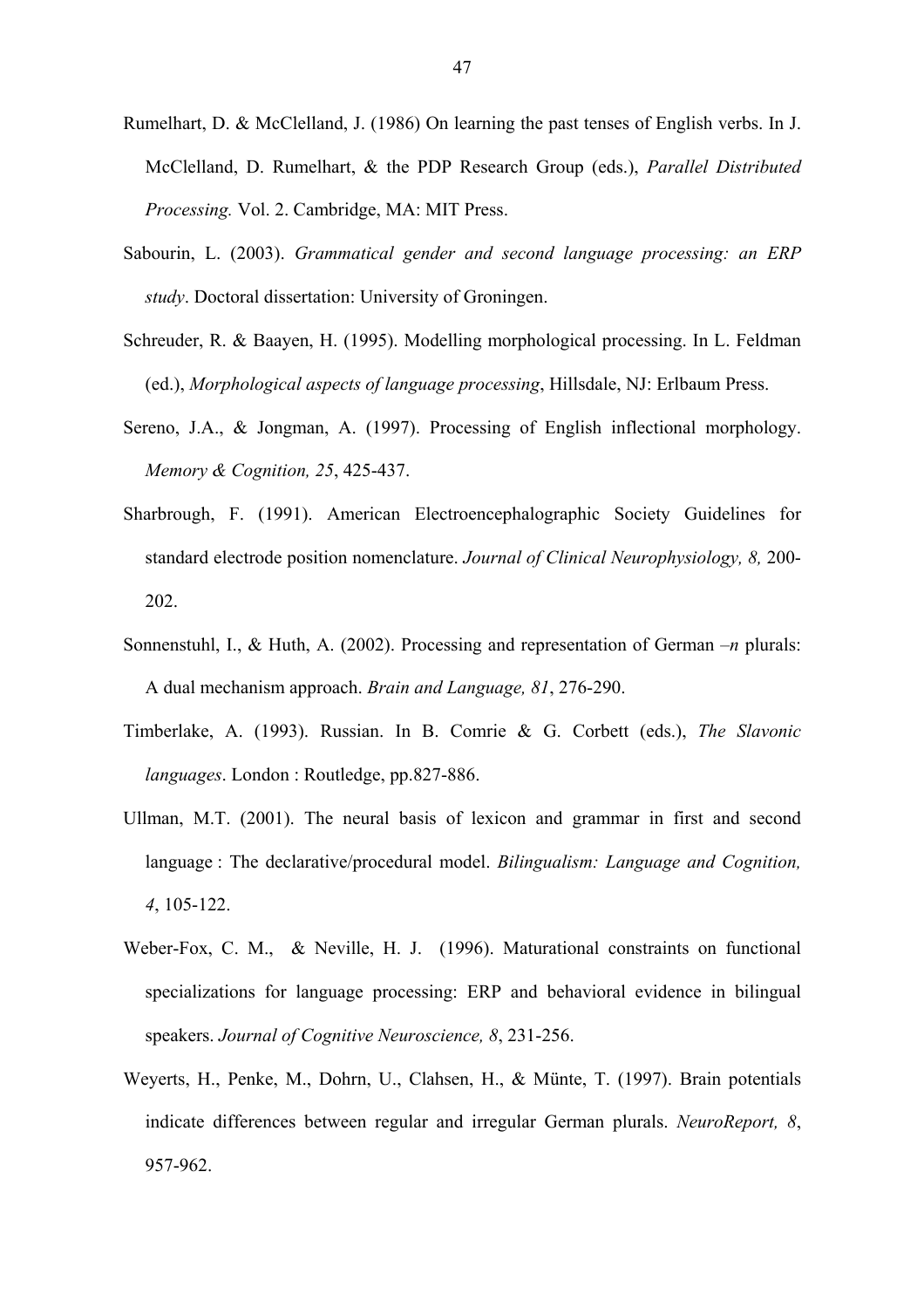Rumelhart, D. & McClelland, J. (1986) On learning the past tenses of English verbs. In J. McClelland, D. Rumelhart, & the PDP Research Group (eds.), *Parallel Distributed Processing.* Vol. 2. Cambridge, MA: MIT Press.

Sabourin, L. (2003). *Grammatical gender and second language processing: an ERP study*. Doctoral dissertation: University of Groningen.

Schreuder, R. & Baayen, H. (1995). Modelling morphological processing. In L. Feldman (ed.), *Morphological aspects of language processing*, Hillsdale, NJ: Erlbaum Press.

Sereno, J.A., & Jongman, A. (1997). Processing of English inflectional morphology. *Memory & Cognition, 25*, 425-437.

Sharbrough, F. (1991). American Electroencephalographic Society Guidelines for standard electrode position nomenclature. *Journal of Clinical Neurophysiology, 8,* 200-202.

Sonnenstuhl, I., & Huth, A. (2002). Processing and representation of German *–n* plurals: A dual mechanism approach. *Brain and Language, 81*, 276-290.

Timberlake, A. (1993). Russian. In B. Comrie & G. Corbett (eds.), *The Slavonic languages*. London : Routledge, pp.827-886.

Ullman, M.T. (2001). The neural basis of lexicon and grammar in first and second language : The declarative/procedural model. *Bilingualism: Language and Cognition, 4*, 105-122.

Weber-Fox, C. M., & Neville, H. J. (1996). Maturational constraints on functional specializations for language processing: ERP and behavioral evidence in bilingual speakers. *Journal of Cognitive Neuroscience, 8*, 231-256.

Weyerts, H., Penke, M., Dohrn, U., Clahsen, H., & Münte, T. (1997). Brain potentials indicate differences between regular and irregular German plurals. *NeuroReport, 8*, 957-962.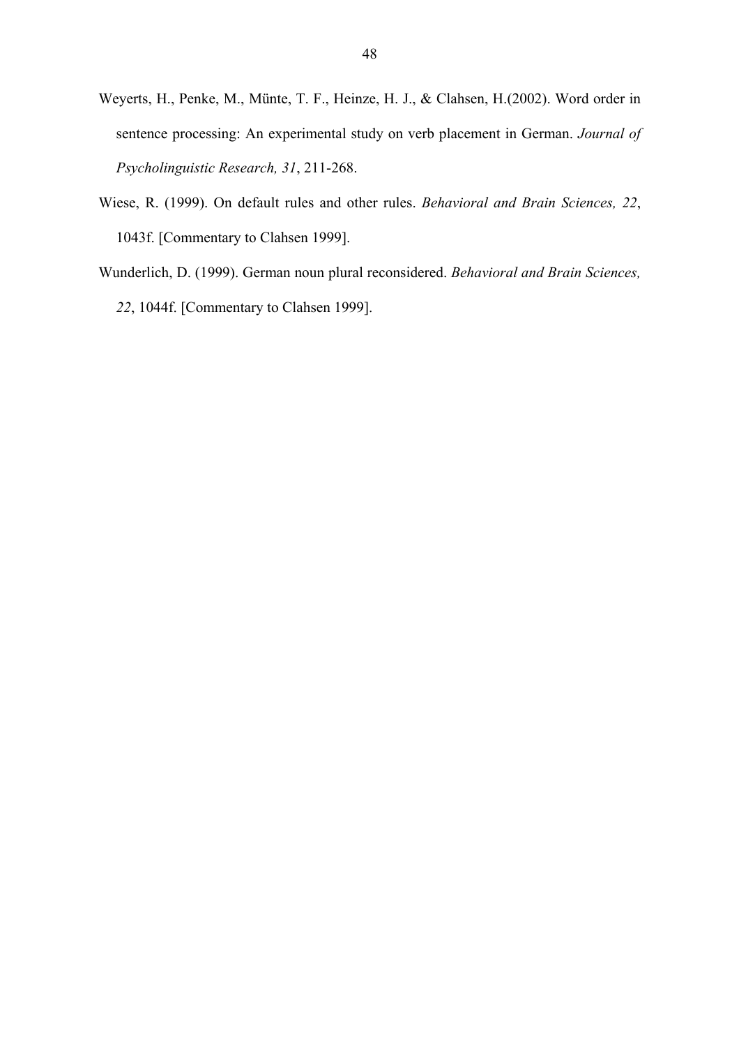Weyerts, H., Penke, M., Münte, T. F., Heinze, H. J., & Clahsen, H.(2002). Word order in sentence processing: An experimental study on verb placement in German. *Journal of Psycholinguistic Research, 31*, 211-268.

Wiese, R. (1999). On default rules and other rules. *Behavioral and Brain Sciences, 22*, 1043f. [Commentary to Clahsen 1999].

Wunderlich, D. (1999). German noun plural reconsidered. *Behavioral and Brain Sciences, 22*, 1044f. [Commentary to Clahsen 1999].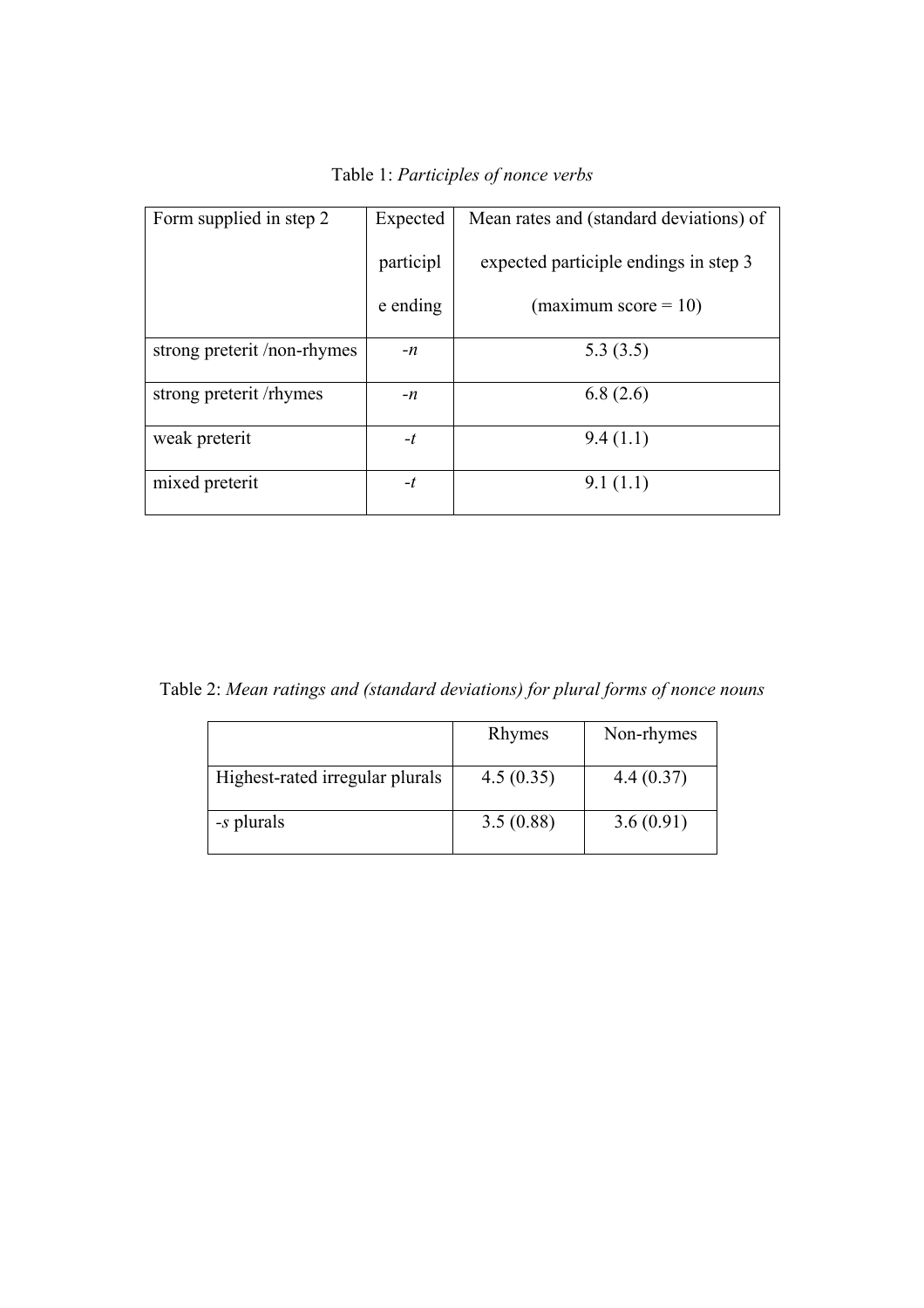Table 1: *Participles of nonce verbs*

| Form supplied in step 2 | Expected participle ending | Mean rates and (standard deviations) of expected participle endings in step 3 (maximum score = 10) |
|---|---|---|
| strong preterit /non-rhymes | -*n* | 5.3 (3.5) |
| strong preterit /rhymes | -*n* | 6.8 (2.6) |
| weak preterit | -*t* | 9.4 (1.1) |
| mixed preterit | -*t* | 9.1 (1.1) |

Table 2: *Mean ratings and (standard deviations) for plural forms of nonce nouns*

| | Rhymes | Non-rhymes |
|---|---|---|
| Highest-rated irregular plurals | 4.5 (0.35) | 4.4 (0.37) |
| -*s* plurals | 3.5 (0.88) | 3.6 (0.91) |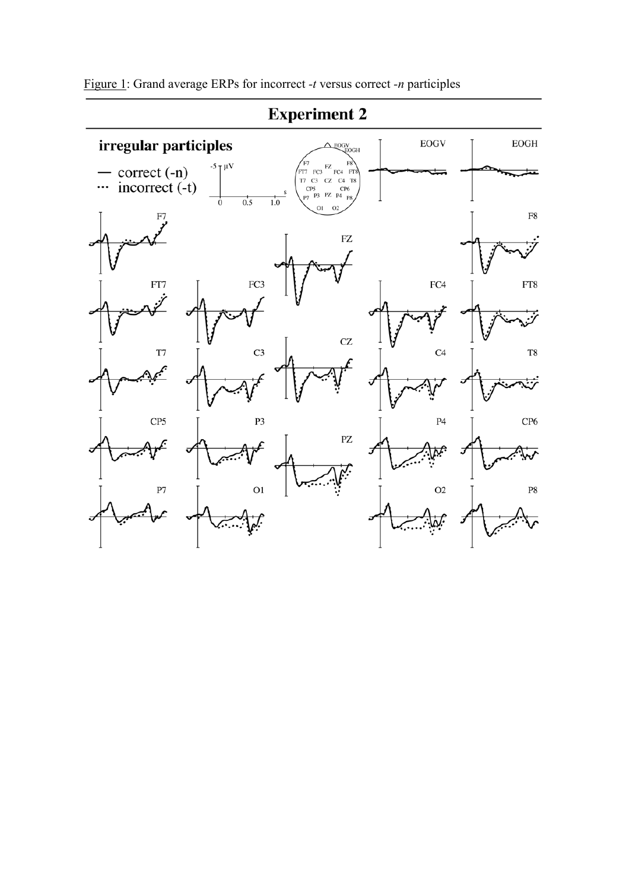Figure 1: Grand average ERPs for incorrect *-t* versus correct *-n* participles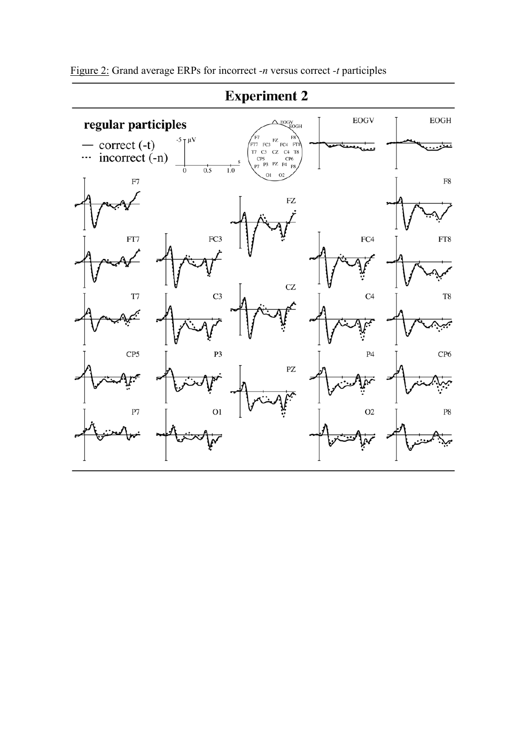Figure 2: Grand average ERPs for incorrect *-n* versus correct *-t* participles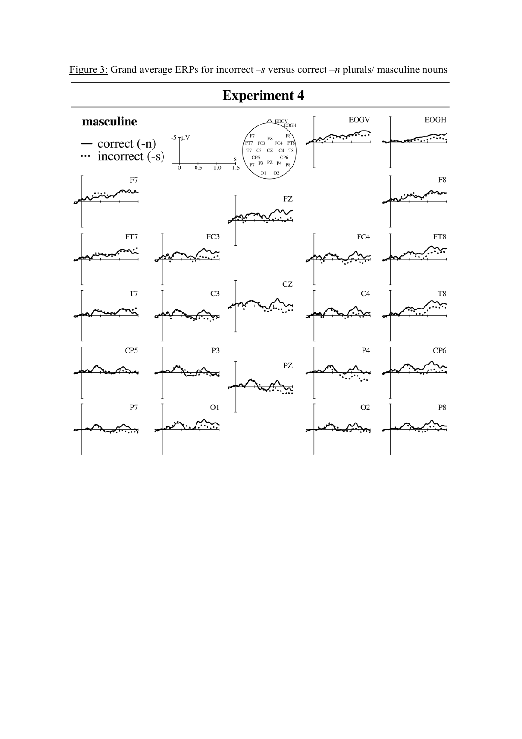Figure 3: Grand average ERPs for incorrect *–s* versus correct *–n* plurals/ masculine nouns

# Experiment 4

**masculine**

— correct (-n)
··· incorrect (-s)

-5 μV

0 0.5 1.0 1.5 s

EOGV, EOGH, F7, F8, FZ, FT7, FC3, FC4, FT8, T7, C3, CZ, C4, T8, CP5, P3, PZ, P4, CP6, P7, O1, O2, P8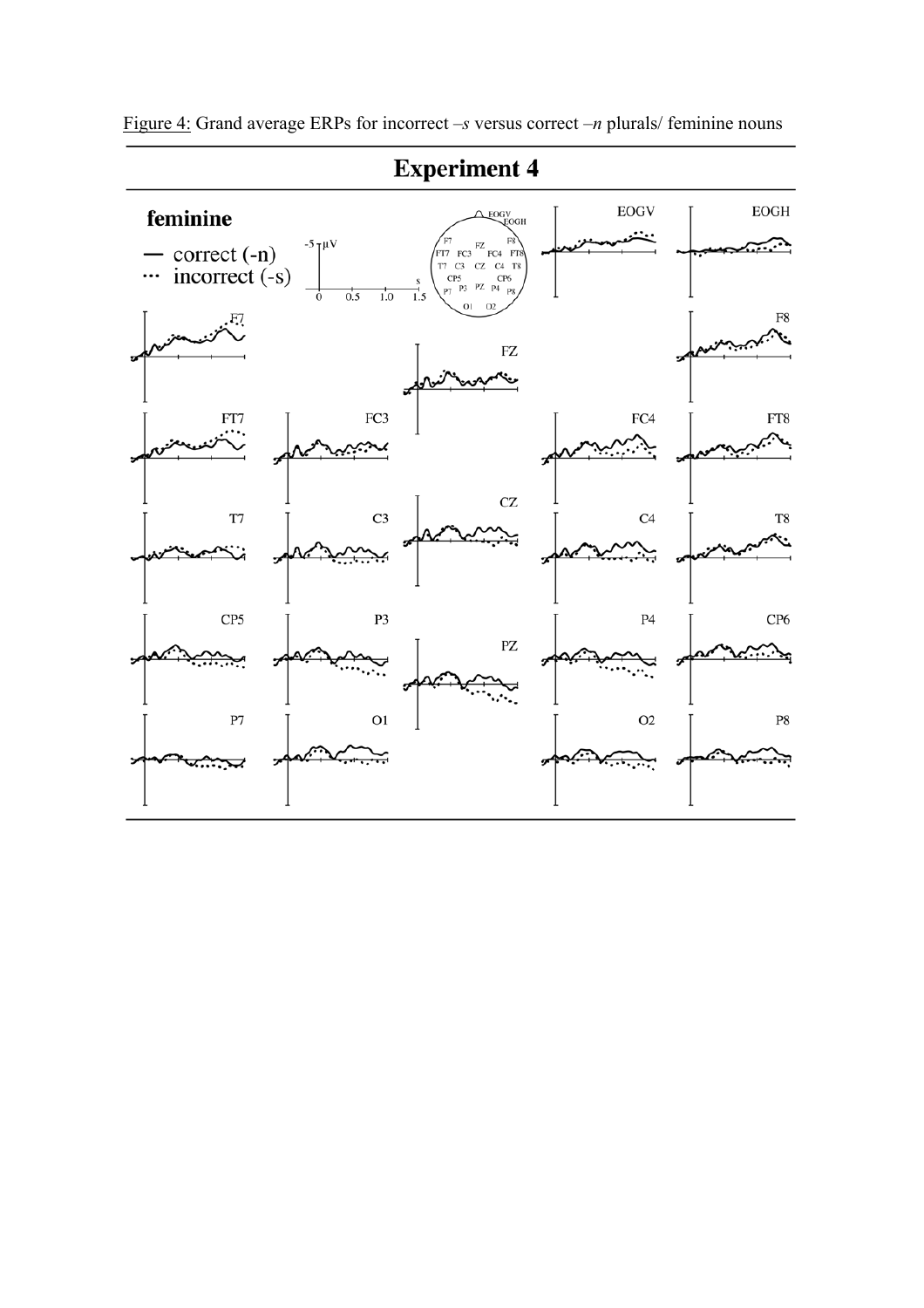Figure 4: Grand average ERPs for incorrect *–s* versus correct *–n* plurals/ feminine nouns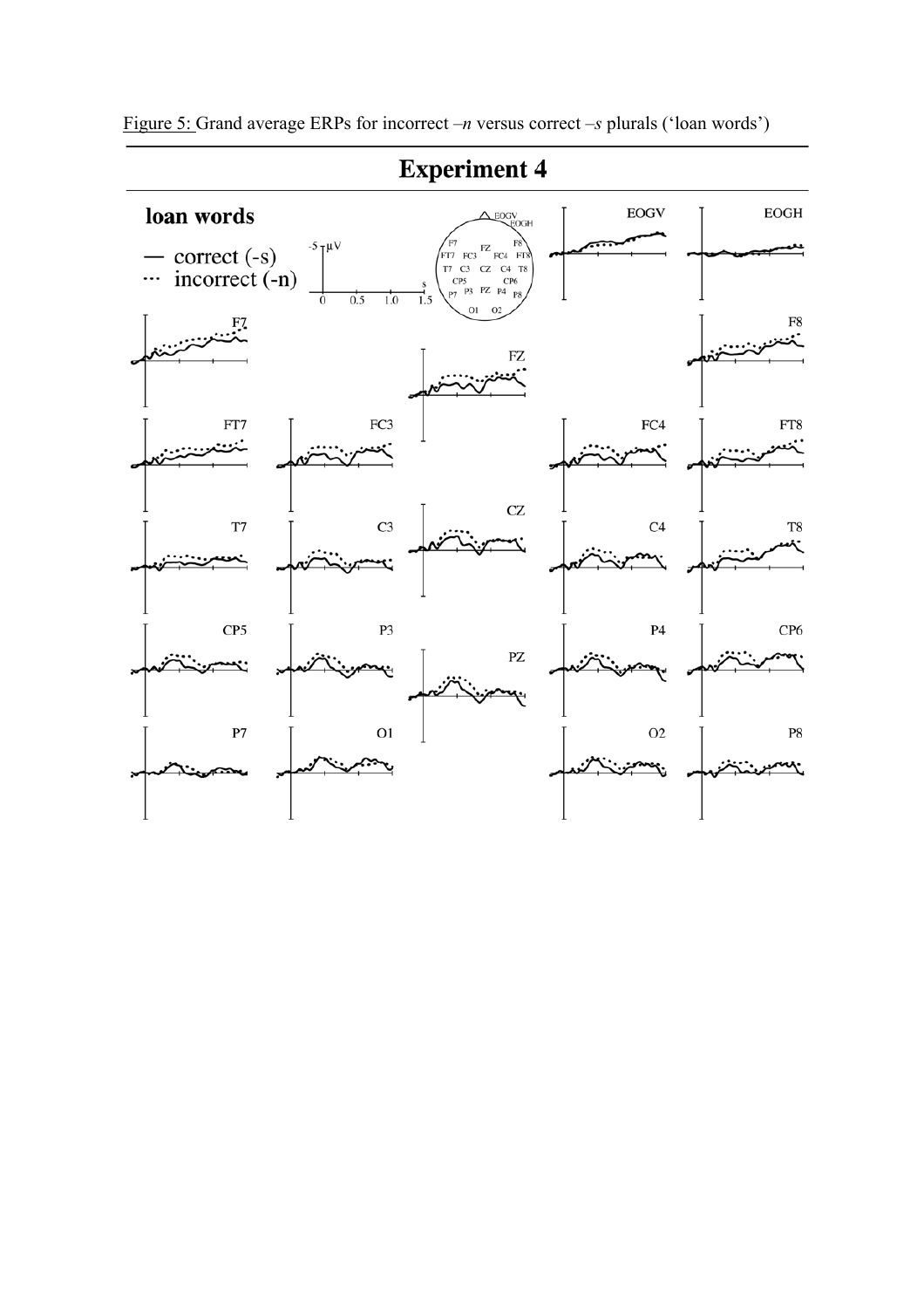Figure 5: Grand average ERPs for incorrect –*n* versus correct –*s* plurals ('loan words')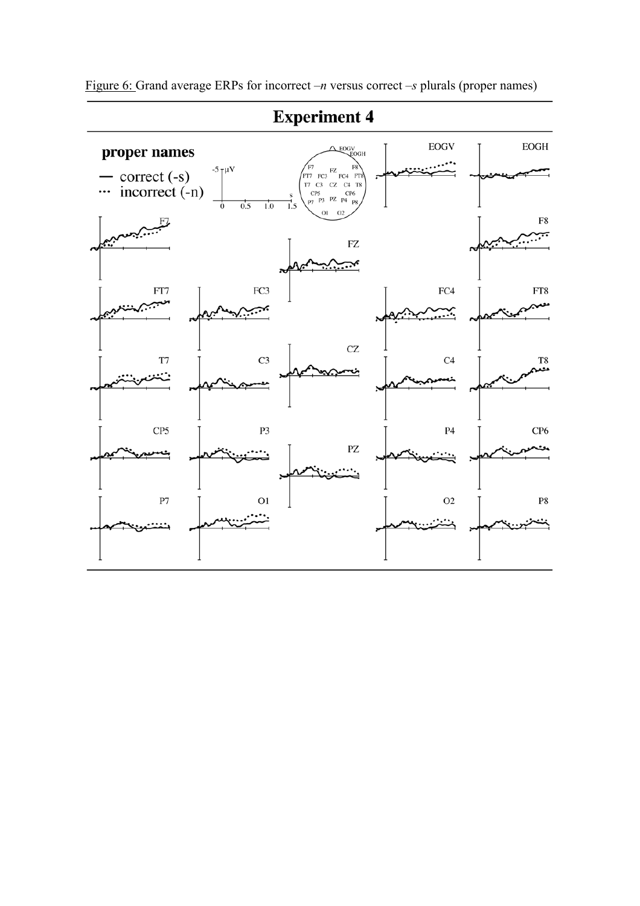Figure 6: Grand average ERPs for incorrect –*n* versus correct –*s* plurals (proper names)

**Experiment 4**

**proper names**

— correct (-s)

··· incorrect (-n)

-5 μV

0 0.5 1.0 1.5 s

EOGV EOGH F7 FZ F8 FT7 FC3 FC4 FT8 T7 C3 CZ C4 T8 CP5 CP6 P7 P3 PZ P4 P8 O1 O2